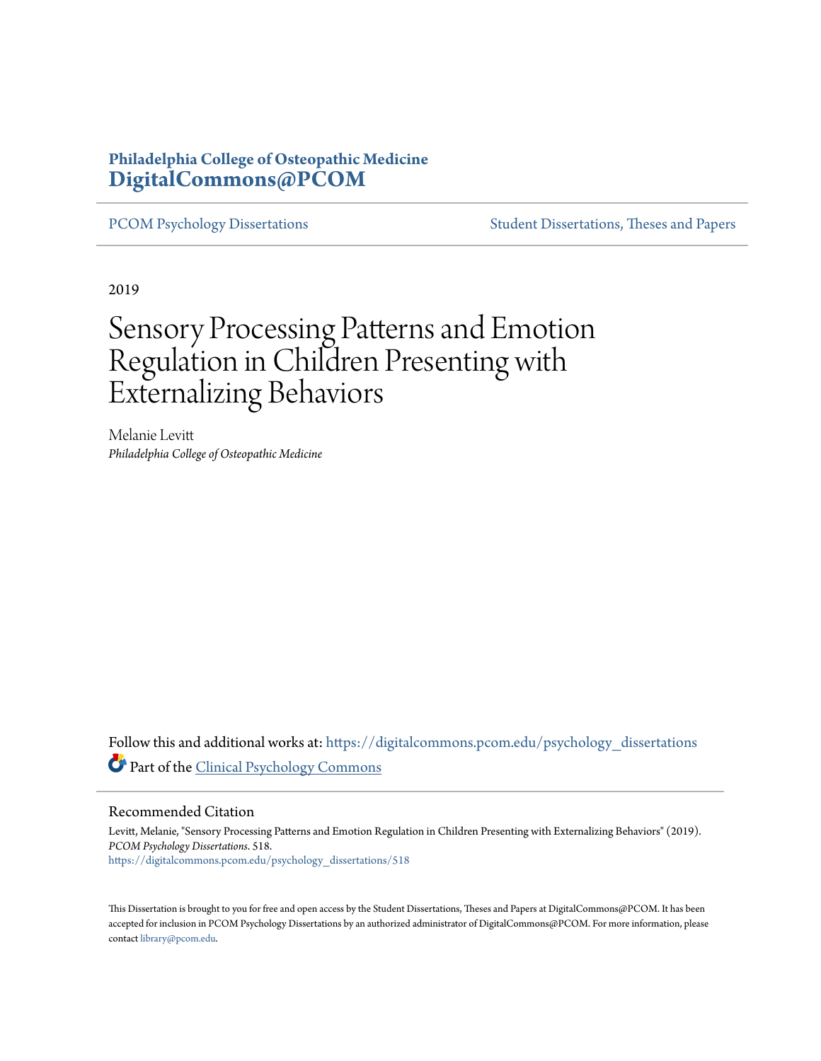Philadelphia College of Osteopathic Medicine
**DigitalCommons@PCOM**

PCOM Psychology Dissertations

Student Dissertations, Theses and Papers

2019

# Sensory Processing Patterns and Emotion Regulation in Children Presenting with Externalizing Behaviors

Melanie Levitt
*Philadelphia College of Osteopathic Medicine*

Follow this and additional works at: https://digitalcommons.pcom.edu/psychology_dissertations

Part of the Clinical Psychology Commons

## Recommended Citation

Levitt, Melanie, "Sensory Processing Patterns and Emotion Regulation in Children Presenting with Externalizing Behaviors" (2019). *PCOM Psychology Dissertations*. 518.
https://digitalcommons.pcom.edu/psychology_dissertations/518

This Dissertation is brought to you for free and open access by the Student Dissertations, Theses and Papers at DigitalCommons@PCOM. It has been accepted for inclusion in PCOM Psychology Dissertations by an authorized administrator of DigitalCommons@PCOM. For more information, please contact library@pcom.edu.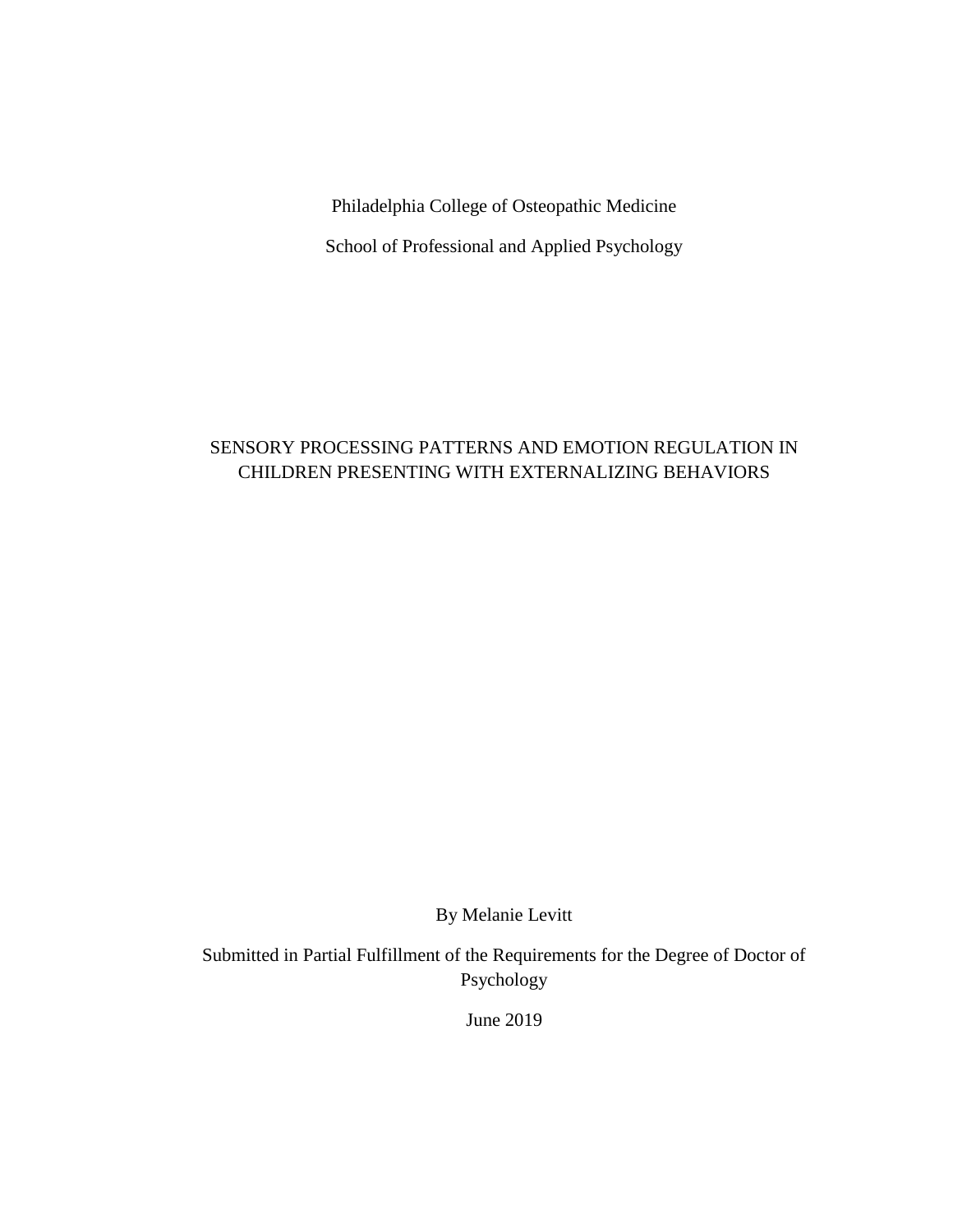Philadelphia College of Osteopathic Medicine

School of Professional and Applied Psychology

# SENSORY PROCESSING PATTERNS AND EMOTION REGULATION IN CHILDREN PRESENTING WITH EXTERNALIZING BEHAVIORS

By Melanie Levitt

Submitted in Partial Fulfillment of the Requirements for the Degree of Doctor of Psychology

June 2019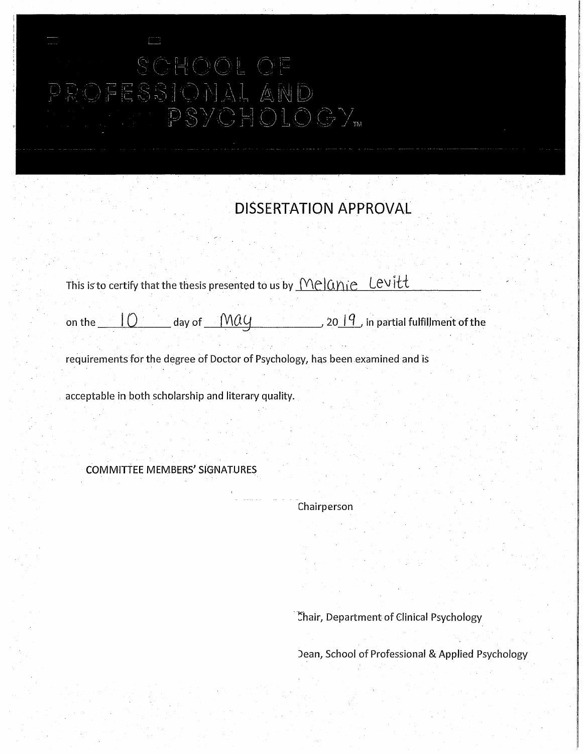SCHOOL OF PROFESSIONAL AND PSYCHOLOGY™

# DISSERTATION APPROVAL

This is to certify that the thesis presented to us by Melanie Levitt

on the 10 day of May, 2019, in partial fulfillment of the

requirements for the degree of Doctor of Psychology, has been examined and is

acceptable in both scholarship and literary quality.

COMMITTEE MEMBERS' SIGNATURES

Chairperson

Chair, Department of Clinical Psychology

Dean, School of Professional & Applied Psychology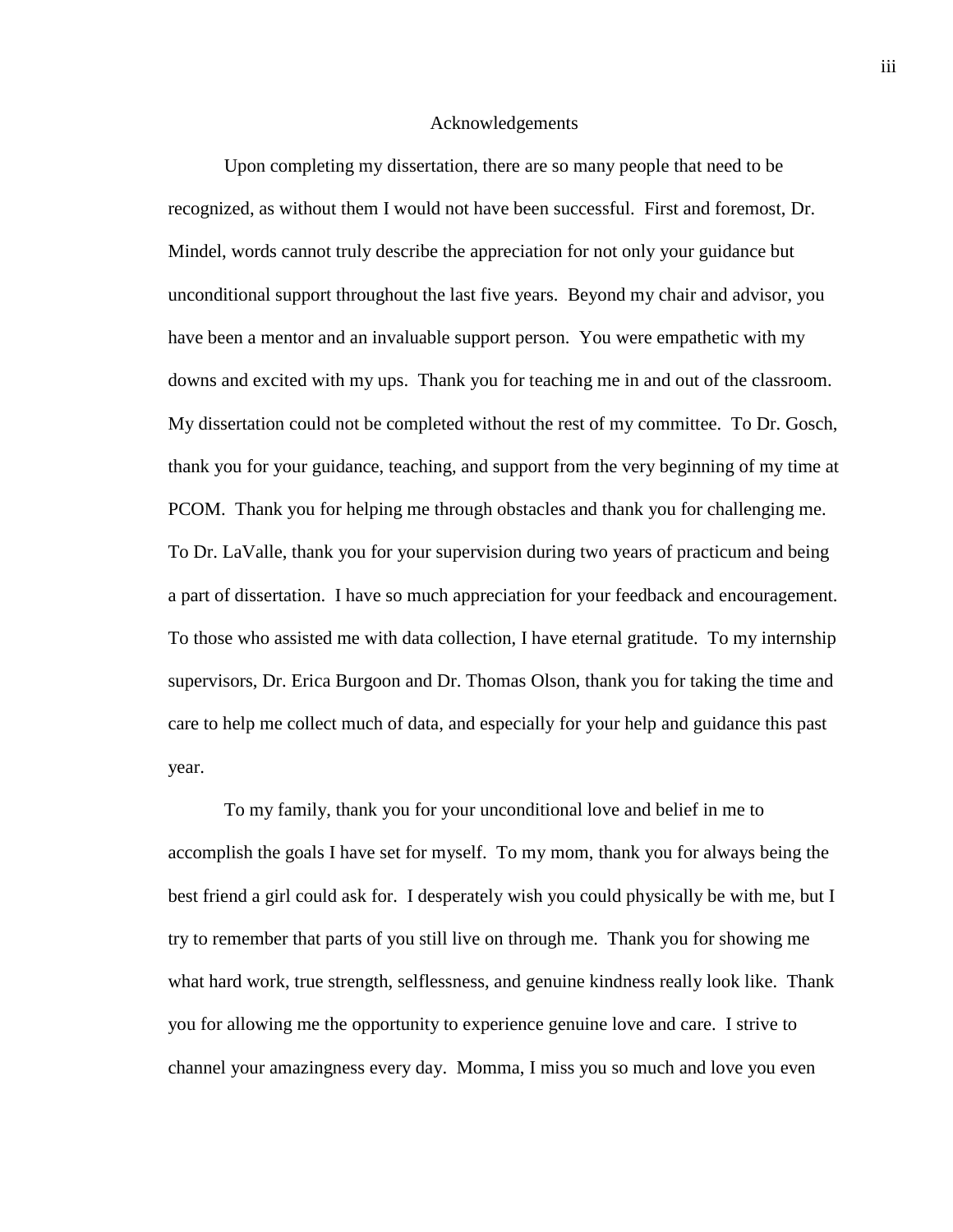# Acknowledgements

Upon completing my dissertation, there are so many people that need to be recognized, as without them I would not have been successful. First and foremost, Dr. Mindel, words cannot truly describe the appreciation for not only your guidance but unconditional support throughout the last five years. Beyond my chair and advisor, you have been a mentor and an invaluable support person. You were empathetic with my downs and excited with my ups. Thank you for teaching me in and out of the classroom. My dissertation could not be completed without the rest of my committee. To Dr. Gosch, thank you for your guidance, teaching, and support from the very beginning of my time at PCOM. Thank you for helping me through obstacles and thank you for challenging me. To Dr. LaValle, thank you for your supervision during two years of practicum and being a part of dissertation. I have so much appreciation for your feedback and encouragement. To those who assisted me with data collection, I have eternal gratitude. To my internship supervisors, Dr. Erica Burgoon and Dr. Thomas Olson, thank you for taking the time and care to help me collect much of data, and especially for your help and guidance this past year.

To my family, thank you for your unconditional love and belief in me to accomplish the goals I have set for myself. To my mom, thank you for always being the best friend a girl could ask for. I desperately wish you could physically be with me, but I try to remember that parts of you still live on through me. Thank you for showing me what hard work, true strength, selflessness, and genuine kindness really look like. Thank you for allowing me the opportunity to experience genuine love and care. I strive to channel your amazingness every day. Momma, I miss you so much and love you even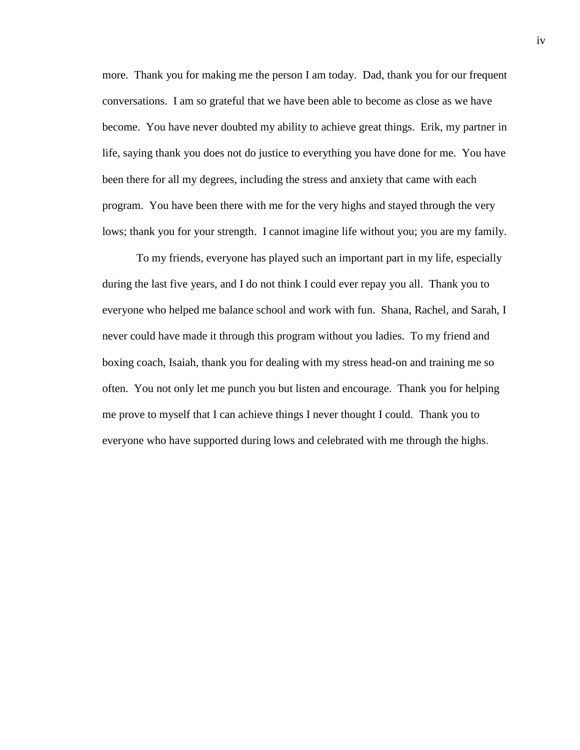more. Thank you for making me the person I am today. Dad, thank you for our frequent conversations. I am so grateful that we have been able to become as close as we have become. You have never doubted my ability to achieve great things. Erik, my partner in life, saying thank you does not do justice to everything you have done for me. You have been there for all my degrees, including the stress and anxiety that came with each program. You have been there with me for the very highs and stayed through the very lows; thank you for your strength. I cannot imagine life without you; you are my family.

To my friends, everyone has played such an important part in my life, especially during the last five years, and I do not think I could ever repay you all. Thank you to everyone who helped me balance school and work with fun. Shana, Rachel, and Sarah, I never could have made it through this program without you ladies. To my friend and boxing coach, Isaiah, thank you for dealing with my stress head-on and training me so often. You not only let me punch you but listen and encourage. Thank you for helping me prove to myself that I can achieve things I never thought I could. Thank you to everyone who have supported during lows and celebrated with me through the highs.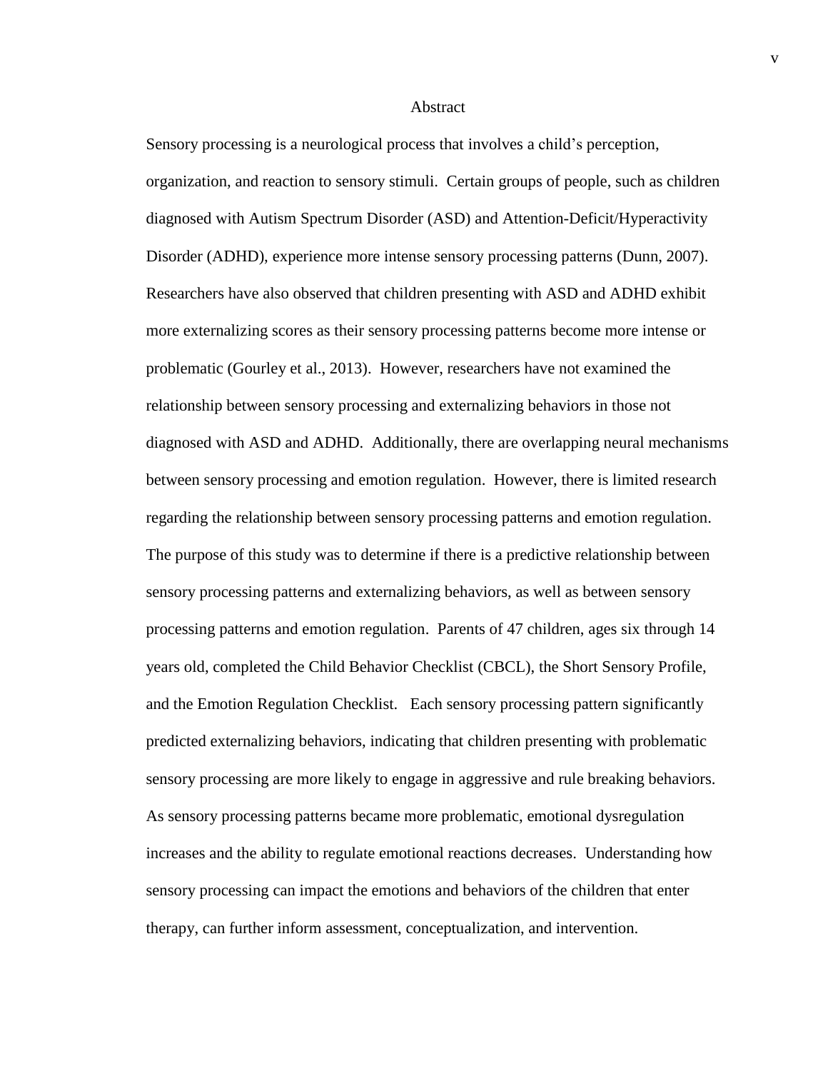# Abstract

Sensory processing is a neurological process that involves a child's perception, organization, and reaction to sensory stimuli. Certain groups of people, such as children diagnosed with Autism Spectrum Disorder (ASD) and Attention-Deficit/Hyperactivity Disorder (ADHD), experience more intense sensory processing patterns (Dunn, 2007). Researchers have also observed that children presenting with ASD and ADHD exhibit more externalizing scores as their sensory processing patterns become more intense or problematic (Gourley et al., 2013). However, researchers have not examined the relationship between sensory processing and externalizing behaviors in those not diagnosed with ASD and ADHD. Additionally, there are overlapping neural mechanisms between sensory processing and emotion regulation. However, there is limited research regarding the relationship between sensory processing patterns and emotion regulation. The purpose of this study was to determine if there is a predictive relationship between sensory processing patterns and externalizing behaviors, as well as between sensory processing patterns and emotion regulation. Parents of 47 children, ages six through 14 years old, completed the Child Behavior Checklist (CBCL), the Short Sensory Profile, and the Emotion Regulation Checklist. Each sensory processing pattern significantly predicted externalizing behaviors, indicating that children presenting with problematic sensory processing are more likely to engage in aggressive and rule breaking behaviors. As sensory processing patterns became more problematic, emotional dysregulation increases and the ability to regulate emotional reactions decreases. Understanding how sensory processing can impact the emotions and behaviors of the children that enter therapy, can further inform assessment, conceptualization, and intervention.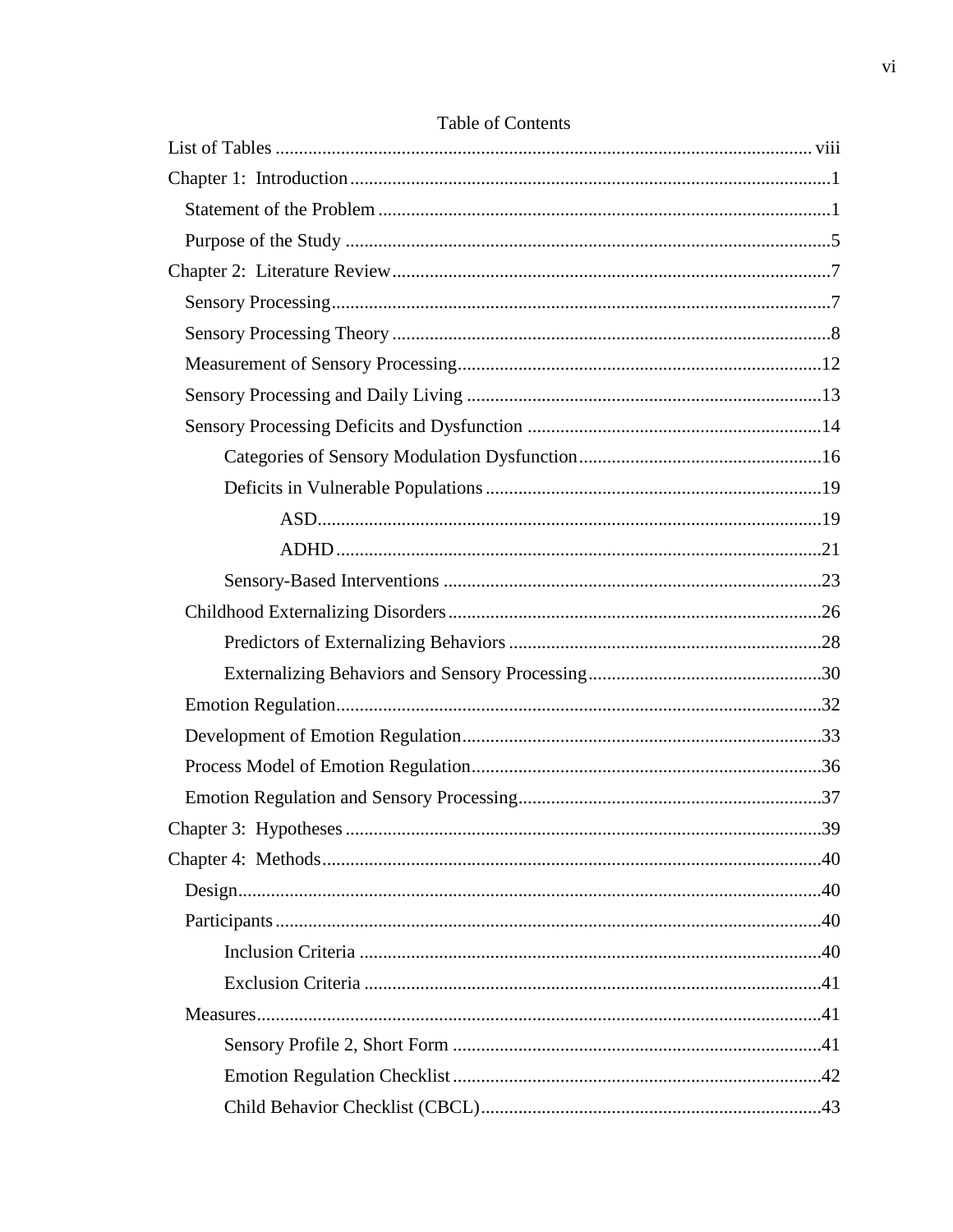# Table of Contents

List of Tables .......... viii

Chapter 1: Introduction .......... 1

- Statement of the Problem .......... 1
- Purpose of the Study .......... 5

Chapter 2: Literature Review .......... 7

- Sensory Processing .......... 7
- Sensory Processing Theory .......... 8
- Measurement of Sensory Processing .......... 12
- Sensory Processing and Daily Living .......... 13
- Sensory Processing Deficits and Dysfunction .......... 14
  - Categories of Sensory Modulation Dysfunction .......... 16
  - Deficits in Vulnerable Populations .......... 19
    - ASD .......... 19
    - ADHD .......... 21
  - Sensory-Based Interventions .......... 23
- Childhood Externalizing Disorders .......... 26
  - Predictors of Externalizing Behaviors .......... 28
  - Externalizing Behaviors and Sensory Processing .......... 30
- Emotion Regulation .......... 32
- Development of Emotion Regulation .......... 33
- Process Model of Emotion Regulation .......... 36
- Emotion Regulation and Sensory Processing .......... 37

Chapter 3: Hypotheses .......... 39

Chapter 4: Methods .......... 40

- Design .......... 40
- Participants .......... 40
  - Inclusion Criteria .......... 40
  - Exclusion Criteria .......... 41
- Measures .......... 41
  - Sensory Profile 2, Short Form .......... 41
  - Emotion Regulation Checklist .......... 42
  - Child Behavior Checklist (CBCL) .......... 43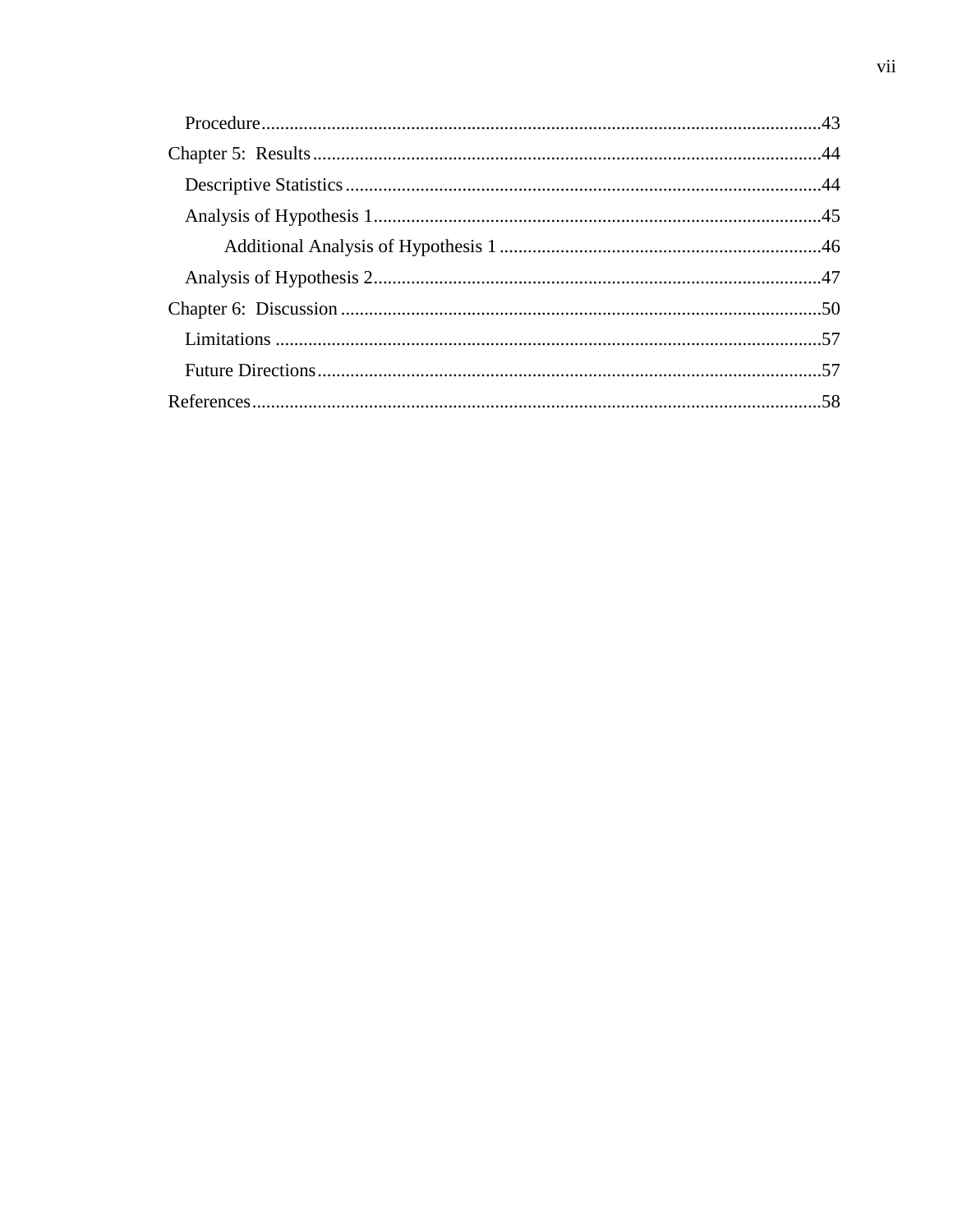Procedure....................................................................................................................43

Chapter 5: Results..........................................................................................................44

Descriptive Statistics......................................................................................................44

Analysis of Hypothesis 1................................................................................................45

Additional Analysis of Hypothesis 1......................................................................46

Analysis of Hypothesis 2................................................................................................47

Chapter 6: Discussion......................................................................................................50

Limitations.....................................................................................................................57

Future Directions............................................................................................................57

References........................................................................................................................58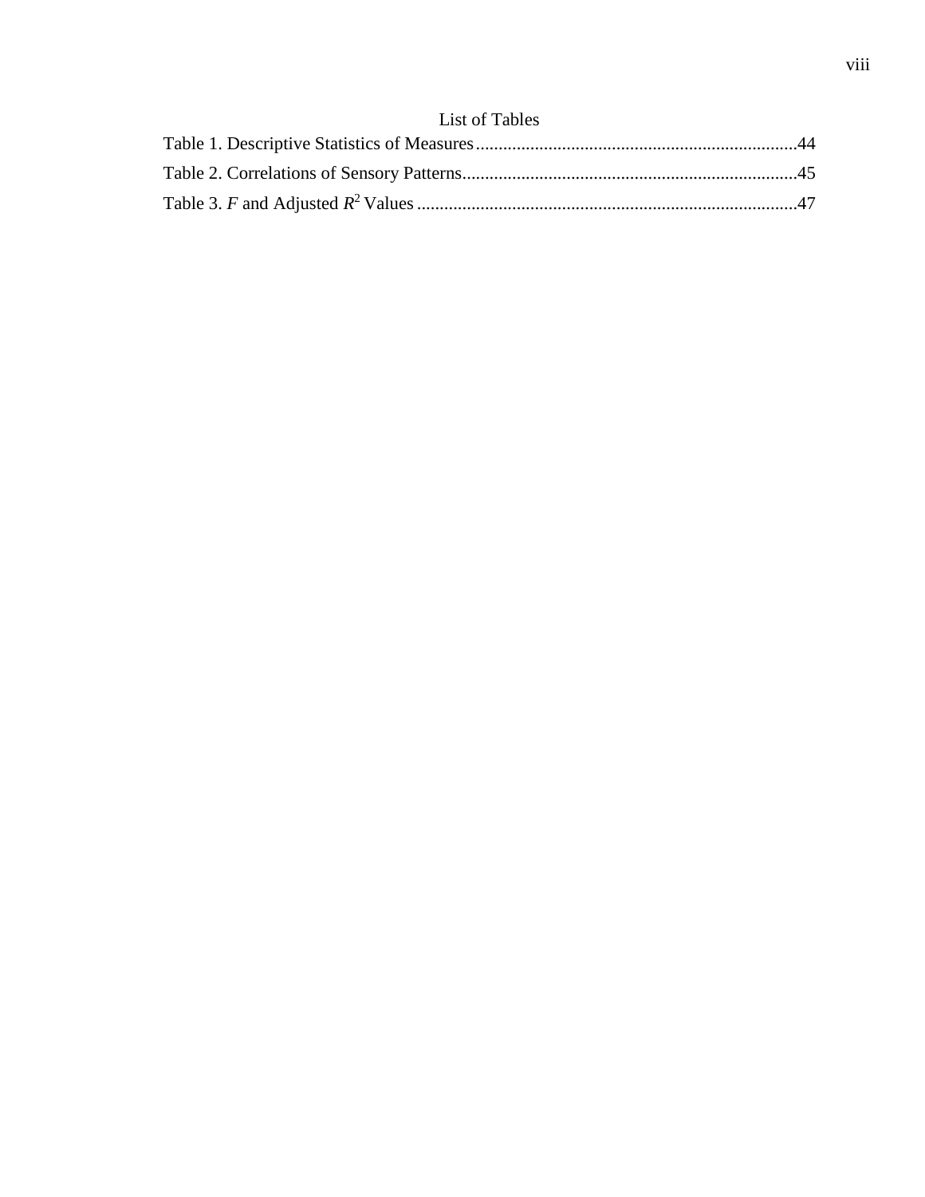# List of Tables

Table 1. Descriptive Statistics of Measures......................................................................44

Table 2. Correlations of Sensory Patterns.........................................................................45

Table 3. $F$ and Adjusted $R^2$ Values ..................................................................................47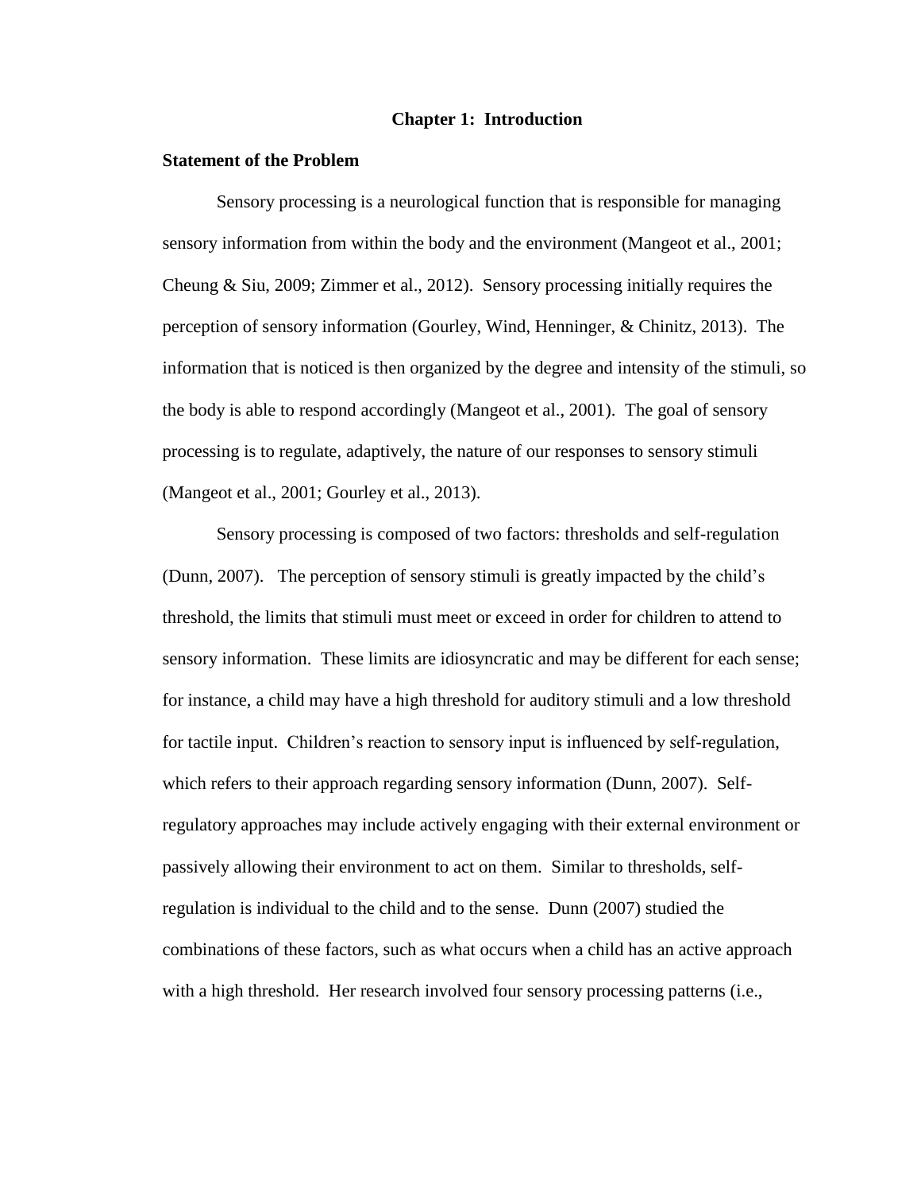# Chapter 1: Introduction

## Statement of the Problem

Sensory processing is a neurological function that is responsible for managing sensory information from within the body and the environment (Mangeot et al., 2001; Cheung & Siu, 2009; Zimmer et al., 2012). Sensory processing initially requires the perception of sensory information (Gourley, Wind, Henninger, & Chinitz, 2013). The information that is noticed is then organized by the degree and intensity of the stimuli, so the body is able to respond accordingly (Mangeot et al., 2001). The goal of sensory processing is to regulate, adaptively, the nature of our responses to sensory stimuli (Mangeot et al., 2001; Gourley et al., 2013).

Sensory processing is composed of two factors: thresholds and self-regulation (Dunn, 2007). The perception of sensory stimuli is greatly impacted by the child's threshold, the limits that stimuli must meet or exceed in order for children to attend to sensory information. These limits are idiosyncratic and may be different for each sense; for instance, a child may have a high threshold for auditory stimuli and a low threshold for tactile input. Children's reaction to sensory input is influenced by self-regulation, which refers to their approach regarding sensory information (Dunn, 2007). Self-regulatory approaches may include actively engaging with their external environment or passively allowing their environment to act on them. Similar to thresholds, self-regulation is individual to the child and to the sense. Dunn (2007) studied the combinations of these factors, such as what occurs when a child has an active approach with a high threshold. Her research involved four sensory processing patterns (i.e.,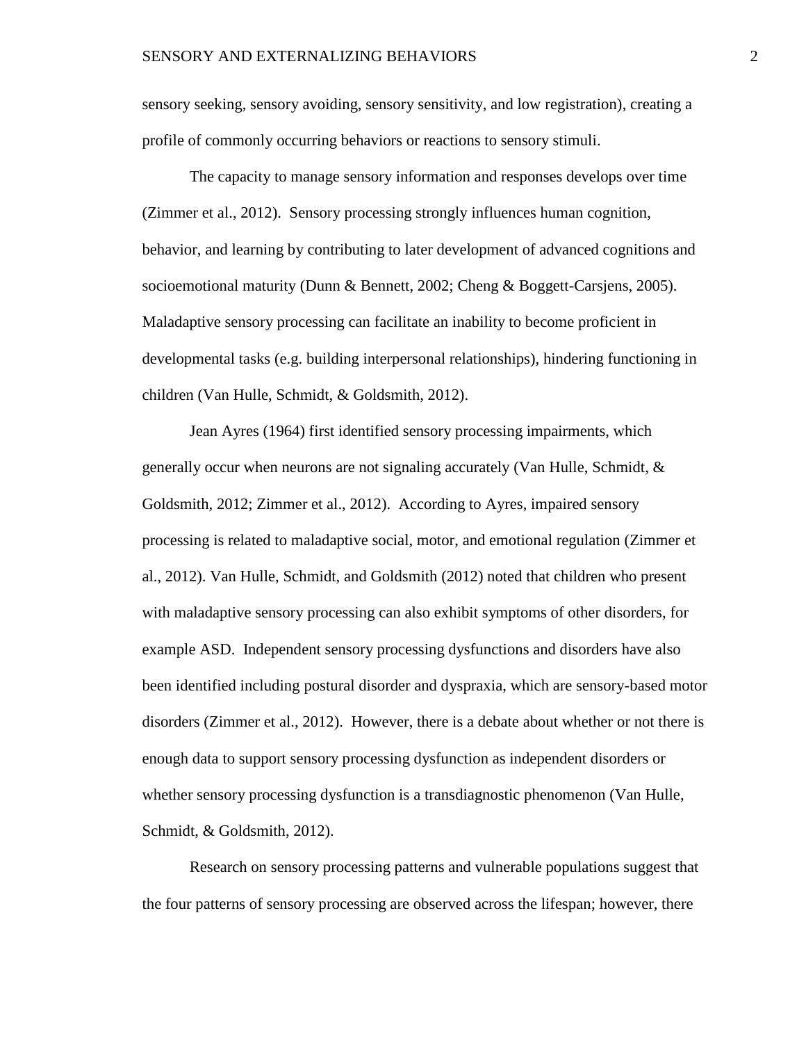sensory seeking, sensory avoiding, sensory sensitivity, and low registration), creating a profile of commonly occurring behaviors or reactions to sensory stimuli.

The capacity to manage sensory information and responses develops over time (Zimmer et al., 2012). Sensory processing strongly influences human cognition, behavior, and learning by contributing to later development of advanced cognitions and socioemotional maturity (Dunn & Bennett, 2002; Cheng & Boggett-Carsjens, 2005). Maladaptive sensory processing can facilitate an inability to become proficient in developmental tasks (e.g. building interpersonal relationships), hindering functioning in children (Van Hulle, Schmidt, & Goldsmith, 2012).

Jean Ayres (1964) first identified sensory processing impairments, which generally occur when neurons are not signaling accurately (Van Hulle, Schmidt, & Goldsmith, 2012; Zimmer et al., 2012). According to Ayres, impaired sensory processing is related to maladaptive social, motor, and emotional regulation (Zimmer et al., 2012). Van Hulle, Schmidt, and Goldsmith (2012) noted that children who present with maladaptive sensory processing can also exhibit symptoms of other disorders, for example ASD. Independent sensory processing dysfunctions and disorders have also been identified including postural disorder and dyspraxia, which are sensory-based motor disorders (Zimmer et al., 2012). However, there is a debate about whether or not there is enough data to support sensory processing dysfunction as independent disorders or whether sensory processing dysfunction is a transdiagnostic phenomenon (Van Hulle, Schmidt, & Goldsmith, 2012).

Research on sensory processing patterns and vulnerable populations suggest that the four patterns of sensory processing are observed across the lifespan; however, there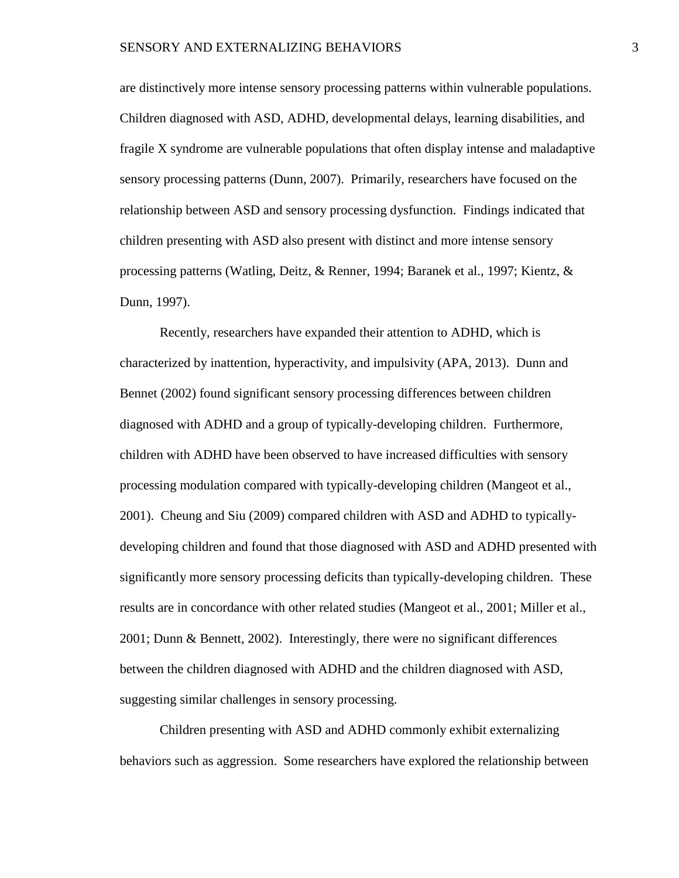are distinctively more intense sensory processing patterns within vulnerable populations. Children diagnosed with ASD, ADHD, developmental delays, learning disabilities, and fragile X syndrome are vulnerable populations that often display intense and maladaptive sensory processing patterns (Dunn, 2007). Primarily, researchers have focused on the relationship between ASD and sensory processing dysfunction. Findings indicated that children presenting with ASD also present with distinct and more intense sensory processing patterns (Watling, Deitz, & Renner, 1994; Baranek et al., 1997; Kientz, & Dunn, 1997).

Recently, researchers have expanded their attention to ADHD, which is characterized by inattention, hyperactivity, and impulsivity (APA, 2013). Dunn and Bennet (2002) found significant sensory processing differences between children diagnosed with ADHD and a group of typically-developing children. Furthermore, children with ADHD have been observed to have increased difficulties with sensory processing modulation compared with typically-developing children (Mangeot et al., 2001). Cheung and Siu (2009) compared children with ASD and ADHD to typically-developing children and found that those diagnosed with ASD and ADHD presented with significantly more sensory processing deficits than typically-developing children. These results are in concordance with other related studies (Mangeot et al., 2001; Miller et al., 2001; Dunn & Bennett, 2002). Interestingly, there were no significant differences between the children diagnosed with ADHD and the children diagnosed with ASD, suggesting similar challenges in sensory processing.

Children presenting with ASD and ADHD commonly exhibit externalizing behaviors such as aggression. Some researchers have explored the relationship between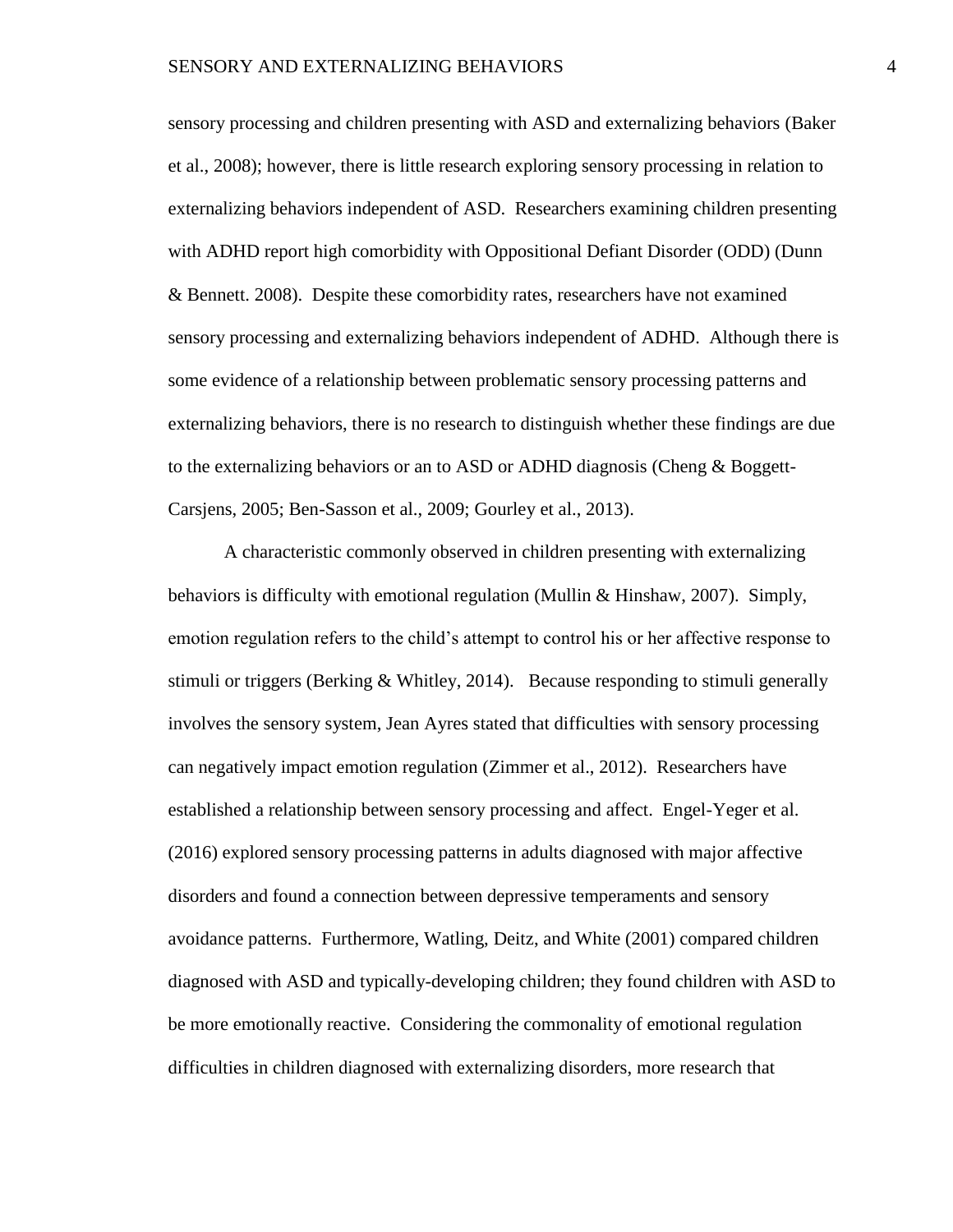sensory processing and children presenting with ASD and externalizing behaviors (Baker et al., 2008); however, there is little research exploring sensory processing in relation to externalizing behaviors independent of ASD. Researchers examining children presenting with ADHD report high comorbidity with Oppositional Defiant Disorder (ODD) (Dunn & Bennett. 2008). Despite these comorbidity rates, researchers have not examined sensory processing and externalizing behaviors independent of ADHD. Although there is some evidence of a relationship between problematic sensory processing patterns and externalizing behaviors, there is no research to distinguish whether these findings are due to the externalizing behaviors or an to ASD or ADHD diagnosis (Cheng & Boggett-Carsjens, 2005; Ben-Sasson et al., 2009; Gourley et al., 2013).

A characteristic commonly observed in children presenting with externalizing behaviors is difficulty with emotional regulation (Mullin & Hinshaw, 2007). Simply, emotion regulation refers to the child's attempt to control his or her affective response to stimuli or triggers (Berking & Whitley, 2014). Because responding to stimuli generally involves the sensory system, Jean Ayres stated that difficulties with sensory processing can negatively impact emotion regulation (Zimmer et al., 2012). Researchers have established a relationship between sensory processing and affect. Engel-Yeger et al. (2016) explored sensory processing patterns in adults diagnosed with major affective disorders and found a connection between depressive temperaments and sensory avoidance patterns. Furthermore, Watling, Deitz, and White (2001) compared children diagnosed with ASD and typically-developing children; they found children with ASD to be more emotionally reactive. Considering the commonality of emotional regulation difficulties in children diagnosed with externalizing disorders, more research that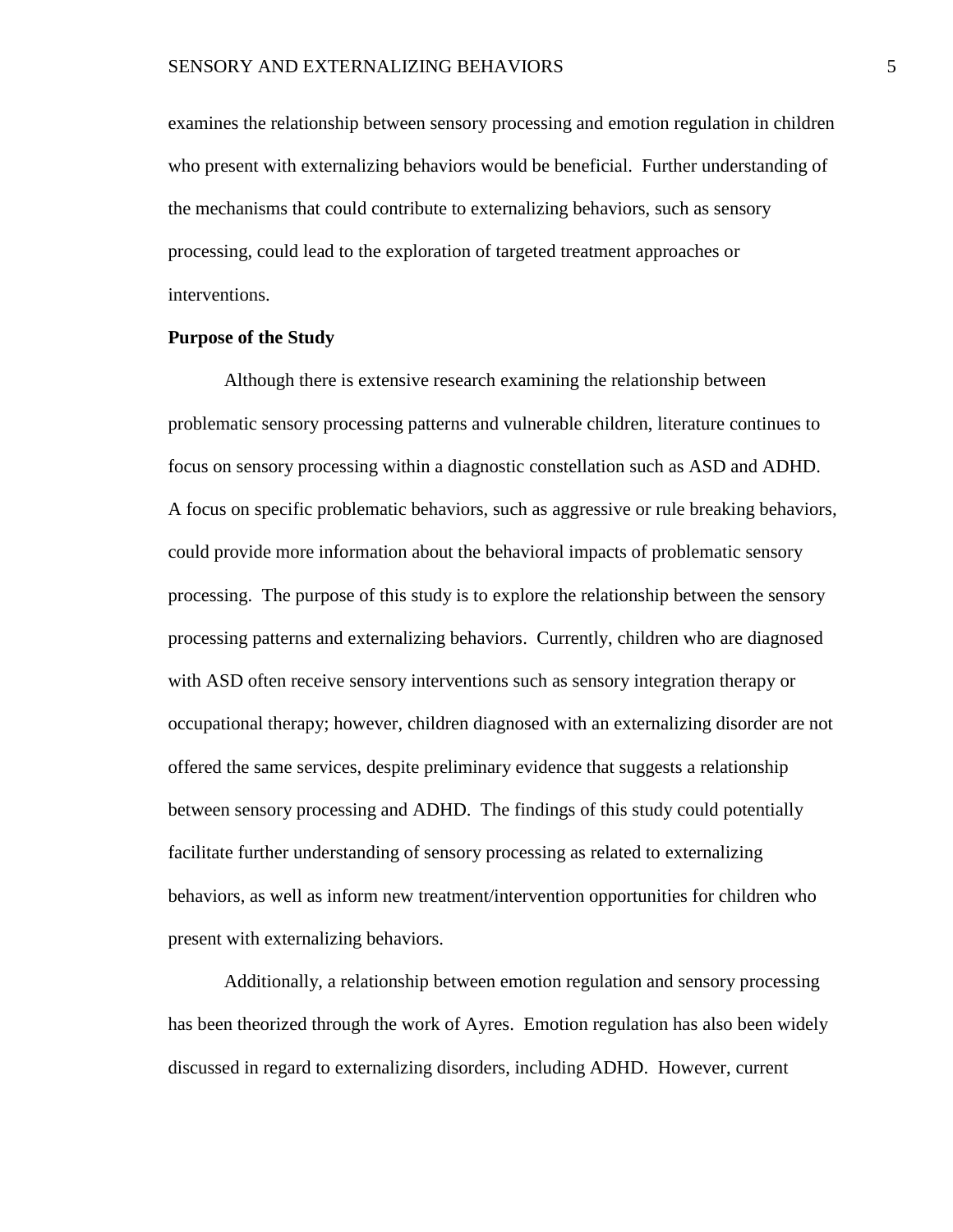examines the relationship between sensory processing and emotion regulation in children who present with externalizing behaviors would be beneficial. Further understanding of the mechanisms that could contribute to externalizing behaviors, such as sensory processing, could lead to the exploration of targeted treatment approaches or interventions.

**Purpose of the Study**

Although there is extensive research examining the relationship between problematic sensory processing patterns and vulnerable children, literature continues to focus on sensory processing within a diagnostic constellation such as ASD and ADHD. A focus on specific problematic behaviors, such as aggressive or rule breaking behaviors, could provide more information about the behavioral impacts of problematic sensory processing. The purpose of this study is to explore the relationship between the sensory processing patterns and externalizing behaviors. Currently, children who are diagnosed with ASD often receive sensory interventions such as sensory integration therapy or occupational therapy; however, children diagnosed with an externalizing disorder are not offered the same services, despite preliminary evidence that suggests a relationship between sensory processing and ADHD. The findings of this study could potentially facilitate further understanding of sensory processing as related to externalizing behaviors, as well as inform new treatment/intervention opportunities for children who present with externalizing behaviors.

Additionally, a relationship between emotion regulation and sensory processing has been theorized through the work of Ayres. Emotion regulation has also been widely discussed in regard to externalizing disorders, including ADHD. However, current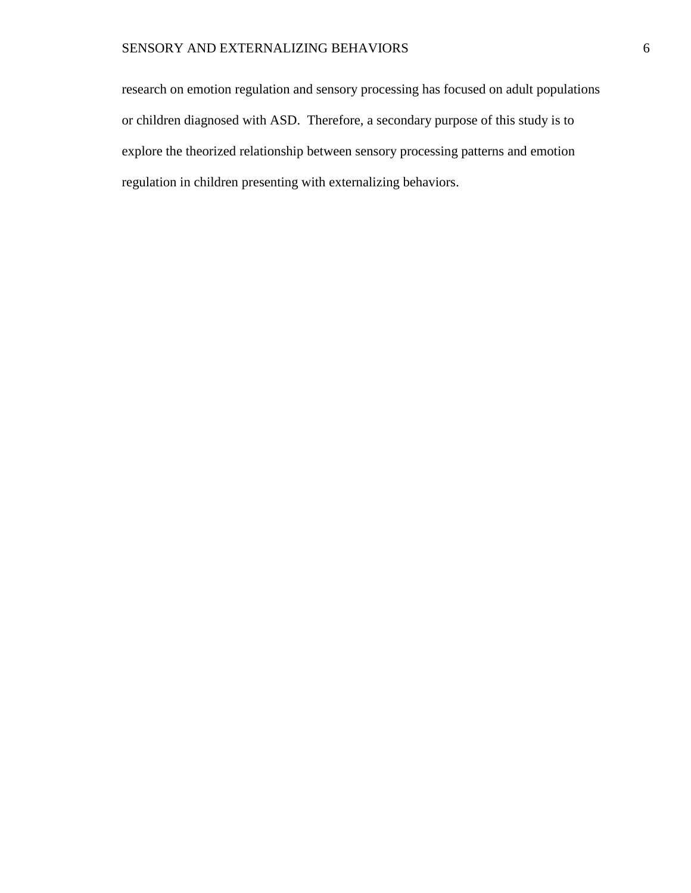research on emotion regulation and sensory processing has focused on adult populations or children diagnosed with ASD.  Therefore, a secondary purpose of this study is to explore the theorized relationship between sensory processing patterns and emotion regulation in children presenting with externalizing behaviors.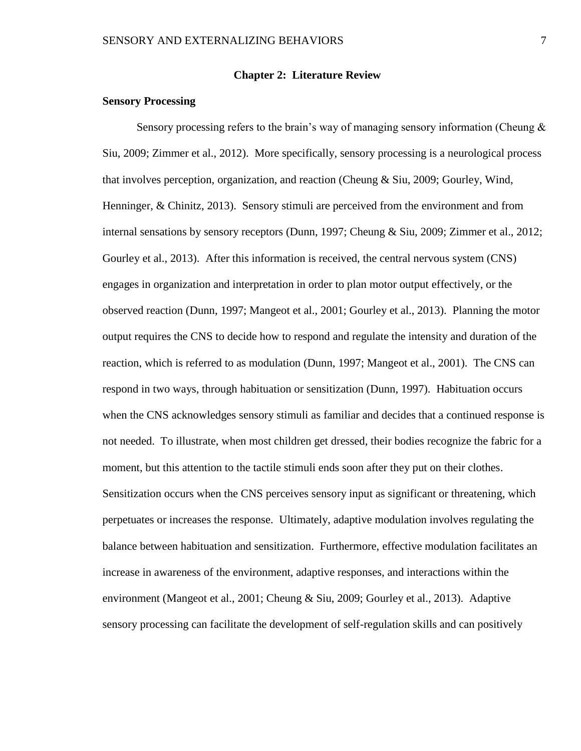# Chapter 2: Literature Review

## Sensory Processing

Sensory processing refers to the brain's way of managing sensory information (Cheung & Siu, 2009; Zimmer et al., 2012). More specifically, sensory processing is a neurological process that involves perception, organization, and reaction (Cheung & Siu, 2009; Gourley, Wind, Henninger, & Chinitz, 2013). Sensory stimuli are perceived from the environment and from internal sensations by sensory receptors (Dunn, 1997; Cheung & Siu, 2009; Zimmer et al., 2012; Gourley et al., 2013). After this information is received, the central nervous system (CNS) engages in organization and interpretation in order to plan motor output effectively, or the observed reaction (Dunn, 1997; Mangeot et al., 2001; Gourley et al., 2013). Planning the motor output requires the CNS to decide how to respond and regulate the intensity and duration of the reaction, which is referred to as modulation (Dunn, 1997; Mangeot et al., 2001). The CNS can respond in two ways, through habituation or sensitization (Dunn, 1997). Habituation occurs when the CNS acknowledges sensory stimuli as familiar and decides that a continued response is not needed. To illustrate, when most children get dressed, their bodies recognize the fabric for a moment, but this attention to the tactile stimuli ends soon after they put on their clothes. Sensitization occurs when the CNS perceives sensory input as significant or threatening, which perpetuates or increases the response. Ultimately, adaptive modulation involves regulating the balance between habituation and sensitization. Furthermore, effective modulation facilitates an increase in awareness of the environment, adaptive responses, and interactions within the environment (Mangeot et al., 2001; Cheung & Siu, 2009; Gourley et al., 2013). Adaptive sensory processing can facilitate the development of self-regulation skills and can positively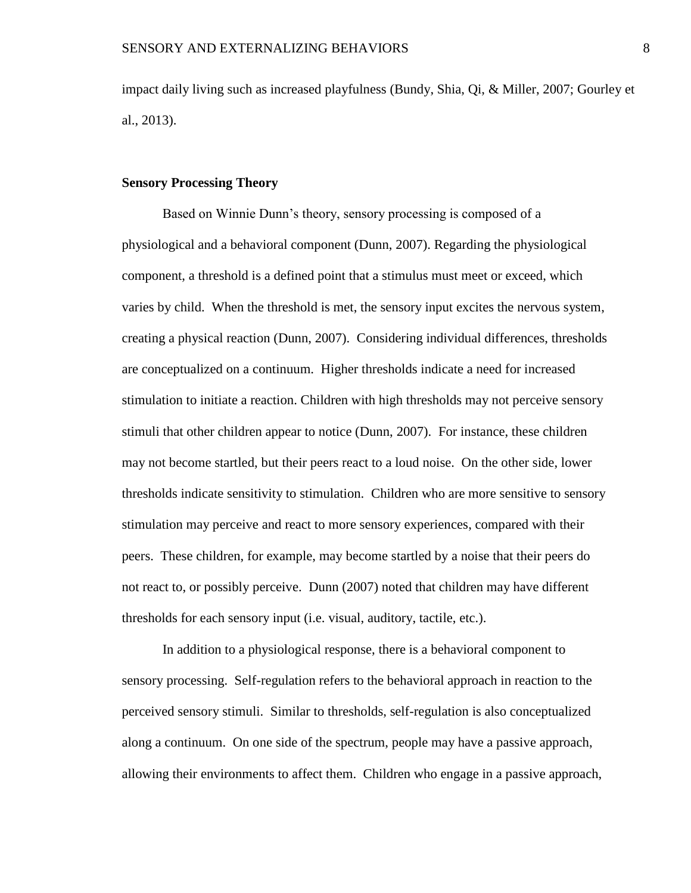impact daily living such as increased playfulness (Bundy, Shia, Qi, & Miller, 2007; Gourley et al., 2013).

### Sensory Processing Theory

Based on Winnie Dunn's theory, sensory processing is composed of a physiological and a behavioral component (Dunn, 2007). Regarding the physiological component, a threshold is a defined point that a stimulus must meet or exceed, which varies by child. When the threshold is met, the sensory input excites the nervous system, creating a physical reaction (Dunn, 2007). Considering individual differences, thresholds are conceptualized on a continuum. Higher thresholds indicate a need for increased stimulation to initiate a reaction. Children with high thresholds may not perceive sensory stimuli that other children appear to notice (Dunn, 2007). For instance, these children may not become startled, but their peers react to a loud noise. On the other side, lower thresholds indicate sensitivity to stimulation. Children who are more sensitive to sensory stimulation may perceive and react to more sensory experiences, compared with their peers. These children, for example, may become startled by a noise that their peers do not react to, or possibly perceive. Dunn (2007) noted that children may have different thresholds for each sensory input (i.e. visual, auditory, tactile, etc.).

In addition to a physiological response, there is a behavioral component to sensory processing. Self-regulation refers to the behavioral approach in reaction to the perceived sensory stimuli. Similar to thresholds, self-regulation is also conceptualized along a continuum. On one side of the spectrum, people may have a passive approach, allowing their environments to affect them. Children who engage in a passive approach,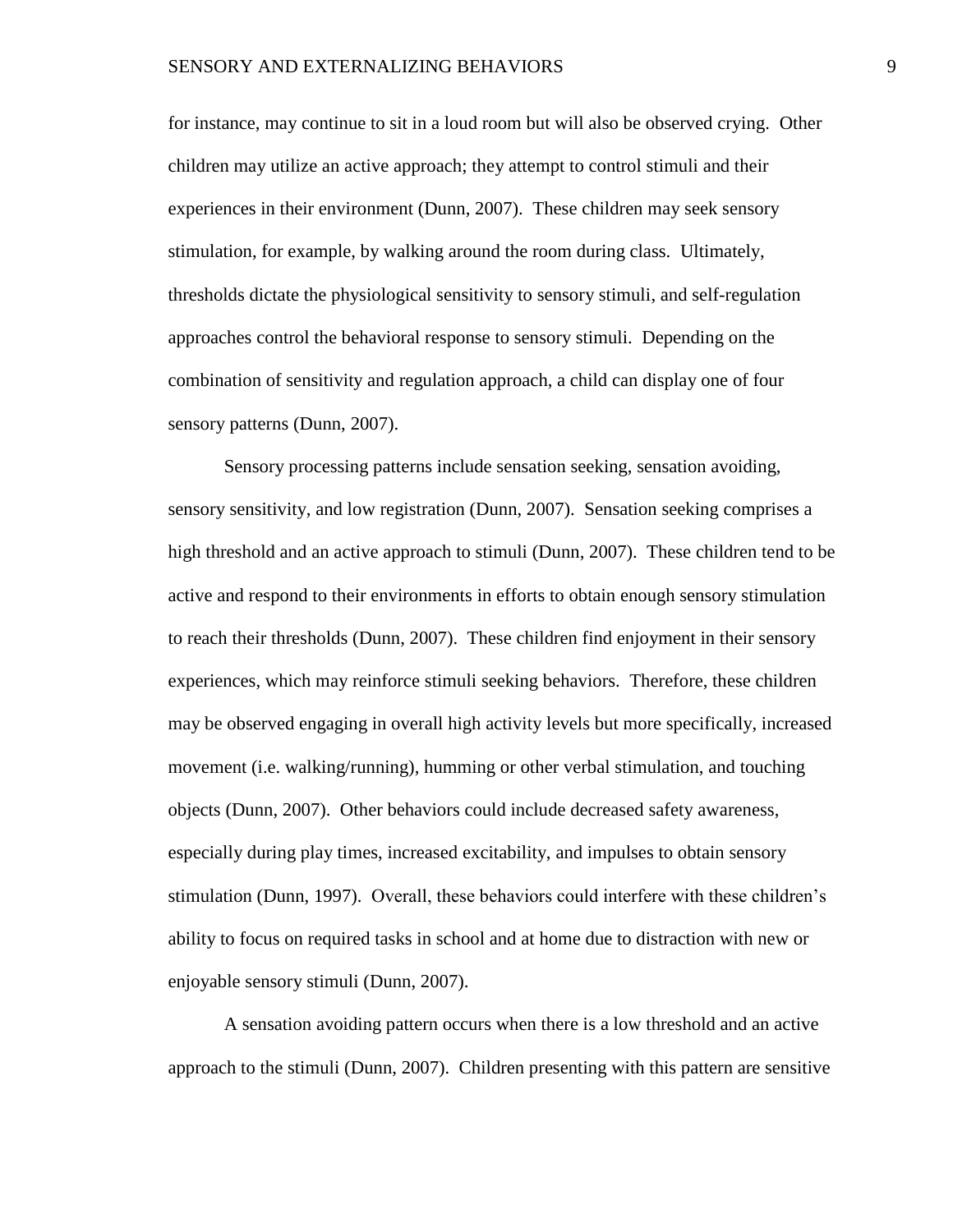for instance, may continue to sit in a loud room but will also be observed crying. Other children may utilize an active approach; they attempt to control stimuli and their experiences in their environment (Dunn, 2007). These children may seek sensory stimulation, for example, by walking around the room during class. Ultimately, thresholds dictate the physiological sensitivity to sensory stimuli, and self-regulation approaches control the behavioral response to sensory stimuli. Depending on the combination of sensitivity and regulation approach, a child can display one of four sensory patterns (Dunn, 2007).

Sensory processing patterns include sensation seeking, sensation avoiding, sensory sensitivity, and low registration (Dunn, 2007). Sensation seeking comprises a high threshold and an active approach to stimuli (Dunn, 2007). These children tend to be active and respond to their environments in efforts to obtain enough sensory stimulation to reach their thresholds (Dunn, 2007). These children find enjoyment in their sensory experiences, which may reinforce stimuli seeking behaviors. Therefore, these children may be observed engaging in overall high activity levels but more specifically, increased movement (i.e. walking/running), humming or other verbal stimulation, and touching objects (Dunn, 2007). Other behaviors could include decreased safety awareness, especially during play times, increased excitability, and impulses to obtain sensory stimulation (Dunn, 1997). Overall, these behaviors could interfere with these children's ability to focus on required tasks in school and at home due to distraction with new or enjoyable sensory stimuli (Dunn, 2007).

A sensation avoiding pattern occurs when there is a low threshold and an active approach to the stimuli (Dunn, 2007). Children presenting with this pattern are sensitive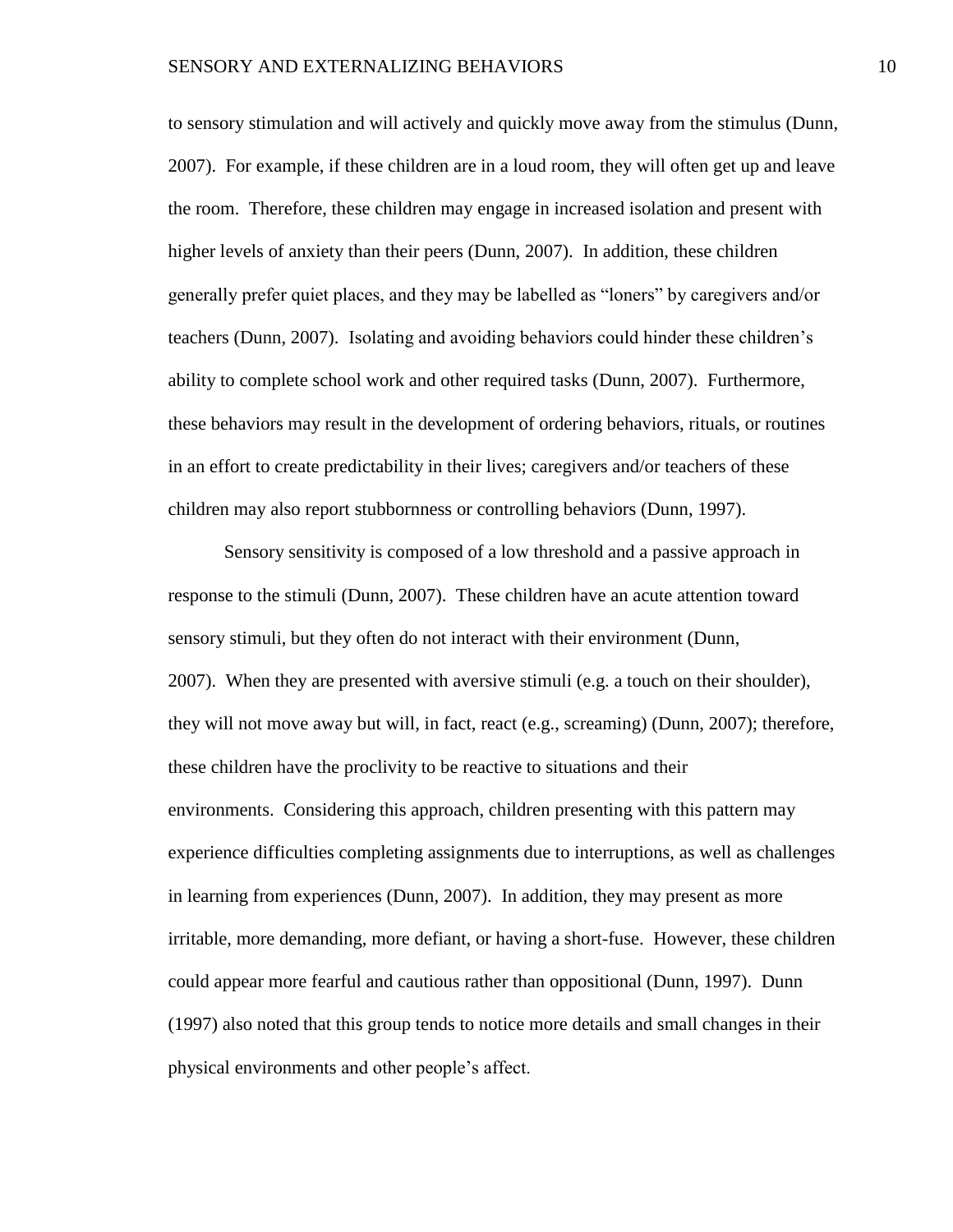to sensory stimulation and will actively and quickly move away from the stimulus (Dunn, 2007). For example, if these children are in a loud room, they will often get up and leave the room. Therefore, these children may engage in increased isolation and present with higher levels of anxiety than their peers (Dunn, 2007). In addition, these children generally prefer quiet places, and they may be labelled as "loners" by caregivers and/or teachers (Dunn, 2007). Isolating and avoiding behaviors could hinder these children's ability to complete school work and other required tasks (Dunn, 2007). Furthermore, these behaviors may result in the development of ordering behaviors, rituals, or routines in an effort to create predictability in their lives; caregivers and/or teachers of these children may also report stubbornness or controlling behaviors (Dunn, 1997).

Sensory sensitivity is composed of a low threshold and a passive approach in response to the stimuli (Dunn, 2007). These children have an acute attention toward sensory stimuli, but they often do not interact with their environment (Dunn, 2007). When they are presented with aversive stimuli (e.g. a touch on their shoulder), they will not move away but will, in fact, react (e.g., screaming) (Dunn, 2007); therefore, these children have the proclivity to be reactive to situations and their environments. Considering this approach, children presenting with this pattern may experience difficulties completing assignments due to interruptions, as well as challenges in learning from experiences (Dunn, 2007). In addition, they may present as more irritable, more demanding, more defiant, or having a short-fuse. However, these children could appear more fearful and cautious rather than oppositional (Dunn, 1997). Dunn (1997) also noted that this group tends to notice more details and small changes in their physical environments and other people's affect.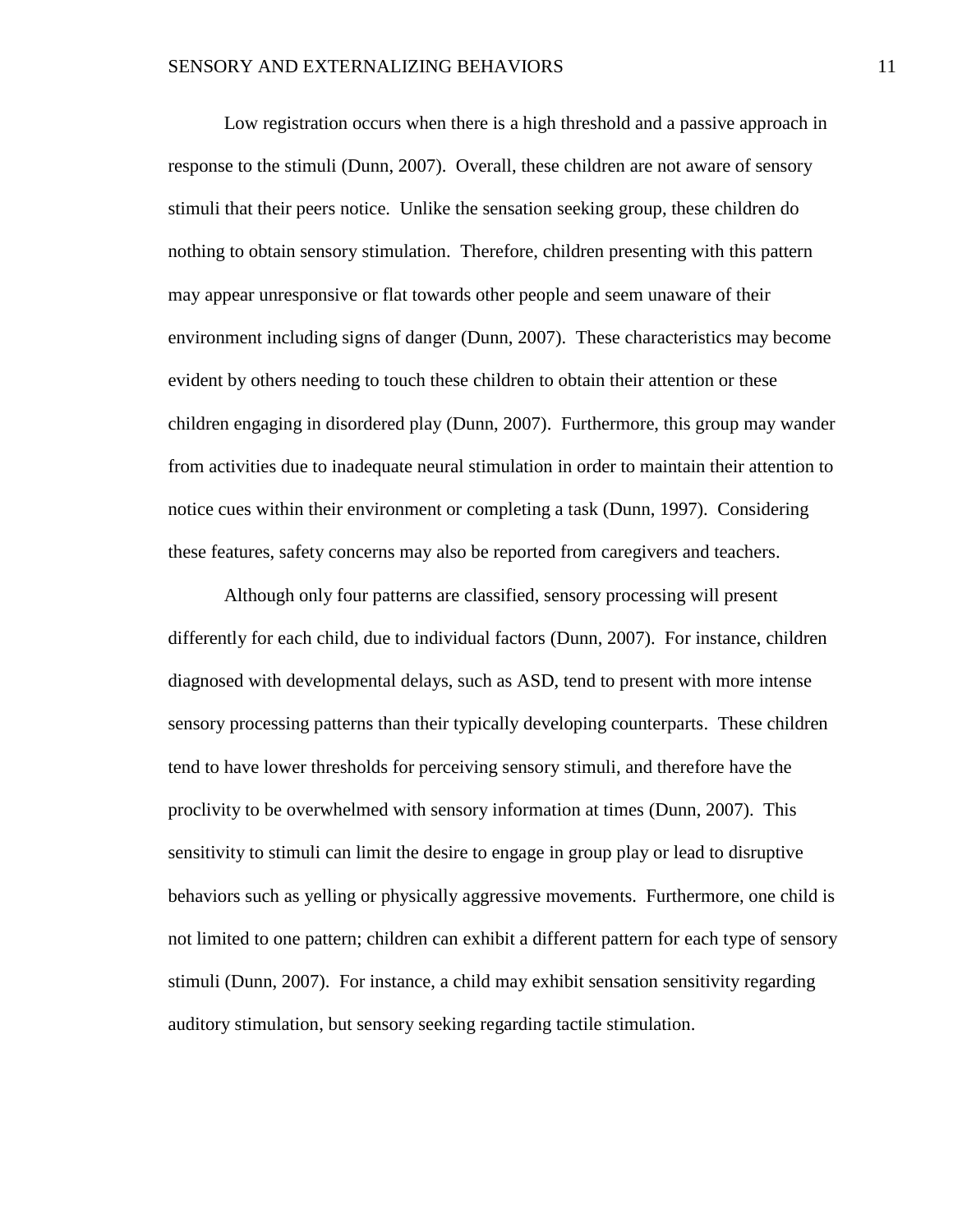Low registration occurs when there is a high threshold and a passive approach in response to the stimuli (Dunn, 2007). Overall, these children are not aware of sensory stimuli that their peers notice. Unlike the sensation seeking group, these children do nothing to obtain sensory stimulation. Therefore, children presenting with this pattern may appear unresponsive or flat towards other people and seem unaware of their environment including signs of danger (Dunn, 2007). These characteristics may become evident by others needing to touch these children to obtain their attention or these children engaging in disordered play (Dunn, 2007). Furthermore, this group may wander from activities due to inadequate neural stimulation in order to maintain their attention to notice cues within their environment or completing a task (Dunn, 1997). Considering these features, safety concerns may also be reported from caregivers and teachers.

Although only four patterns are classified, sensory processing will present differently for each child, due to individual factors (Dunn, 2007). For instance, children diagnosed with developmental delays, such as ASD, tend to present with more intense sensory processing patterns than their typically developing counterparts. These children tend to have lower thresholds for perceiving sensory stimuli, and therefore have the proclivity to be overwhelmed with sensory information at times (Dunn, 2007). This sensitivity to stimuli can limit the desire to engage in group play or lead to disruptive behaviors such as yelling or physically aggressive movements. Furthermore, one child is not limited to one pattern; children can exhibit a different pattern for each type of sensory stimuli (Dunn, 2007). For instance, a child may exhibit sensation sensitivity regarding auditory stimulation, but sensory seeking regarding tactile stimulation.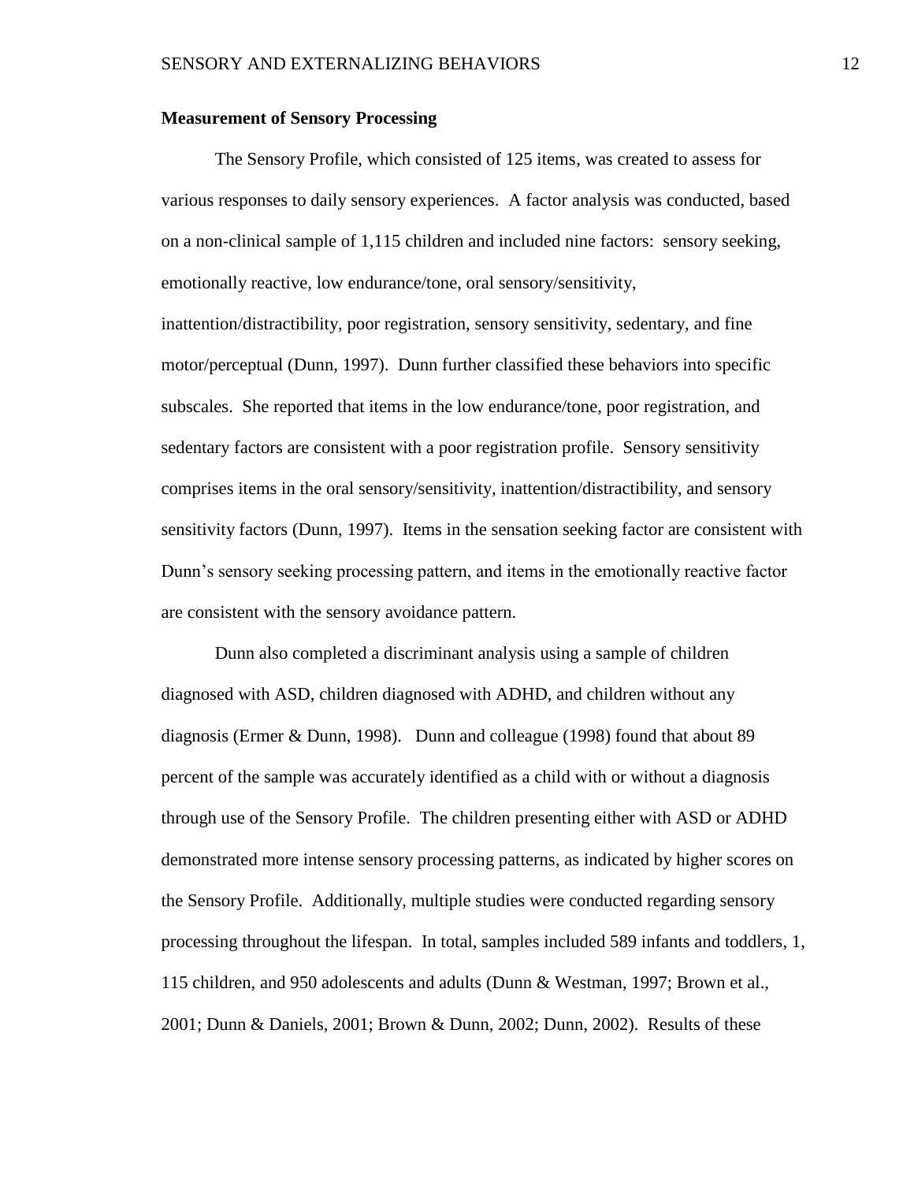**Measurement of Sensory Processing**

The Sensory Profile, which consisted of 125 items, was created to assess for various responses to daily sensory experiences. A factor analysis was conducted, based on a non-clinical sample of 1,115 children and included nine factors: sensory seeking, emotionally reactive, low endurance/tone, oral sensory/sensitivity, inattention/distractibility, poor registration, sensory sensitivity, sedentary, and fine motor/perceptual (Dunn, 1997). Dunn further classified these behaviors into specific subscales. She reported that items in the low endurance/tone, poor registration, and sedentary factors are consistent with a poor registration profile. Sensory sensitivity comprises items in the oral sensory/sensitivity, inattention/distractibility, and sensory sensitivity factors (Dunn, 1997). Items in the sensation seeking factor are consistent with Dunn's sensory seeking processing pattern, and items in the emotionally reactive factor are consistent with the sensory avoidance pattern.

Dunn also completed a discriminant analysis using a sample of children diagnosed with ASD, children diagnosed with ADHD, and children without any diagnosis (Ermer & Dunn, 1998). Dunn and colleague (1998) found that about 89 percent of the sample was accurately identified as a child with or without a diagnosis through use of the Sensory Profile. The children presenting either with ASD or ADHD demonstrated more intense sensory processing patterns, as indicated by higher scores on the Sensory Profile. Additionally, multiple studies were conducted regarding sensory processing throughout the lifespan. In total, samples included 589 infants and toddlers, 1, 115 children, and 950 adolescents and adults (Dunn & Westman, 1997; Brown et al., 2001; Dunn & Daniels, 2001; Brown & Dunn, 2002; Dunn, 2002). Results of these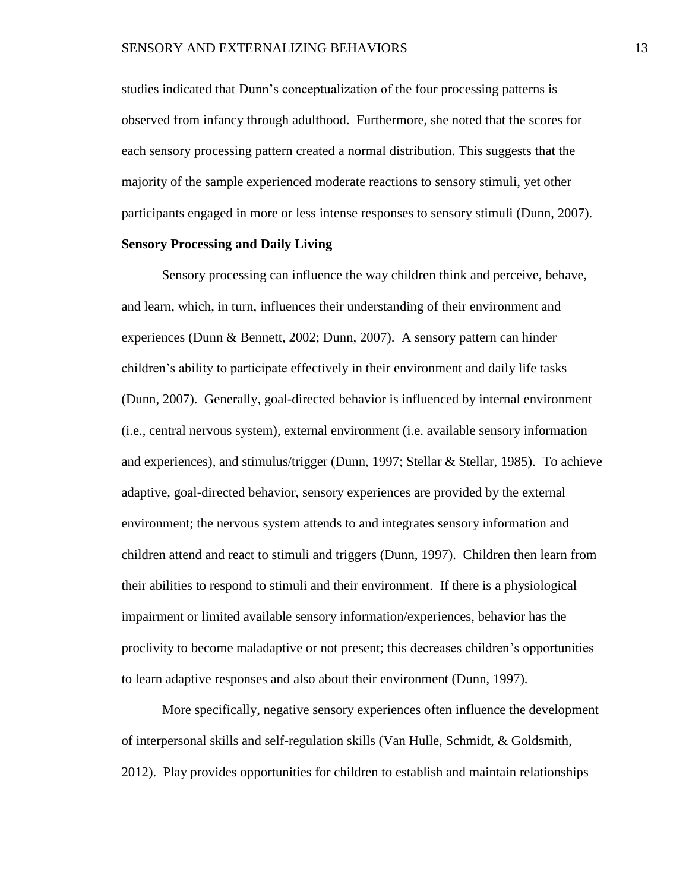studies indicated that Dunn's conceptualization of the four processing patterns is observed from infancy through adulthood. Furthermore, she noted that the scores for each sensory processing pattern created a normal distribution. This suggests that the majority of the sample experienced moderate reactions to sensory stimuli, yet other participants engaged in more or less intense responses to sensory stimuli (Dunn, 2007).

**Sensory Processing and Daily Living**

Sensory processing can influence the way children think and perceive, behave, and learn, which, in turn, influences their understanding of their environment and experiences (Dunn & Bennett, 2002; Dunn, 2007). A sensory pattern can hinder children's ability to participate effectively in their environment and daily life tasks (Dunn, 2007). Generally, goal-directed behavior is influenced by internal environment (i.e., central nervous system), external environment (i.e. available sensory information and experiences), and stimulus/trigger (Dunn, 1997; Stellar & Stellar, 1985). To achieve adaptive, goal-directed behavior, sensory experiences are provided by the external environment; the nervous system attends to and integrates sensory information and children attend and react to stimuli and triggers (Dunn, 1997). Children then learn from their abilities to respond to stimuli and their environment. If there is a physiological impairment or limited available sensory information/experiences, behavior has the proclivity to become maladaptive or not present; this decreases children's opportunities to learn adaptive responses and also about their environment (Dunn, 1997).

More specifically, negative sensory experiences often influence the development of interpersonal skills and self-regulation skills (Van Hulle, Schmidt, & Goldsmith, 2012). Play provides opportunities for children to establish and maintain relationships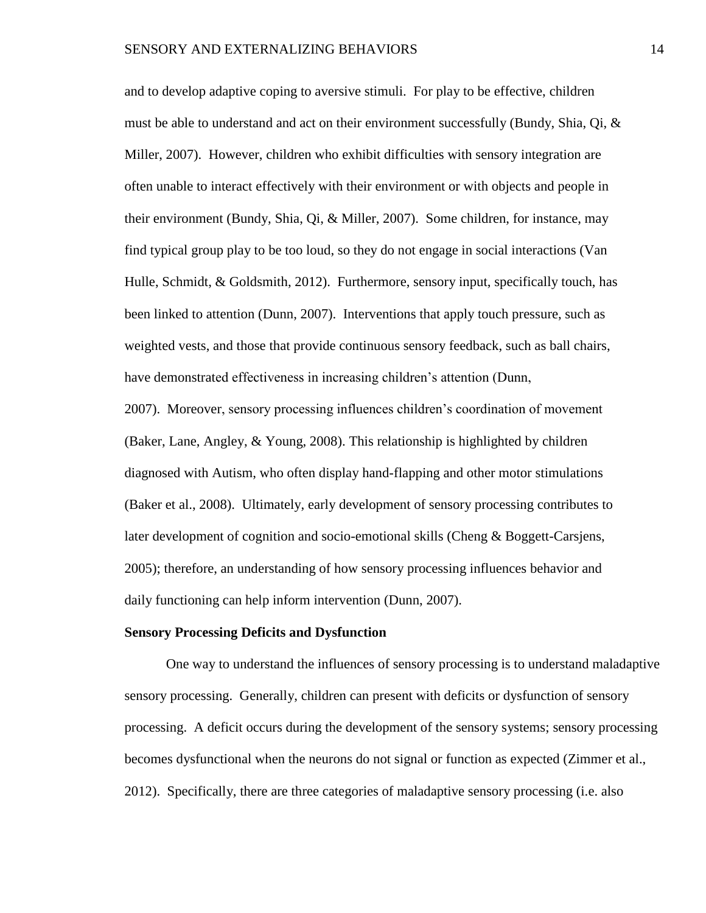and to develop adaptive coping to aversive stimuli. For play to be effective, children must be able to understand and act on their environment successfully (Bundy, Shia, Qi, & Miller, 2007). However, children who exhibit difficulties with sensory integration are often unable to interact effectively with their environment or with objects and people in their environment (Bundy, Shia, Qi, & Miller, 2007). Some children, for instance, may find typical group play to be too loud, so they do not engage in social interactions (Van Hulle, Schmidt, & Goldsmith, 2012). Furthermore, sensory input, specifically touch, has been linked to attention (Dunn, 2007). Interventions that apply touch pressure, such as weighted vests, and those that provide continuous sensory feedback, such as ball chairs, have demonstrated effectiveness in increasing children's attention (Dunn, 2007). Moreover, sensory processing influences children's coordination of movement (Baker, Lane, Angley, & Young, 2008). This relationship is highlighted by children diagnosed with Autism, who often display hand-flapping and other motor stimulations (Baker et al., 2008). Ultimately, early development of sensory processing contributes to later development of cognition and socio-emotional skills (Cheng & Boggett-Carsjens, 2005); therefore, an understanding of how sensory processing influences behavior and daily functioning can help inform intervention (Dunn, 2007).

**Sensory Processing Deficits and Dysfunction**

One way to understand the influences of sensory processing is to understand maladaptive sensory processing. Generally, children can present with deficits or dysfunction of sensory processing. A deficit occurs during the development of the sensory systems; sensory processing becomes dysfunctional when the neurons do not signal or function as expected (Zimmer et al., 2012). Specifically, there are three categories of maladaptive sensory processing (i.e. also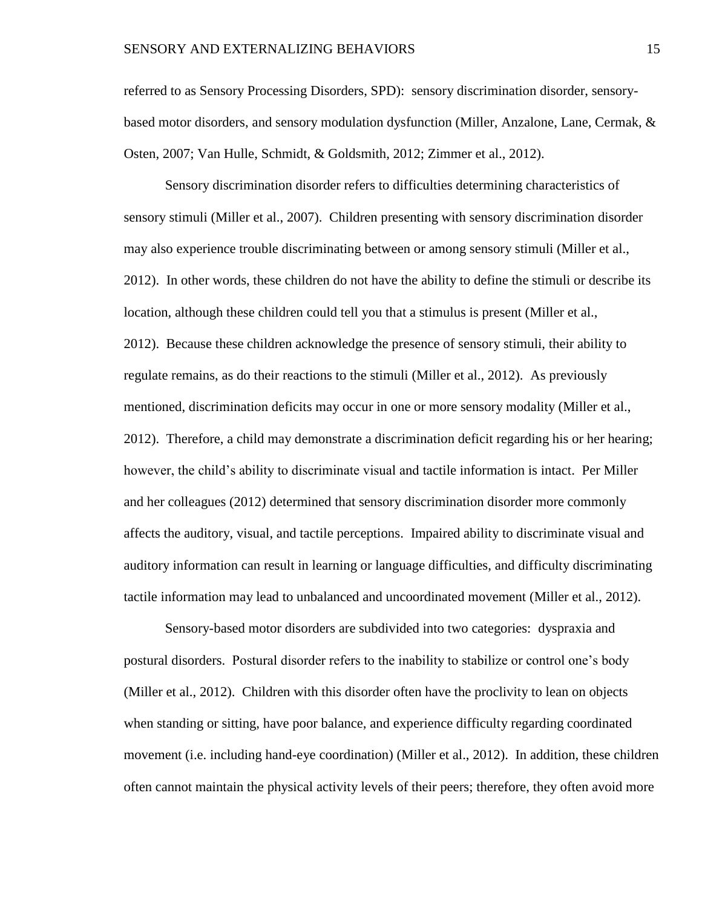referred to as Sensory Processing Disorders, SPD): sensory discrimination disorder, sensory-based motor disorders, and sensory modulation dysfunction (Miller, Anzalone, Lane, Cermak, & Osten, 2007; Van Hulle, Schmidt, & Goldsmith, 2012; Zimmer et al., 2012).

Sensory discrimination disorder refers to difficulties determining characteristics of sensory stimuli (Miller et al., 2007). Children presenting with sensory discrimination disorder may also experience trouble discriminating between or among sensory stimuli (Miller et al., 2012). In other words, these children do not have the ability to define the stimuli or describe its location, although these children could tell you that a stimulus is present (Miller et al., 2012). Because these children acknowledge the presence of sensory stimuli, their ability to regulate remains, as do their reactions to the stimuli (Miller et al., 2012). As previously mentioned, discrimination deficits may occur in one or more sensory modality (Miller et al., 2012). Therefore, a child may demonstrate a discrimination deficit regarding his or her hearing; however, the child's ability to discriminate visual and tactile information is intact. Per Miller and her colleagues (2012) determined that sensory discrimination disorder more commonly affects the auditory, visual, and tactile perceptions. Impaired ability to discriminate visual and auditory information can result in learning or language difficulties, and difficulty discriminating tactile information may lead to unbalanced and uncoordinated movement (Miller et al., 2012).

Sensory-based motor disorders are subdivided into two categories: dyspraxia and postural disorders. Postural disorder refers to the inability to stabilize or control one's body (Miller et al., 2012). Children with this disorder often have the proclivity to lean on objects when standing or sitting, have poor balance, and experience difficulty regarding coordinated movement (i.e. including hand-eye coordination) (Miller et al., 2012). In addition, these children often cannot maintain the physical activity levels of their peers; therefore, they often avoid more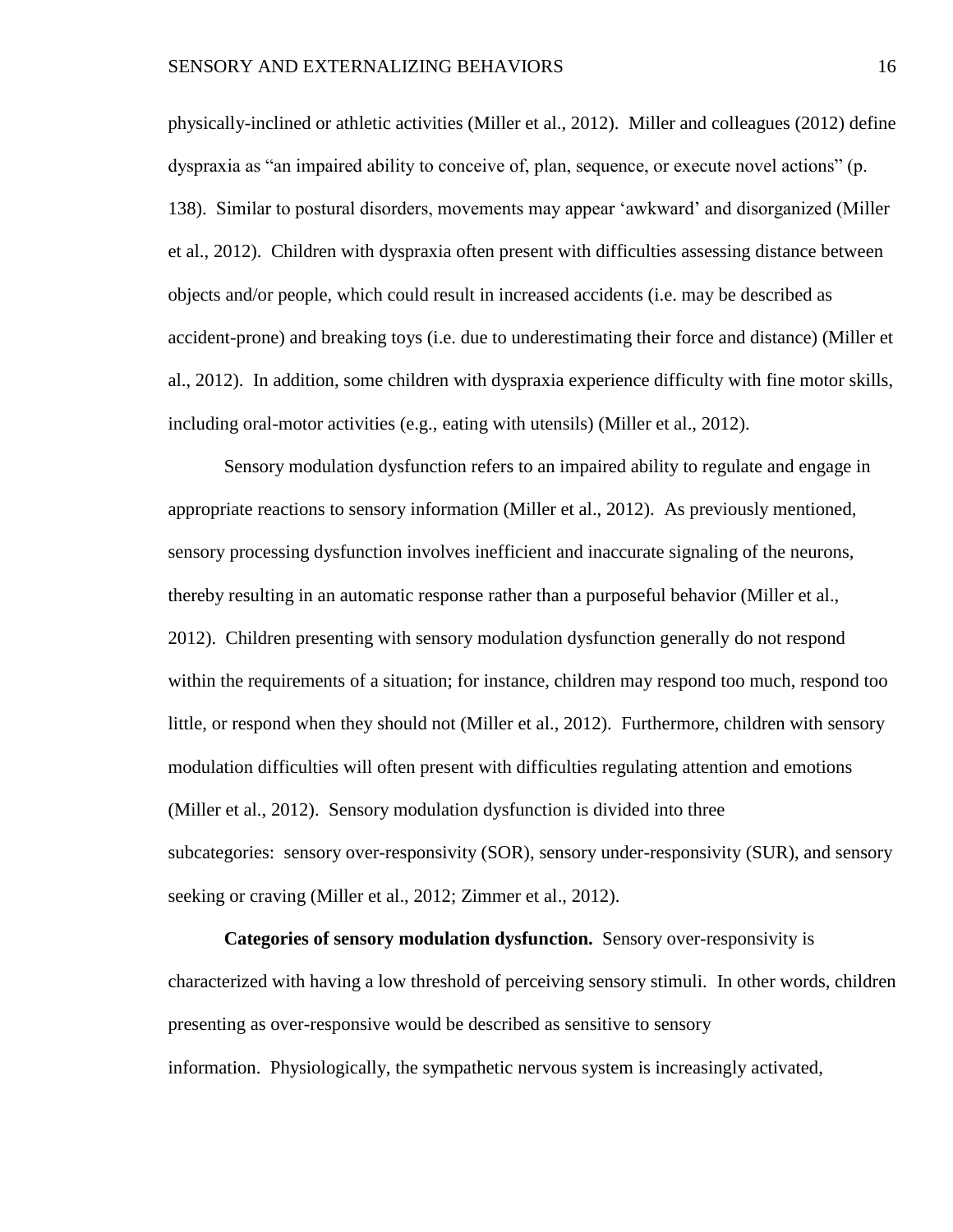physically-inclined or athletic activities (Miller et al., 2012). Miller and colleagues (2012) define dyspraxia as "an impaired ability to conceive of, plan, sequence, or execute novel actions" (p. 138). Similar to postural disorders, movements may appear 'awkward' and disorganized (Miller et al., 2012). Children with dyspraxia often present with difficulties assessing distance between objects and/or people, which could result in increased accidents (i.e. may be described as accident-prone) and breaking toys (i.e. due to underestimating their force and distance) (Miller et al., 2012). In addition, some children with dyspraxia experience difficulty with fine motor skills, including oral-motor activities (e.g., eating with utensils) (Miller et al., 2012).

Sensory modulation dysfunction refers to an impaired ability to regulate and engage in appropriate reactions to sensory information (Miller et al., 2012). As previously mentioned, sensory processing dysfunction involves inefficient and inaccurate signaling of the neurons, thereby resulting in an automatic response rather than a purposeful behavior (Miller et al., 2012). Children presenting with sensory modulation dysfunction generally do not respond within the requirements of a situation; for instance, children may respond too much, respond too little, or respond when they should not (Miller et al., 2012). Furthermore, children with sensory modulation difficulties will often present with difficulties regulating attention and emotions (Miller et al., 2012). Sensory modulation dysfunction is divided into three subcategories: sensory over-responsivity (SOR), sensory under-responsivity (SUR), and sensory seeking or craving (Miller et al., 2012; Zimmer et al., 2012).

**Categories of sensory modulation dysfunction.** Sensory over-responsivity is characterized with having a low threshold of perceiving sensory stimuli. In other words, children presenting as over-responsive would be described as sensitive to sensory information. Physiologically, the sympathetic nervous system is increasingly activated,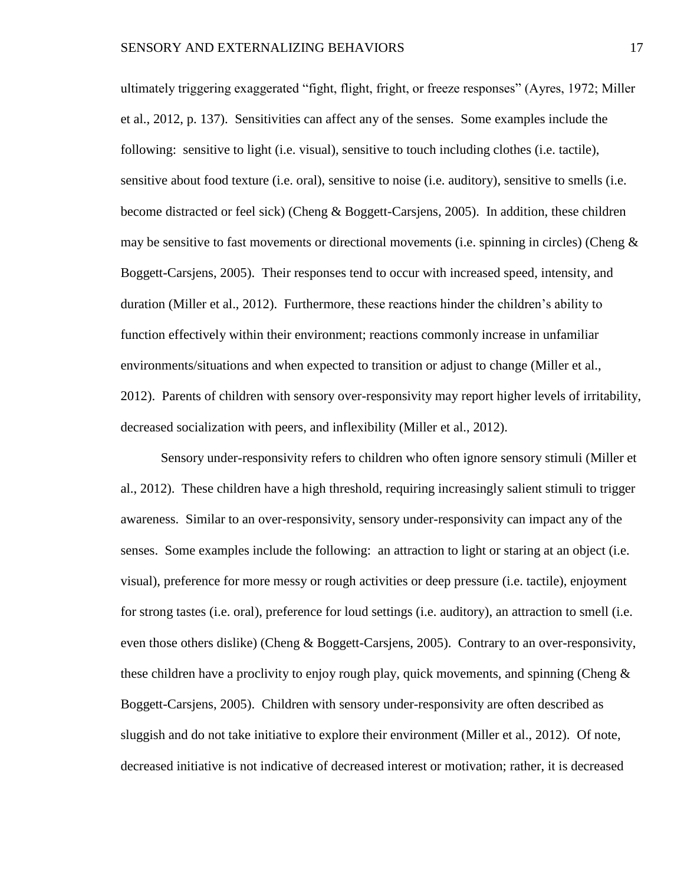ultimately triggering exaggerated "fight, flight, fright, or freeze responses" (Ayres, 1972; Miller et al., 2012, p. 137). Sensitivities can affect any of the senses. Some examples include the following: sensitive to light (i.e. visual), sensitive to touch including clothes (i.e. tactile), sensitive about food texture (i.e. oral), sensitive to noise (i.e. auditory), sensitive to smells (i.e. become distracted or feel sick) (Cheng & Boggett-Carsjens, 2005). In addition, these children may be sensitive to fast movements or directional movements (i.e. spinning in circles) (Cheng & Boggett-Carsjens, 2005). Their responses tend to occur with increased speed, intensity, and duration (Miller et al., 2012). Furthermore, these reactions hinder the children's ability to function effectively within their environment; reactions commonly increase in unfamiliar environments/situations and when expected to transition or adjust to change (Miller et al., 2012). Parents of children with sensory over-responsivity may report higher levels of irritability, decreased socialization with peers, and inflexibility (Miller et al., 2012).

Sensory under-responsivity refers to children who often ignore sensory stimuli (Miller et al., 2012). These children have a high threshold, requiring increasingly salient stimuli to trigger awareness. Similar to an over-responsivity, sensory under-responsivity can impact any of the senses. Some examples include the following: an attraction to light or staring at an object (i.e. visual), preference for more messy or rough activities or deep pressure (i.e. tactile), enjoyment for strong tastes (i.e. oral), preference for loud settings (i.e. auditory), an attraction to smell (i.e. even those others dislike) (Cheng & Boggett-Carsjens, 2005). Contrary to an over-responsivity, these children have a proclivity to enjoy rough play, quick movements, and spinning (Cheng & Boggett-Carsjens, 2005). Children with sensory under-responsivity are often described as sluggish and do not take initiative to explore their environment (Miller et al., 2012). Of note, decreased initiative is not indicative of decreased interest or motivation; rather, it is decreased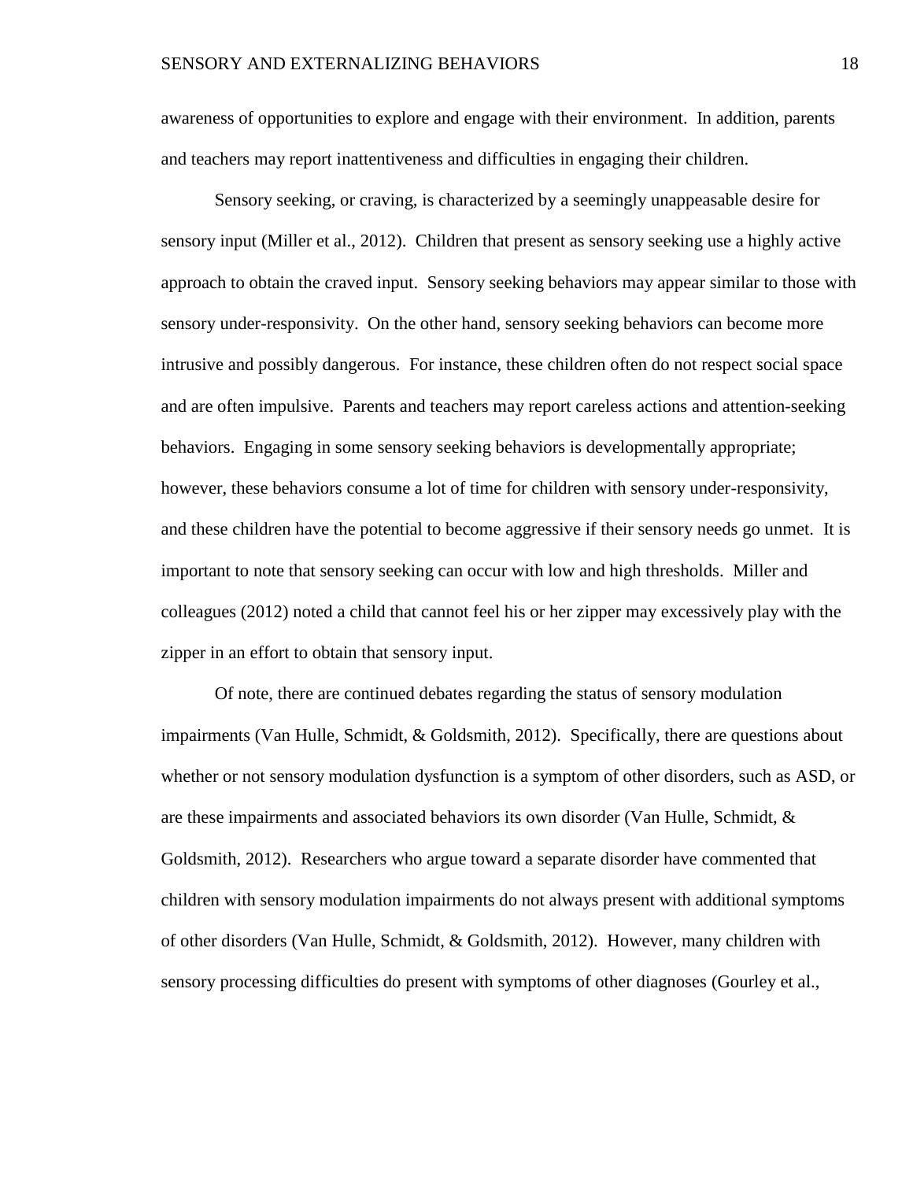awareness of opportunities to explore and engage with their environment. In addition, parents and teachers may report inattentiveness and difficulties in engaging their children.

Sensory seeking, or craving, is characterized by a seemingly unappeasable desire for sensory input (Miller et al., 2012). Children that present as sensory seeking use a highly active approach to obtain the craved input. Sensory seeking behaviors may appear similar to those with sensory under-responsivity. On the other hand, sensory seeking behaviors can become more intrusive and possibly dangerous. For instance, these children often do not respect social space and are often impulsive. Parents and teachers may report careless actions and attention-seeking behaviors. Engaging in some sensory seeking behaviors is developmentally appropriate; however, these behaviors consume a lot of time for children with sensory under-responsivity, and these children have the potential to become aggressive if their sensory needs go unmet. It is important to note that sensory seeking can occur with low and high thresholds. Miller and colleagues (2012) noted a child that cannot feel his or her zipper may excessively play with the zipper in an effort to obtain that sensory input.

Of note, there are continued debates regarding the status of sensory modulation impairments (Van Hulle, Schmidt, & Goldsmith, 2012). Specifically, there are questions about whether or not sensory modulation dysfunction is a symptom of other disorders, such as ASD, or are these impairments and associated behaviors its own disorder (Van Hulle, Schmidt, & Goldsmith, 2012). Researchers who argue toward a separate disorder have commented that children with sensory modulation impairments do not always present with additional symptoms of other disorders (Van Hulle, Schmidt, & Goldsmith, 2012). However, many children with sensory processing difficulties do present with symptoms of other diagnoses (Gourley et al.,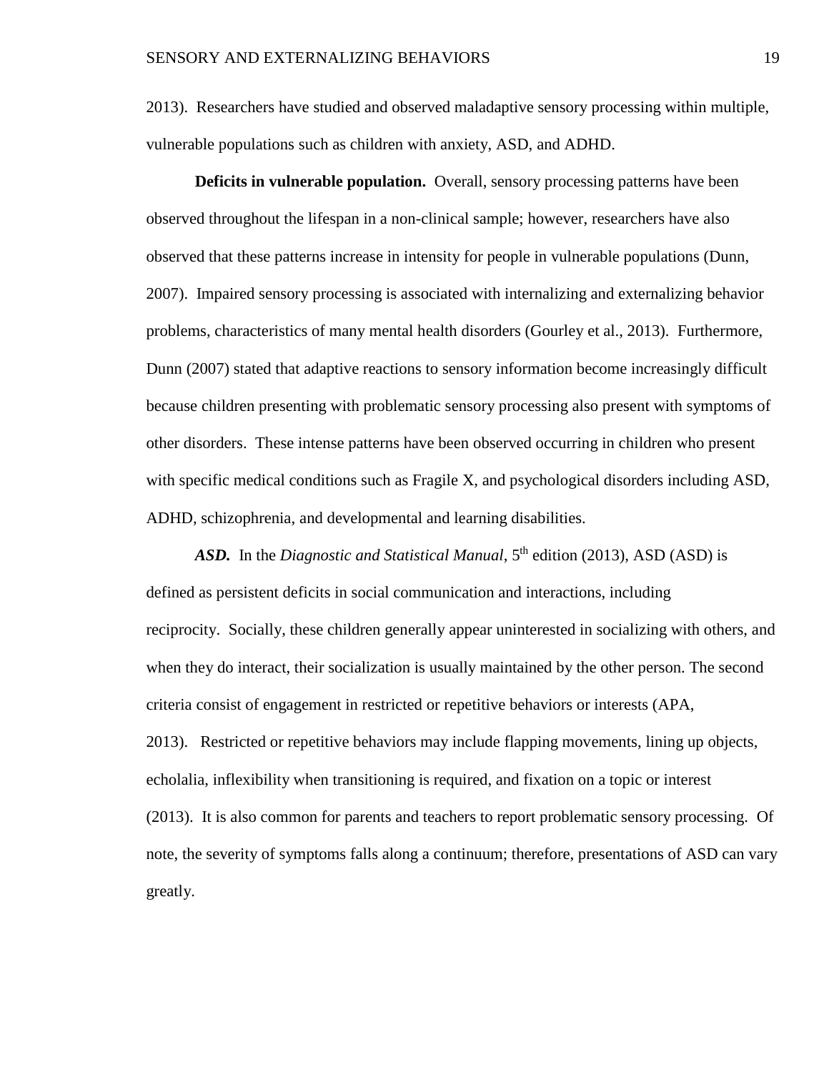2013). Researchers have studied and observed maladaptive sensory processing within multiple, vulnerable populations such as children with anxiety, ASD, and ADHD.

**Deficits in vulnerable population.** Overall, sensory processing patterns have been observed throughout the lifespan in a non-clinical sample; however, researchers have also observed that these patterns increase in intensity for people in vulnerable populations (Dunn, 2007). Impaired sensory processing is associated with internalizing and externalizing behavior problems, characteristics of many mental health disorders (Gourley et al., 2013). Furthermore, Dunn (2007) stated that adaptive reactions to sensory information become increasingly difficult because children presenting with problematic sensory processing also present with symptoms of other disorders. These intense patterns have been observed occurring in children who present with specific medical conditions such as Fragile X, and psychological disorders including ASD, ADHD, schizophrenia, and developmental and learning disabilities.

***ASD.*** In the *Diagnostic and Statistical Manual*, 5th edition (2013), ASD (ASD) is defined as persistent deficits in social communication and interactions, including reciprocity. Socially, these children generally appear uninterested in socializing with others, and when they do interact, their socialization is usually maintained by the other person. The second criteria consist of engagement in restricted or repetitive behaviors or interests (APA, 2013). Restricted or repetitive behaviors may include flapping movements, lining up objects, echolalia, inflexibility when transitioning is required, and fixation on a topic or interest (2013). It is also common for parents and teachers to report problematic sensory processing. Of note, the severity of symptoms falls along a continuum; therefore, presentations of ASD can vary greatly.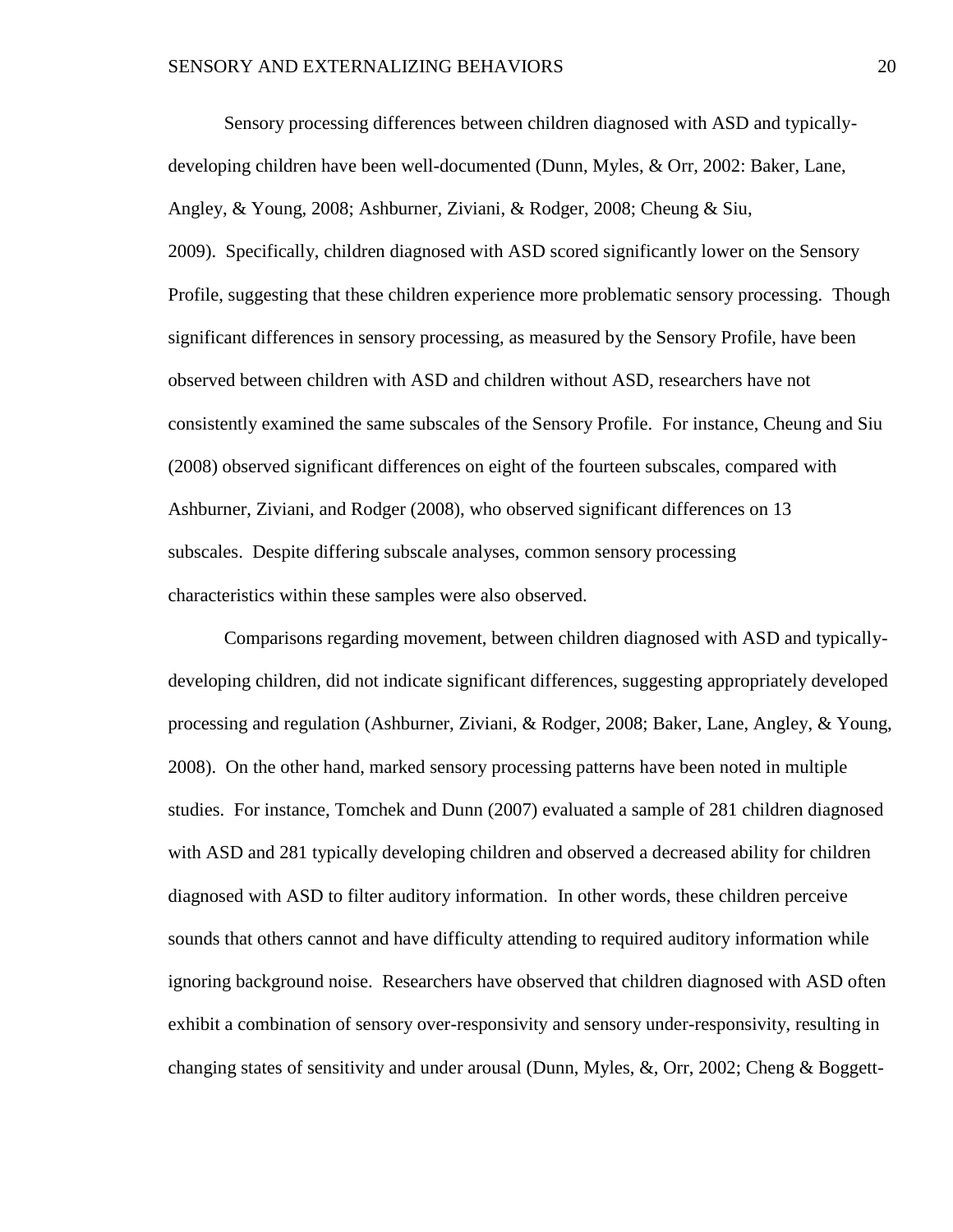Sensory processing differences between children diagnosed with ASD and typically-developing children have been well-documented (Dunn, Myles, & Orr, 2002: Baker, Lane, Angley, & Young, 2008; Ashburner, Ziviani, & Rodger, 2008; Cheung & Siu, 2009). Specifically, children diagnosed with ASD scored significantly lower on the Sensory Profile, suggesting that these children experience more problematic sensory processing. Though significant differences in sensory processing, as measured by the Sensory Profile, have been observed between children with ASD and children without ASD, researchers have not consistently examined the same subscales of the Sensory Profile. For instance, Cheung and Siu (2008) observed significant differences on eight of the fourteen subscales, compared with Ashburner, Ziviani, and Rodger (2008), who observed significant differences on 13 subscales. Despite differing subscale analyses, common sensory processing characteristics within these samples were also observed.

Comparisons regarding movement, between children diagnosed with ASD and typically-developing children, did not indicate significant differences, suggesting appropriately developed processing and regulation (Ashburner, Ziviani, & Rodger, 2008; Baker, Lane, Angley, & Young, 2008). On the other hand, marked sensory processing patterns have been noted in multiple studies. For instance, Tomchek and Dunn (2007) evaluated a sample of 281 children diagnosed with ASD and 281 typically developing children and observed a decreased ability for children diagnosed with ASD to filter auditory information. In other words, these children perceive sounds that others cannot and have difficulty attending to required auditory information while ignoring background noise. Researchers have observed that children diagnosed with ASD often exhibit a combination of sensory over-responsivity and sensory under-responsivity, resulting in changing states of sensitivity and under arousal (Dunn, Myles, &, Orr, 2002; Cheng & Boggett-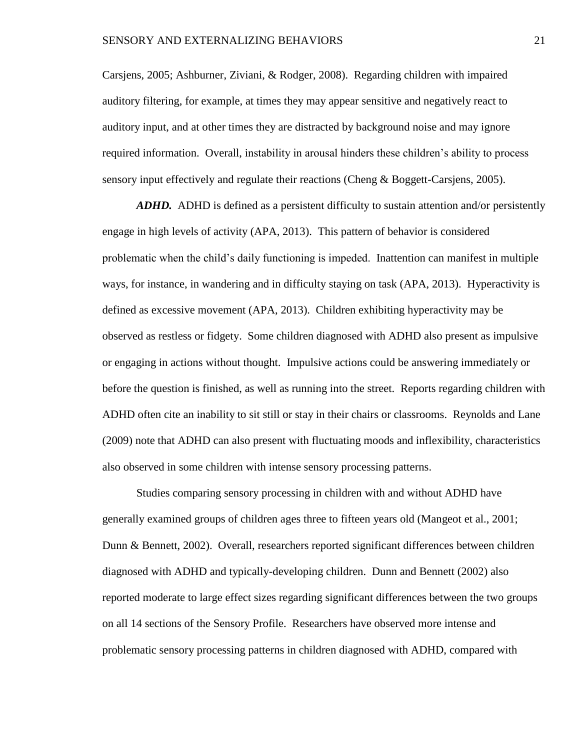Carsjens, 2005; Ashburner, Ziviani, & Rodger, 2008). Regarding children with impaired auditory filtering, for example, at times they may appear sensitive and negatively react to auditory input, and at other times they are distracted by background noise and may ignore required information. Overall, instability in arousal hinders these children's ability to process sensory input effectively and regulate their reactions (Cheng & Boggett-Carsjens, 2005).

***ADHD.*** ADHD is defined as a persistent difficulty to sustain attention and/or persistently engage in high levels of activity (APA, 2013). This pattern of behavior is considered problematic when the child's daily functioning is impeded. Inattention can manifest in multiple ways, for instance, in wandering and in difficulty staying on task (APA, 2013). Hyperactivity is defined as excessive movement (APA, 2013). Children exhibiting hyperactivity may be observed as restless or fidgety. Some children diagnosed with ADHD also present as impulsive or engaging in actions without thought. Impulsive actions could be answering immediately or before the question is finished, as well as running into the street. Reports regarding children with ADHD often cite an inability to sit still or stay in their chairs or classrooms. Reynolds and Lane (2009) note that ADHD can also present with fluctuating moods and inflexibility, characteristics also observed in some children with intense sensory processing patterns.

Studies comparing sensory processing in children with and without ADHD have generally examined groups of children ages three to fifteen years old (Mangeot et al., 2001; Dunn & Bennett, 2002). Overall, researchers reported significant differences between children diagnosed with ADHD and typically-developing children. Dunn and Bennett (2002) also reported moderate to large effect sizes regarding significant differences between the two groups on all 14 sections of the Sensory Profile. Researchers have observed more intense and problematic sensory processing patterns in children diagnosed with ADHD, compared with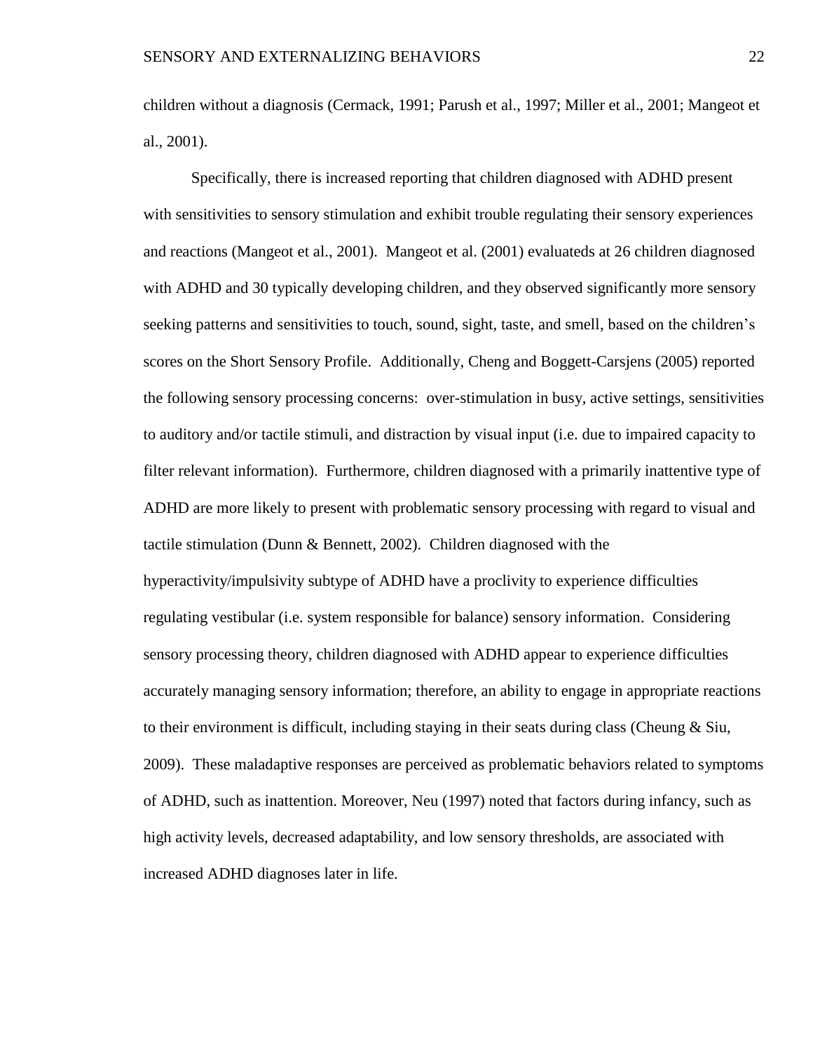children without a diagnosis (Cermack, 1991; Parush et al., 1997; Miller et al., 2001; Mangeot et al., 2001).

Specifically, there is increased reporting that children diagnosed with ADHD present with sensitivities to sensory stimulation and exhibit trouble regulating their sensory experiences and reactions (Mangeot et al., 2001). Mangeot et al. (2001) evaluateds at 26 children diagnosed with ADHD and 30 typically developing children, and they observed significantly more sensory seeking patterns and sensitivities to touch, sound, sight, taste, and smell, based on the children's scores on the Short Sensory Profile. Additionally, Cheng and Boggett-Carsjens (2005) reported the following sensory processing concerns: over-stimulation in busy, active settings, sensitivities to auditory and/or tactile stimuli, and distraction by visual input (i.e. due to impaired capacity to filter relevant information). Furthermore, children diagnosed with a primarily inattentive type of ADHD are more likely to present with problematic sensory processing with regard to visual and tactile stimulation (Dunn & Bennett, 2002). Children diagnosed with the hyperactivity/impulsivity subtype of ADHD have a proclivity to experience difficulties regulating vestibular (i.e. system responsible for balance) sensory information. Considering sensory processing theory, children diagnosed with ADHD appear to experience difficulties accurately managing sensory information; therefore, an ability to engage in appropriate reactions to their environment is difficult, including staying in their seats during class (Cheung & Siu, 2009). These maladaptive responses are perceived as problematic behaviors related to symptoms of ADHD, such as inattention. Moreover, Neu (1997) noted that factors during infancy, such as high activity levels, decreased adaptability, and low sensory thresholds, are associated with increased ADHD diagnoses later in life.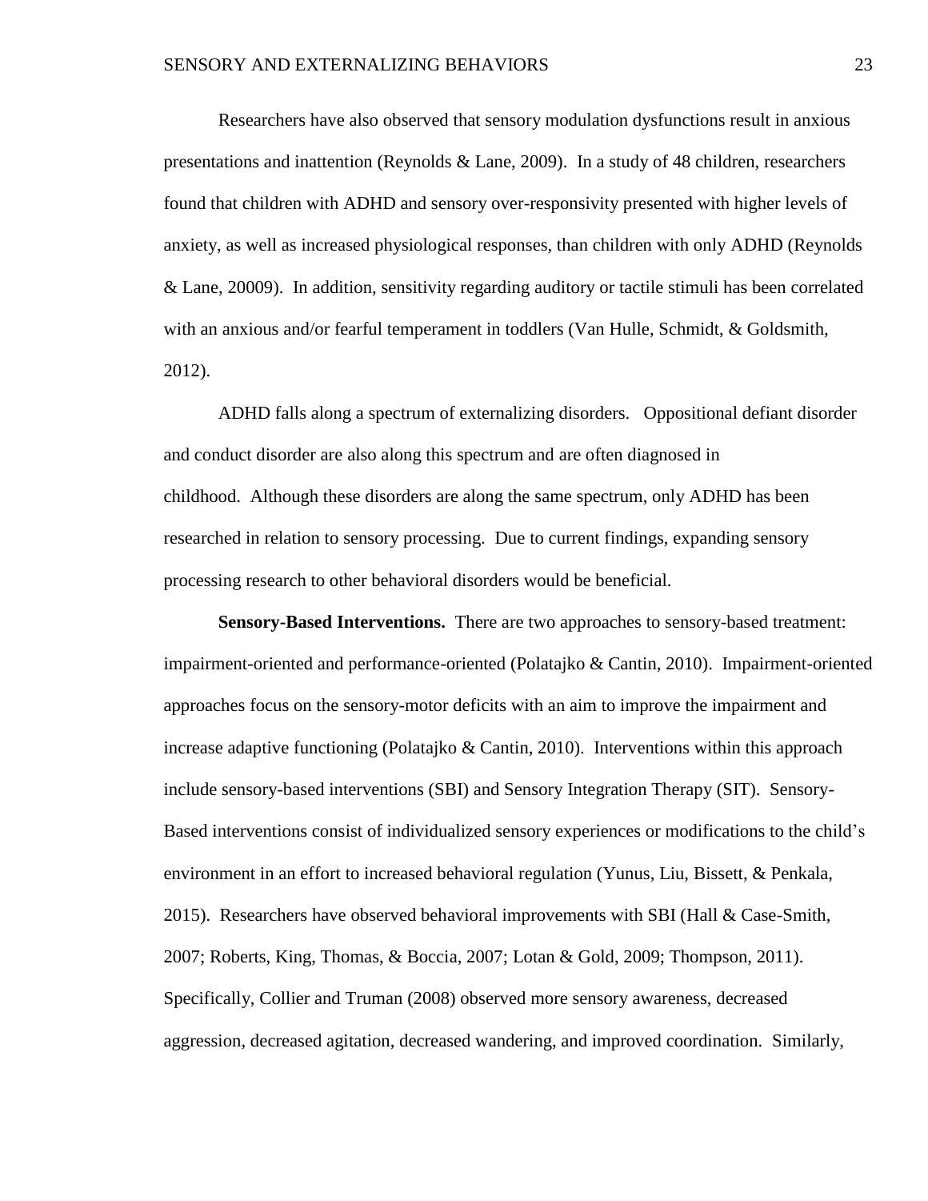Researchers have also observed that sensory modulation dysfunctions result in anxious presentations and inattention (Reynolds & Lane, 2009). In a study of 48 children, researchers found that children with ADHD and sensory over-responsivity presented with higher levels of anxiety, as well as increased physiological responses, than children with only ADHD (Reynolds & Lane, 20009). In addition, sensitivity regarding auditory or tactile stimuli has been correlated with an anxious and/or fearful temperament in toddlers (Van Hulle, Schmidt, & Goldsmith, 2012).

ADHD falls along a spectrum of externalizing disorders. Oppositional defiant disorder and conduct disorder are also along this spectrum and are often diagnosed in childhood. Although these disorders are along the same spectrum, only ADHD has been researched in relation to sensory processing. Due to current findings, expanding sensory processing research to other behavioral disorders would be beneficial.

**Sensory-Based Interventions.** There are two approaches to sensory-based treatment: impairment-oriented and performance-oriented (Polatajko & Cantin, 2010). Impairment-oriented approaches focus on the sensory-motor deficits with an aim to improve the impairment and increase adaptive functioning (Polatajko & Cantin, 2010). Interventions within this approach include sensory-based interventions (SBI) and Sensory Integration Therapy (SIT). Sensory-Based interventions consist of individualized sensory experiences or modifications to the child's environment in an effort to increased behavioral regulation (Yunus, Liu, Bissett, & Penkala, 2015). Researchers have observed behavioral improvements with SBI (Hall & Case-Smith, 2007; Roberts, King, Thomas, & Boccia, 2007; Lotan & Gold, 2009; Thompson, 2011). Specifically, Collier and Truman (2008) observed more sensory awareness, decreased aggression, decreased agitation, decreased wandering, and improved coordination. Similarly,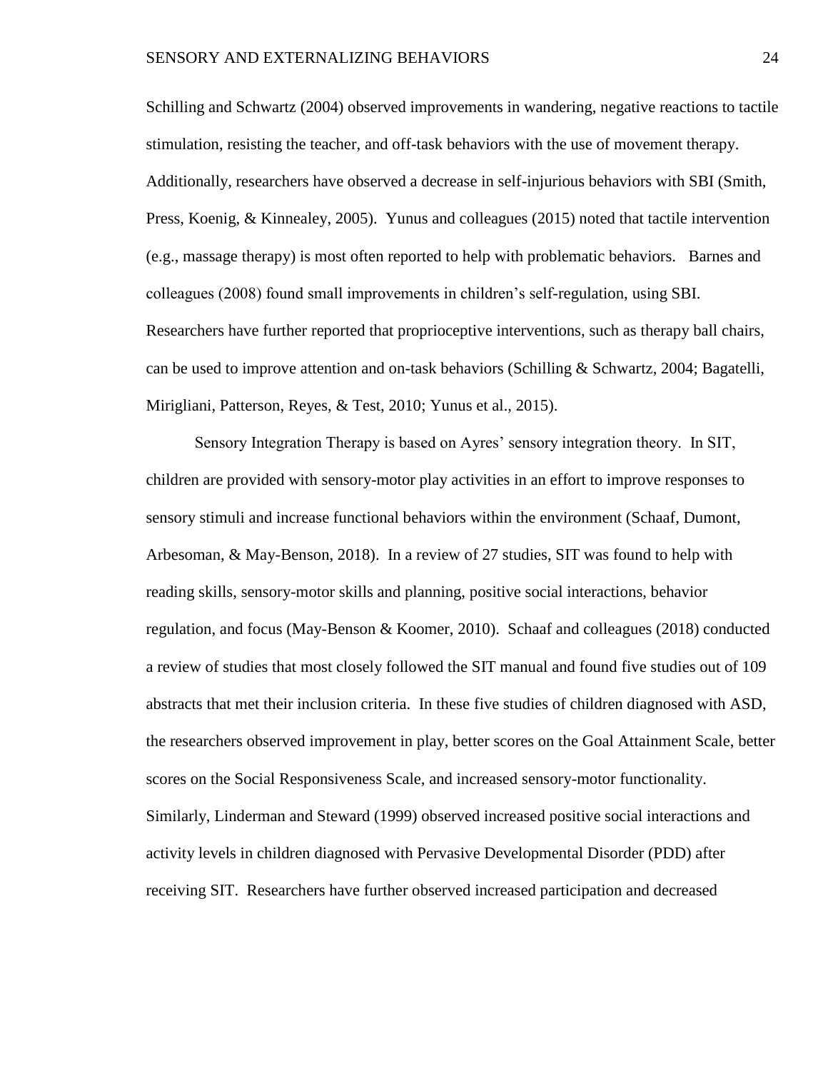Schilling and Schwartz (2004) observed improvements in wandering, negative reactions to tactile stimulation, resisting the teacher, and off-task behaviors with the use of movement therapy. Additionally, researchers have observed a decrease in self-injurious behaviors with SBI (Smith, Press, Koenig, & Kinnealey, 2005). Yunus and colleagues (2015) noted that tactile intervention (e.g., massage therapy) is most often reported to help with problematic behaviors. Barnes and colleagues (2008) found small improvements in children's self-regulation, using SBI. Researchers have further reported that proprioceptive interventions, such as therapy ball chairs, can be used to improve attention and on-task behaviors (Schilling & Schwartz, 2004; Bagatelli, Mirigliani, Patterson, Reyes, & Test, 2010; Yunus et al., 2015).

Sensory Integration Therapy is based on Ayres' sensory integration theory. In SIT, children are provided with sensory-motor play activities in an effort to improve responses to sensory stimuli and increase functional behaviors within the environment (Schaaf, Dumont, Arbesoman, & May-Benson, 2018). In a review of 27 studies, SIT was found to help with reading skills, sensory-motor skills and planning, positive social interactions, behavior regulation, and focus (May-Benson & Koomer, 2010). Schaaf and colleagues (2018) conducted a review of studies that most closely followed the SIT manual and found five studies out of 109 abstracts that met their inclusion criteria. In these five studies of children diagnosed with ASD, the researchers observed improvement in play, better scores on the Goal Attainment Scale, better scores on the Social Responsiveness Scale, and increased sensory-motor functionality. Similarly, Linderman and Steward (1999) observed increased positive social interactions and activity levels in children diagnosed with Pervasive Developmental Disorder (PDD) after receiving SIT. Researchers have further observed increased participation and decreased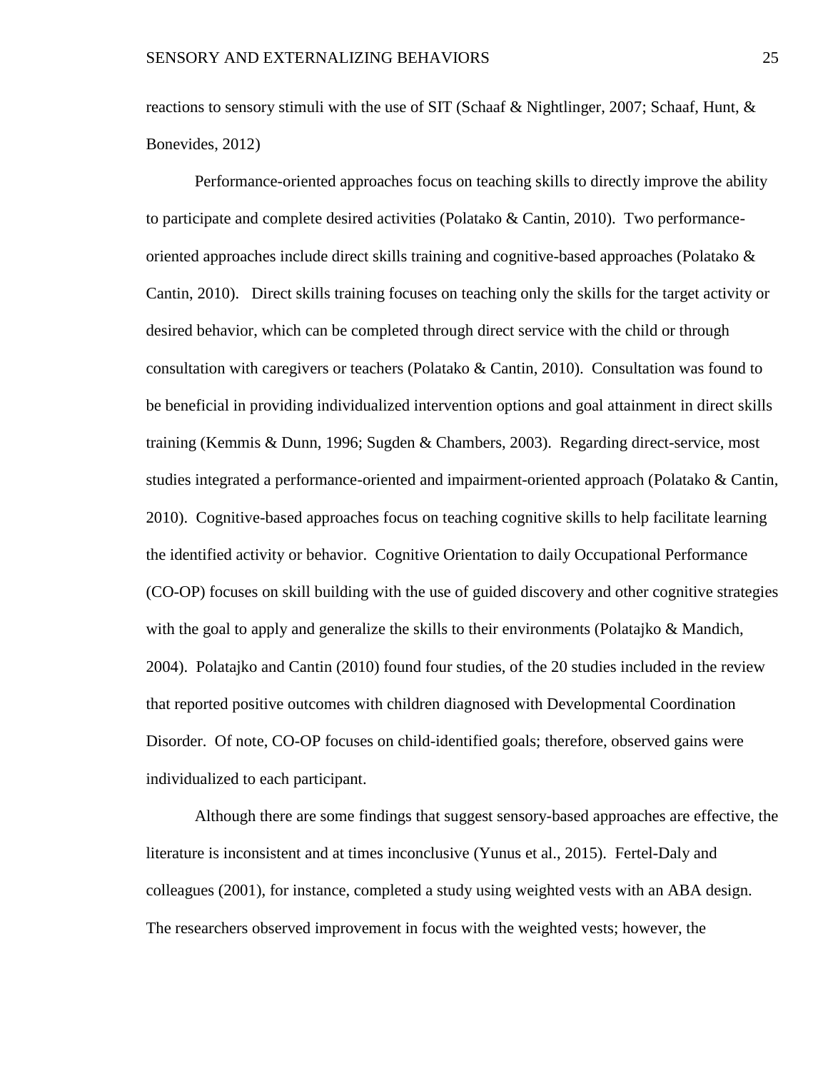reactions to sensory stimuli with the use of SIT (Schaaf & Nightlinger, 2007; Schaaf, Hunt, & Bonevides, 2012)

Performance-oriented approaches focus on teaching skills to directly improve the ability to participate and complete desired activities (Polatako & Cantin, 2010). Two performance-oriented approaches include direct skills training and cognitive-based approaches (Polatako & Cantin, 2010). Direct skills training focuses on teaching only the skills for the target activity or desired behavior, which can be completed through direct service with the child or through consultation with caregivers or teachers (Polatako & Cantin, 2010). Consultation was found to be beneficial in providing individualized intervention options and goal attainment in direct skills training (Kemmis & Dunn, 1996; Sugden & Chambers, 2003). Regarding direct-service, most studies integrated a performance-oriented and impairment-oriented approach (Polatako & Cantin, 2010). Cognitive-based approaches focus on teaching cognitive skills to help facilitate learning the identified activity or behavior. Cognitive Orientation to daily Occupational Performance (CO-OP) focuses on skill building with the use of guided discovery and other cognitive strategies with the goal to apply and generalize the skills to their environments (Polatajko & Mandich, 2004). Polatajko and Cantin (2010) found four studies, of the 20 studies included in the review that reported positive outcomes with children diagnosed with Developmental Coordination Disorder. Of note, CO-OP focuses on child-identified goals; therefore, observed gains were individualized to each participant.

Although there are some findings that suggest sensory-based approaches are effective, the literature is inconsistent and at times inconclusive (Yunus et al., 2015). Fertel-Daly and colleagues (2001), for instance, completed a study using weighted vests with an ABA design. The researchers observed improvement in focus with the weighted vests; however, the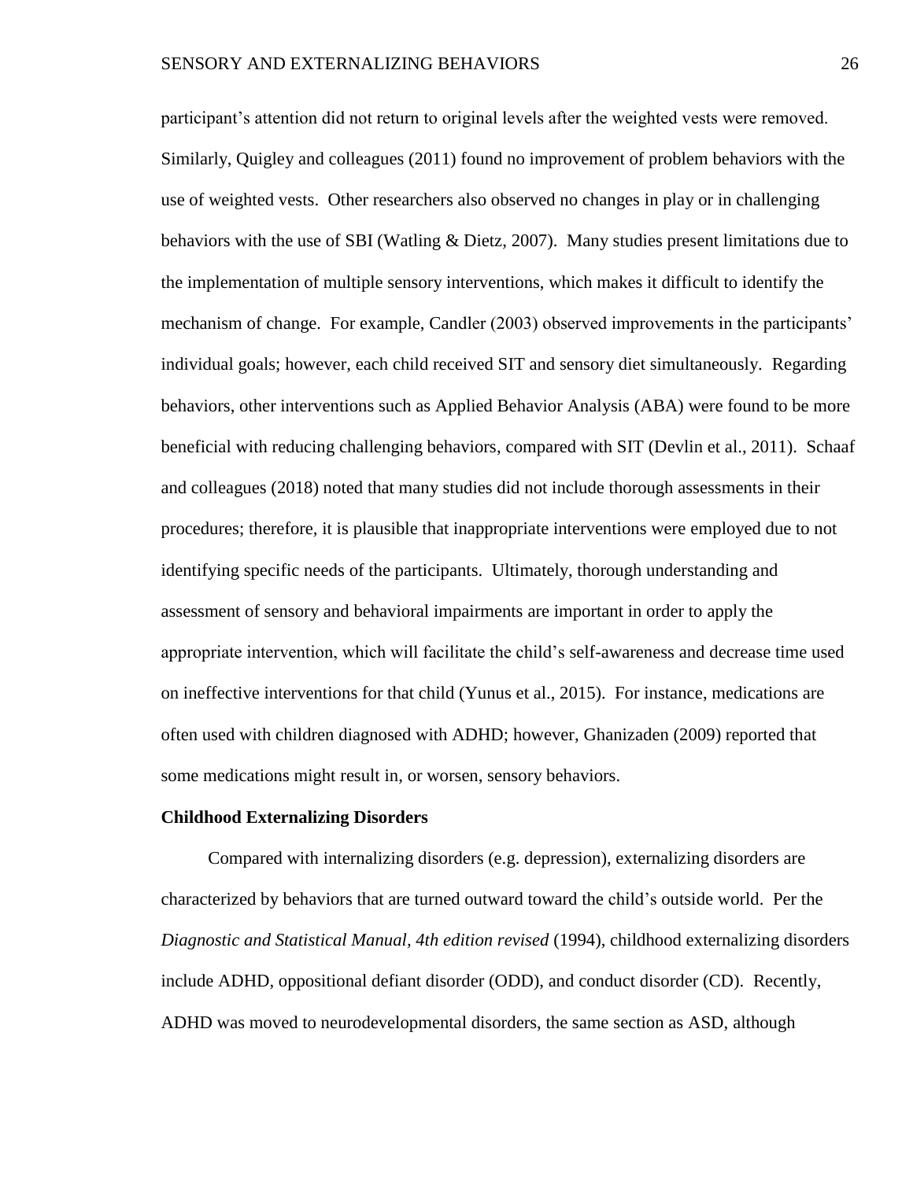participant's attention did not return to original levels after the weighted vests were removed. Similarly, Quigley and colleagues (2011) found no improvement of problem behaviors with the use of weighted vests. Other researchers also observed no changes in play or in challenging behaviors with the use of SBI (Watling & Dietz, 2007). Many studies present limitations due to the implementation of multiple sensory interventions, which makes it difficult to identify the mechanism of change. For example, Candler (2003) observed improvements in the participants' individual goals; however, each child received SIT and sensory diet simultaneously. Regarding behaviors, other interventions such as Applied Behavior Analysis (ABA) were found to be more beneficial with reducing challenging behaviors, compared with SIT (Devlin et al., 2011). Schaaf and colleagues (2018) noted that many studies did not include thorough assessments in their procedures; therefore, it is plausible that inappropriate interventions were employed due to not identifying specific needs of the participants. Ultimately, thorough understanding and assessment of sensory and behavioral impairments are important in order to apply the appropriate intervention, which will facilitate the child's self-awareness and decrease time used on ineffective interventions for that child (Yunus et al., 2015). For instance, medications are often used with children diagnosed with ADHD; however, Ghanizaden (2009) reported that some medications might result in, or worsen, sensory behaviors.

**Childhood Externalizing Disorders**

Compared with internalizing disorders (e.g. depression), externalizing disorders are characterized by behaviors that are turned outward toward the child's outside world. Per the *Diagnostic and Statistical Manual, 4th edition revised* (1994), childhood externalizing disorders include ADHD, oppositional defiant disorder (ODD), and conduct disorder (CD). Recently, ADHD was moved to neurodevelopmental disorders, the same section as ASD, although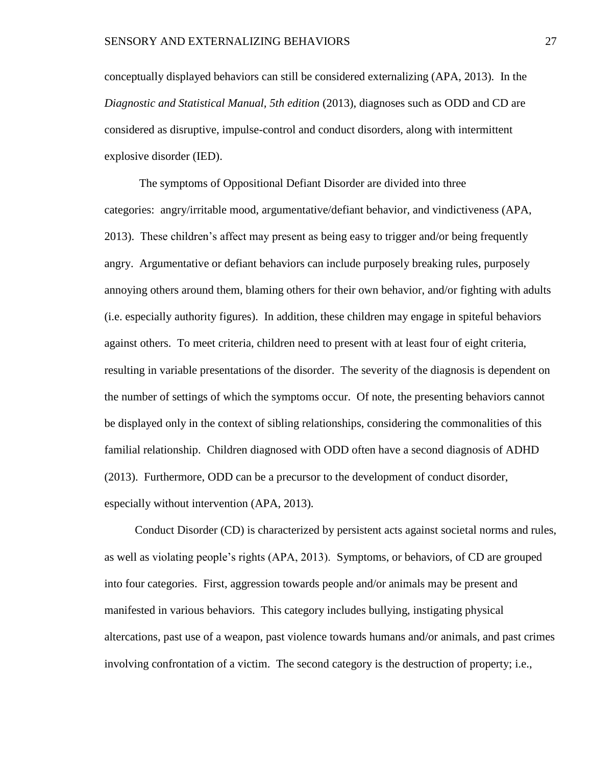conceptually displayed behaviors can still be considered externalizing (APA, 2013). In the *Diagnostic and Statistical Manual, 5th edition* (2013), diagnoses such as ODD and CD are considered as disruptive, impulse-control and conduct disorders, along with intermittent explosive disorder (IED).

The symptoms of Oppositional Defiant Disorder are divided into three categories: angry/irritable mood, argumentative/defiant behavior, and vindictiveness (APA, 2013). These children's affect may present as being easy to trigger and/or being frequently angry. Argumentative or defiant behaviors can include purposely breaking rules, purposely annoying others around them, blaming others for their own behavior, and/or fighting with adults (i.e. especially authority figures). In addition, these children may engage in spiteful behaviors against others. To meet criteria, children need to present with at least four of eight criteria, resulting in variable presentations of the disorder. The severity of the diagnosis is dependent on the number of settings of which the symptoms occur. Of note, the presenting behaviors cannot be displayed only in the context of sibling relationships, considering the commonalities of this familial relationship. Children diagnosed with ODD often have a second diagnosis of ADHD (2013). Furthermore, ODD can be a precursor to the development of conduct disorder, especially without intervention (APA, 2013).

Conduct Disorder (CD) is characterized by persistent acts against societal norms and rules, as well as violating people's rights (APA, 2013). Symptoms, or behaviors, of CD are grouped into four categories. First, aggression towards people and/or animals may be present and manifested in various behaviors. This category includes bullying, instigating physical altercations, past use of a weapon, past violence towards humans and/or animals, and past crimes involving confrontation of a victim. The second category is the destruction of property; i.e.,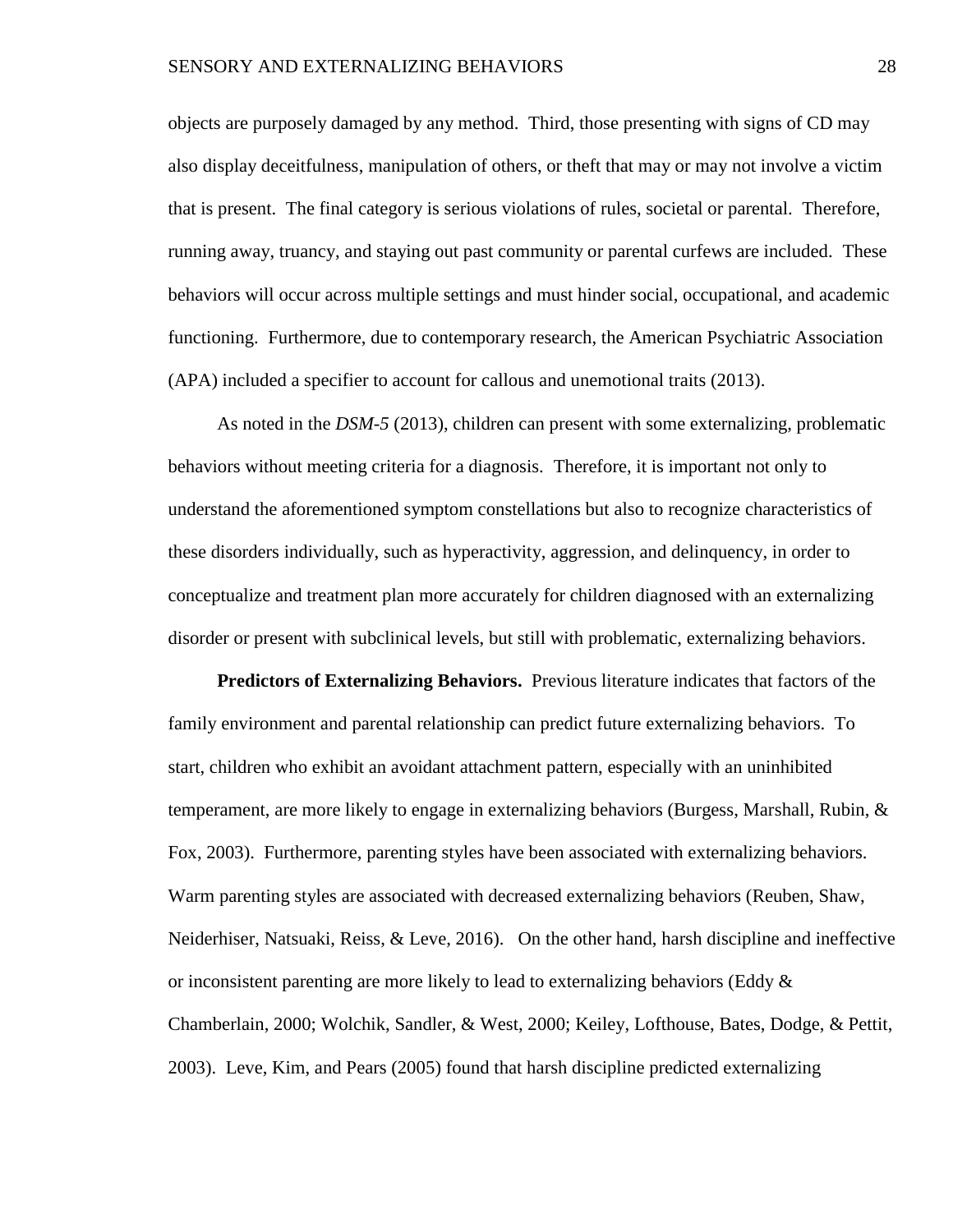objects are purposely damaged by any method. Third, those presenting with signs of CD may also display deceitfulness, manipulation of others, or theft that may or may not involve a victim that is present. The final category is serious violations of rules, societal or parental. Therefore, running away, truancy, and staying out past community or parental curfews are included. These behaviors will occur across multiple settings and must hinder social, occupational, and academic functioning. Furthermore, due to contemporary research, the American Psychiatric Association (APA) included a specifier to account for callous and unemotional traits (2013).

As noted in the *DSM-5* (2013), children can present with some externalizing, problematic behaviors without meeting criteria for a diagnosis. Therefore, it is important not only to understand the aforementioned symptom constellations but also to recognize characteristics of these disorders individually, such as hyperactivity, aggression, and delinquency, in order to conceptualize and treatment plan more accurately for children diagnosed with an externalizing disorder or present with subclinical levels, but still with problematic, externalizing behaviors.

**Predictors of Externalizing Behaviors.** Previous literature indicates that factors of the family environment and parental relationship can predict future externalizing behaviors. To start, children who exhibit an avoidant attachment pattern, especially with an uninhibited temperament, are more likely to engage in externalizing behaviors (Burgess, Marshall, Rubin, & Fox, 2003). Furthermore, parenting styles have been associated with externalizing behaviors. Warm parenting styles are associated with decreased externalizing behaviors (Reuben, Shaw, Neiderhiser, Natsuaki, Reiss, & Leve, 2016). On the other hand, harsh discipline and ineffective or inconsistent parenting are more likely to lead to externalizing behaviors (Eddy & Chamberlain, 2000; Wolchik, Sandler, & West, 2000; Keiley, Lofthouse, Bates, Dodge, & Pettit, 2003). Leve, Kim, and Pears (2005) found that harsh discipline predicted externalizing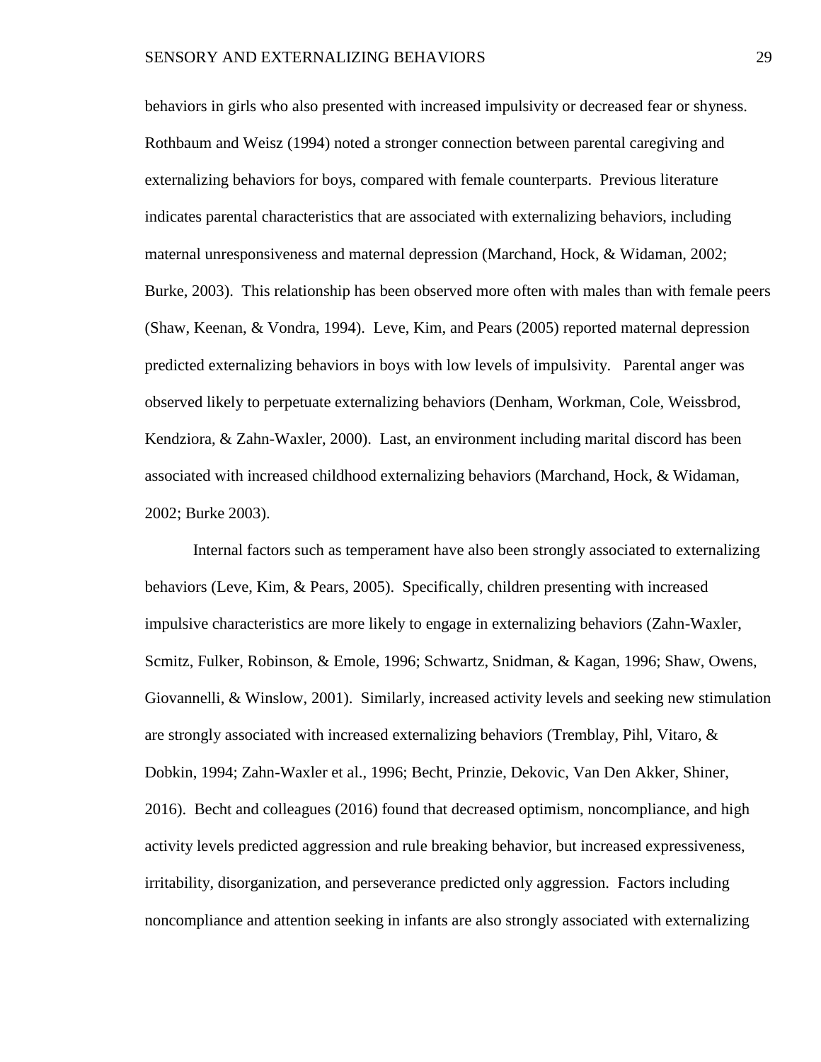behaviors in girls who also presented with increased impulsivity or decreased fear or shyness. Rothbaum and Weisz (1994) noted a stronger connection between parental caregiving and externalizing behaviors for boys, compared with female counterparts. Previous literature indicates parental characteristics that are associated with externalizing behaviors, including maternal unresponsiveness and maternal depression (Marchand, Hock, & Widaman, 2002; Burke, 2003). This relationship has been observed more often with males than with female peers (Shaw, Keenan, & Vondra, 1994). Leve, Kim, and Pears (2005) reported maternal depression predicted externalizing behaviors in boys with low levels of impulsivity. Parental anger was observed likely to perpetuate externalizing behaviors (Denham, Workman, Cole, Weissbrod, Kendziora, & Zahn-Waxler, 2000). Last, an environment including marital discord has been associated with increased childhood externalizing behaviors (Marchand, Hock, & Widaman, 2002; Burke 2003).

Internal factors such as temperament have also been strongly associated to externalizing behaviors (Leve, Kim, & Pears, 2005). Specifically, children presenting with increased impulsive characteristics are more likely to engage in externalizing behaviors (Zahn-Waxler, Scmitz, Fulker, Robinson, & Emole, 1996; Schwartz, Snidman, & Kagan, 1996; Shaw, Owens, Giovannelli, & Winslow, 2001). Similarly, increased activity levels and seeking new stimulation are strongly associated with increased externalizing behaviors (Tremblay, Pihl, Vitaro, & Dobkin, 1994; Zahn-Waxler et al., 1996; Becht, Prinzie, Dekovic, Van Den Akker, Shiner, 2016). Becht and colleagues (2016) found that decreased optimism, noncompliance, and high activity levels predicted aggression and rule breaking behavior, but increased expressiveness, irritability, disorganization, and perseverance predicted only aggression. Factors including noncompliance and attention seeking in infants are also strongly associated with externalizing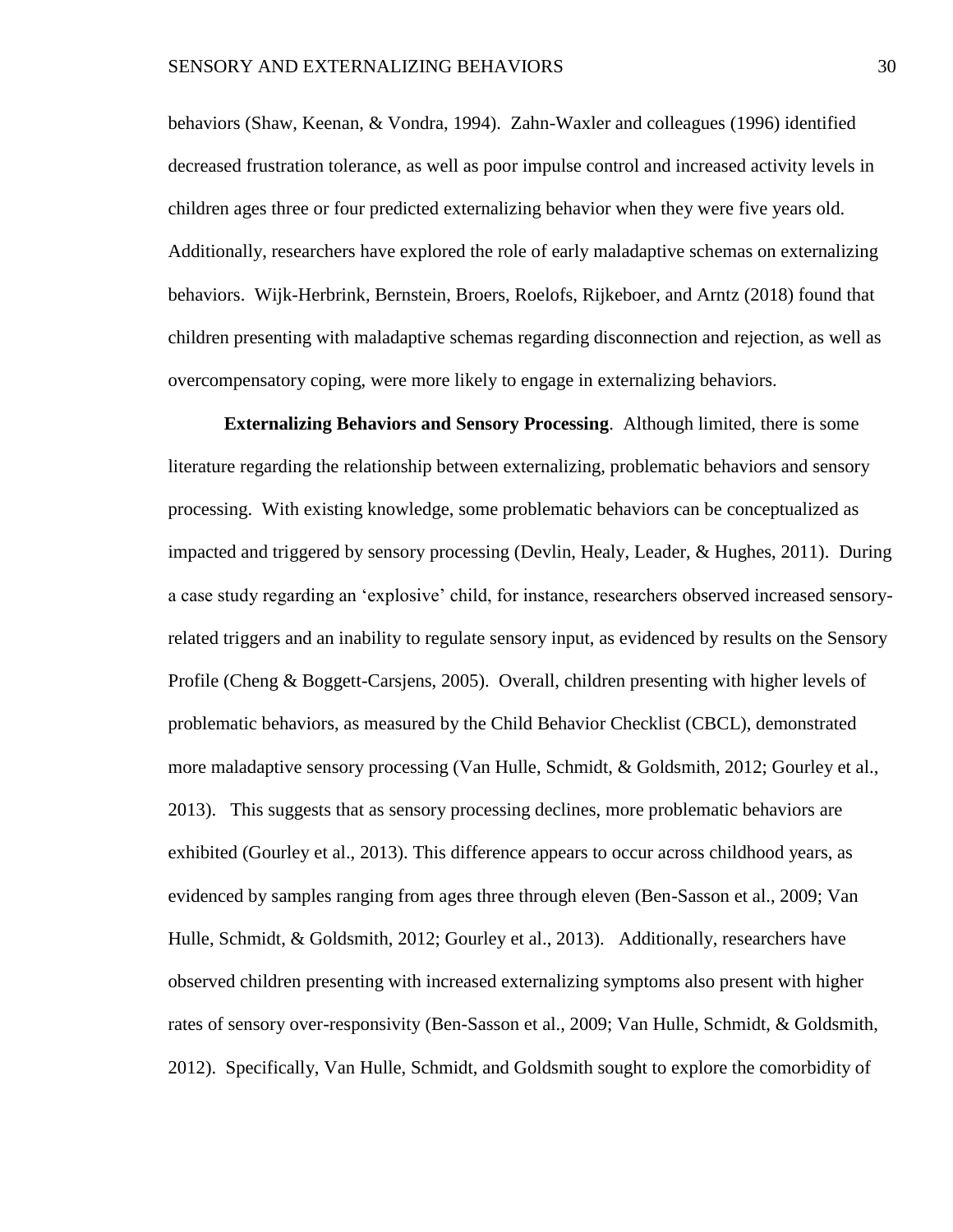behaviors (Shaw, Keenan, & Vondra, 1994). Zahn-Waxler and colleagues (1996) identified decreased frustration tolerance, as well as poor impulse control and increased activity levels in children ages three or four predicted externalizing behavior when they were five years old. Additionally, researchers have explored the role of early maladaptive schemas on externalizing behaviors. Wijk-Herbrink, Bernstein, Broers, Roelofs, Rijkeboer, and Arntz (2018) found that children presenting with maladaptive schemas regarding disconnection and rejection, as well as overcompensatory coping, were more likely to engage in externalizing behaviors.

**Externalizing Behaviors and Sensory Processing**. Although limited, there is some literature regarding the relationship between externalizing, problematic behaviors and sensory processing. With existing knowledge, some problematic behaviors can be conceptualized as impacted and triggered by sensory processing (Devlin, Healy, Leader, & Hughes, 2011). During a case study regarding an 'explosive' child, for instance, researchers observed increased sensory-related triggers and an inability to regulate sensory input, as evidenced by results on the Sensory Profile (Cheng & Boggett-Carsjens, 2005). Overall, children presenting with higher levels of problematic behaviors, as measured by the Child Behavior Checklist (CBCL), demonstrated more maladaptive sensory processing (Van Hulle, Schmidt, & Goldsmith, 2012; Gourley et al., 2013). This suggests that as sensory processing declines, more problematic behaviors are exhibited (Gourley et al., 2013). This difference appears to occur across childhood years, as evidenced by samples ranging from ages three through eleven (Ben-Sasson et al., 2009; Van Hulle, Schmidt, & Goldsmith, 2012; Gourley et al., 2013). Additionally, researchers have observed children presenting with increased externalizing symptoms also present with higher rates of sensory over-responsivity (Ben-Sasson et al., 2009; Van Hulle, Schmidt, & Goldsmith, 2012). Specifically, Van Hulle, Schmidt, and Goldsmith sought to explore the comorbidity of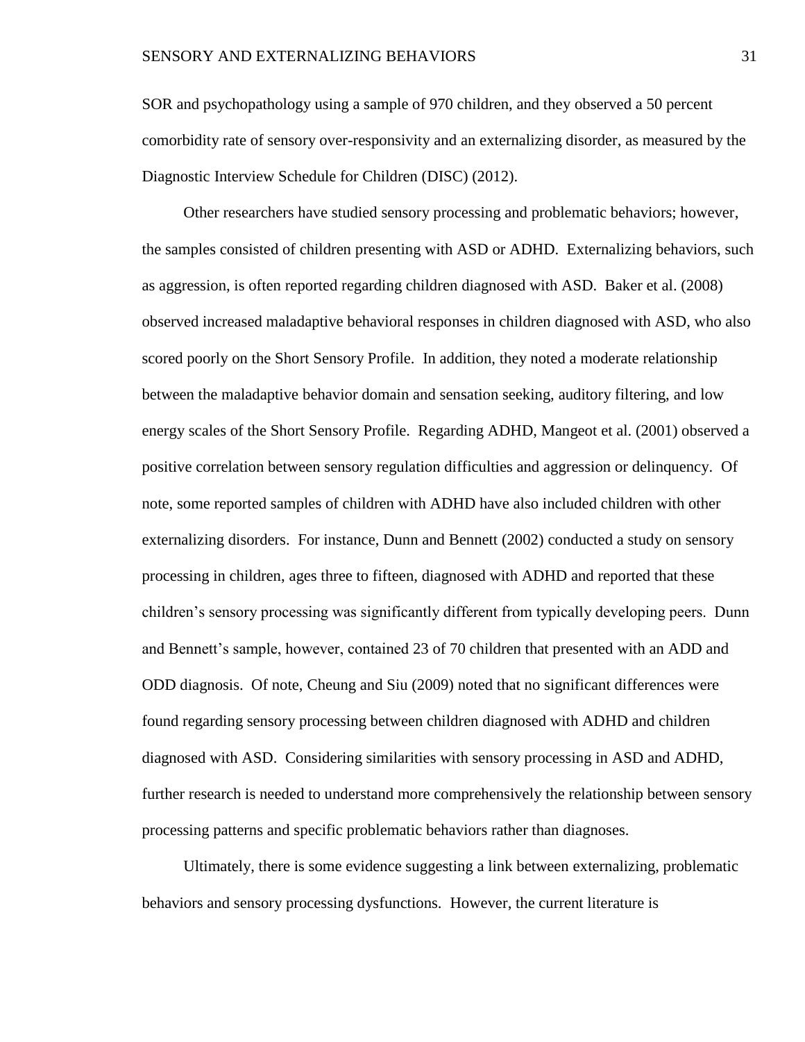SOR and psychopathology using a sample of 970 children, and they observed a 50 percent comorbidity rate of sensory over-responsivity and an externalizing disorder, as measured by the Diagnostic Interview Schedule for Children (DISC) (2012).

Other researchers have studied sensory processing and problematic behaviors; however, the samples consisted of children presenting with ASD or ADHD. Externalizing behaviors, such as aggression, is often reported regarding children diagnosed with ASD. Baker et al. (2008) observed increased maladaptive behavioral responses in children diagnosed with ASD, who also scored poorly on the Short Sensory Profile. In addition, they noted a moderate relationship between the maladaptive behavior domain and sensation seeking, auditory filtering, and low energy scales of the Short Sensory Profile. Regarding ADHD, Mangeot et al. (2001) observed a positive correlation between sensory regulation difficulties and aggression or delinquency. Of note, some reported samples of children with ADHD have also included children with other externalizing disorders. For instance, Dunn and Bennett (2002) conducted a study on sensory processing in children, ages three to fifteen, diagnosed with ADHD and reported that these children's sensory processing was significantly different from typically developing peers. Dunn and Bennett's sample, however, contained 23 of 70 children that presented with an ADD and ODD diagnosis. Of note, Cheung and Siu (2009) noted that no significant differences were found regarding sensory processing between children diagnosed with ADHD and children diagnosed with ASD. Considering similarities with sensory processing in ASD and ADHD, further research is needed to understand more comprehensively the relationship between sensory processing patterns and specific problematic behaviors rather than diagnoses.

Ultimately, there is some evidence suggesting a link between externalizing, problematic behaviors and sensory processing dysfunctions. However, the current literature is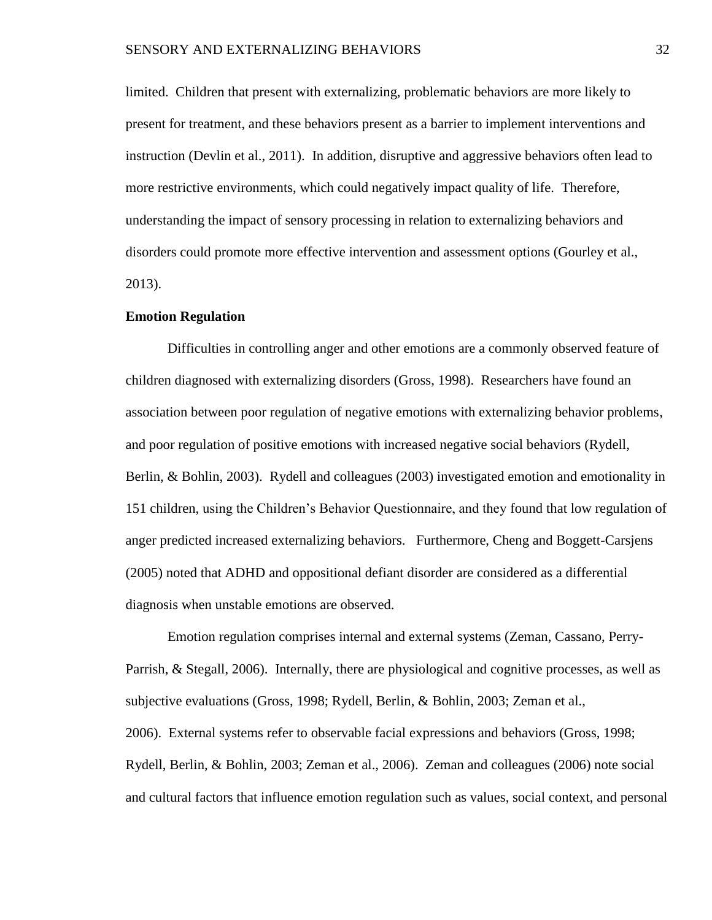limited. Children that present with externalizing, problematic behaviors are more likely to present for treatment, and these behaviors present as a barrier to implement interventions and instruction (Devlin et al., 2011). In addition, disruptive and aggressive behaviors often lead to more restrictive environments, which could negatively impact quality of life. Therefore, understanding the impact of sensory processing in relation to externalizing behaviors and disorders could promote more effective intervention and assessment options (Gourley et al., 2013).

**Emotion Regulation**

Difficulties in controlling anger and other emotions are a commonly observed feature of children diagnosed with externalizing disorders (Gross, 1998). Researchers have found an association between poor regulation of negative emotions with externalizing behavior problems, and poor regulation of positive emotions with increased negative social behaviors (Rydell, Berlin, & Bohlin, 2003). Rydell and colleagues (2003) investigated emotion and emotionality in 151 children, using the Children's Behavior Questionnaire, and they found that low regulation of anger predicted increased externalizing behaviors. Furthermore, Cheng and Boggett-Carsjens (2005) noted that ADHD and oppositional defiant disorder are considered as a differential diagnosis when unstable emotions are observed.

Emotion regulation comprises internal and external systems (Zeman, Cassano, Perry-Parrish, & Stegall, 2006). Internally, there are physiological and cognitive processes, as well as subjective evaluations (Gross, 1998; Rydell, Berlin, & Bohlin, 2003; Zeman et al., 2006). External systems refer to observable facial expressions and behaviors (Gross, 1998; Rydell, Berlin, & Bohlin, 2003; Zeman et al., 2006). Zeman and colleagues (2006) note social and cultural factors that influence emotion regulation such as values, social context, and personal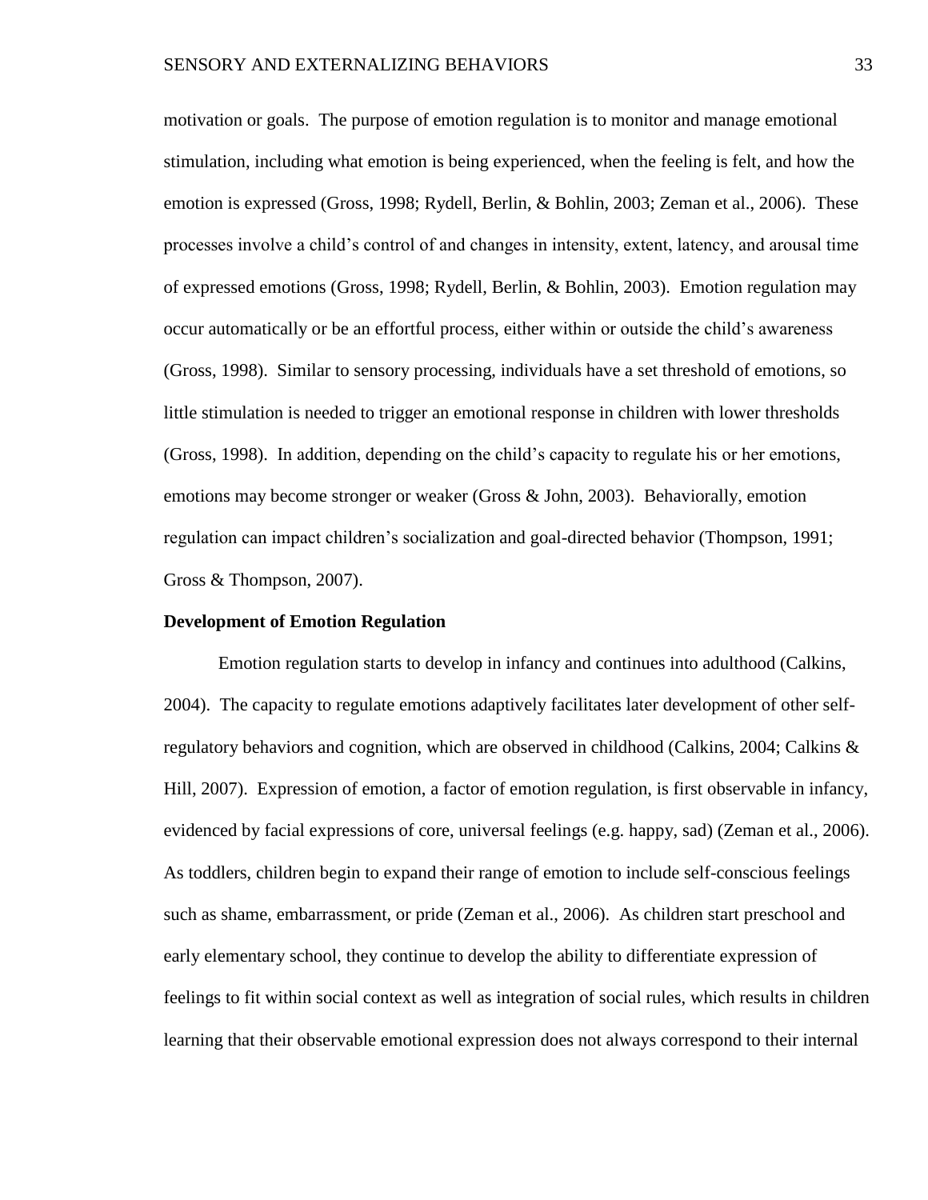motivation or goals. The purpose of emotion regulation is to monitor and manage emotional stimulation, including what emotion is being experienced, when the feeling is felt, and how the emotion is expressed (Gross, 1998; Rydell, Berlin, & Bohlin, 2003; Zeman et al., 2006). These processes involve a child's control of and changes in intensity, extent, latency, and arousal time of expressed emotions (Gross, 1998; Rydell, Berlin, & Bohlin, 2003). Emotion regulation may occur automatically or be an effortful process, either within or outside the child's awareness (Gross, 1998). Similar to sensory processing, individuals have a set threshold of emotions, so little stimulation is needed to trigger an emotional response in children with lower thresholds (Gross, 1998). In addition, depending on the child's capacity to regulate his or her emotions, emotions may become stronger or weaker (Gross & John, 2003). Behaviorally, emotion regulation can impact children's socialization and goal-directed behavior (Thompson, 1991; Gross & Thompson, 2007).

**Development of Emotion Regulation**

Emotion regulation starts to develop in infancy and continues into adulthood (Calkins, 2004). The capacity to regulate emotions adaptively facilitates later development of other self-regulatory behaviors and cognition, which are observed in childhood (Calkins, 2004; Calkins & Hill, 2007). Expression of emotion, a factor of emotion regulation, is first observable in infancy, evidenced by facial expressions of core, universal feelings (e.g. happy, sad) (Zeman et al., 2006). As toddlers, children begin to expand their range of emotion to include self-conscious feelings such as shame, embarrassment, or pride (Zeman et al., 2006). As children start preschool and early elementary school, they continue to develop the ability to differentiate expression of feelings to fit within social context as well as integration of social rules, which results in children learning that their observable emotional expression does not always correspond to their internal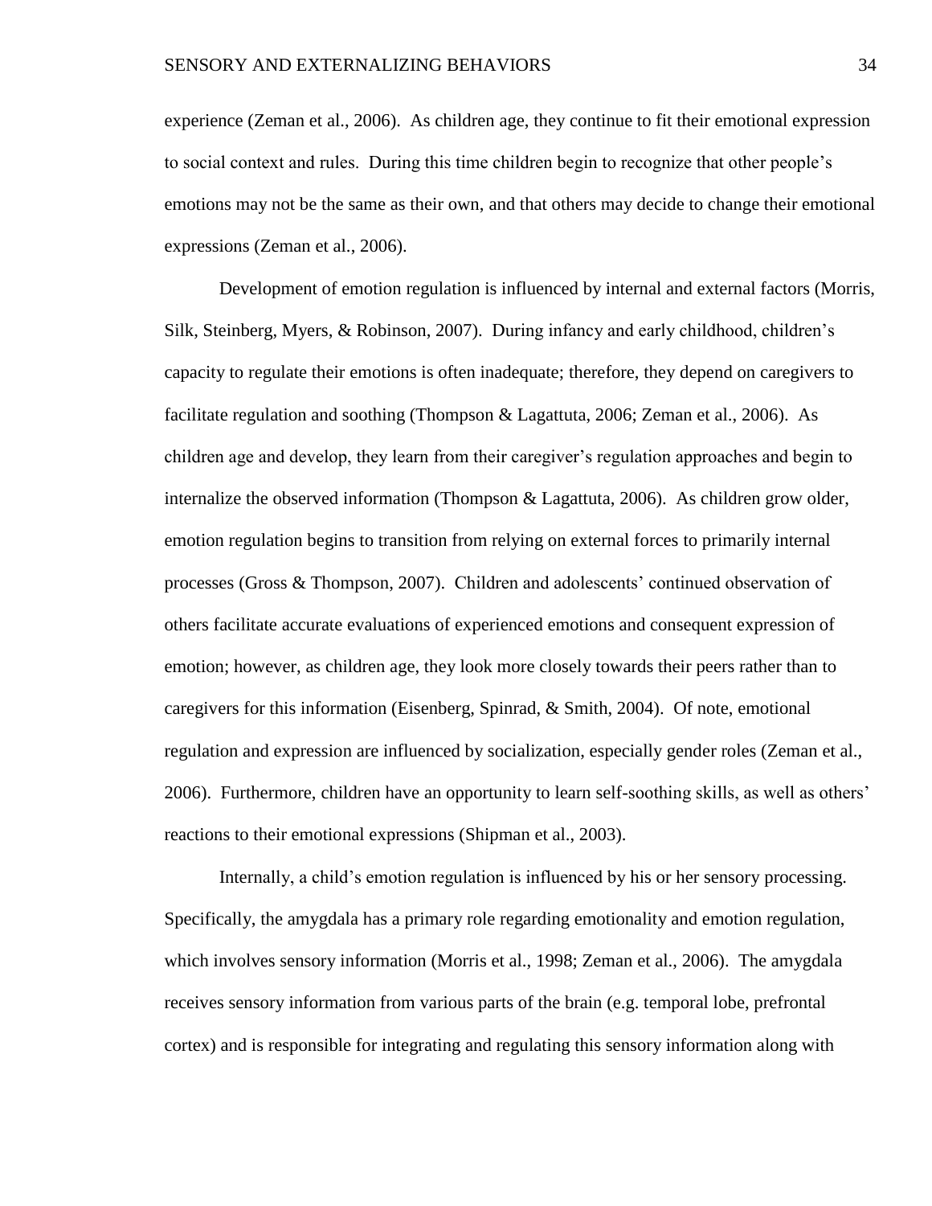experience (Zeman et al., 2006). As children age, they continue to fit their emotional expression to social context and rules. During this time children begin to recognize that other people's emotions may not be the same as their own, and that others may decide to change their emotional expressions (Zeman et al., 2006).

Development of emotion regulation is influenced by internal and external factors (Morris, Silk, Steinberg, Myers, & Robinson, 2007). During infancy and early childhood, children's capacity to regulate their emotions is often inadequate; therefore, they depend on caregivers to facilitate regulation and soothing (Thompson & Lagattuta, 2006; Zeman et al., 2006). As children age and develop, they learn from their caregiver's regulation approaches and begin to internalize the observed information (Thompson & Lagattuta, 2006). As children grow older, emotion regulation begins to transition from relying on external forces to primarily internal processes (Gross & Thompson, 2007). Children and adolescents' continued observation of others facilitate accurate evaluations of experienced emotions and consequent expression of emotion; however, as children age, they look more closely towards their peers rather than to caregivers for this information (Eisenberg, Spinrad, & Smith, 2004). Of note, emotional regulation and expression are influenced by socialization, especially gender roles (Zeman et al., 2006). Furthermore, children have an opportunity to learn self-soothing skills, as well as others' reactions to their emotional expressions (Shipman et al., 2003).

Internally, a child's emotion regulation is influenced by his or her sensory processing. Specifically, the amygdala has a primary role regarding emotionality and emotion regulation, which involves sensory information (Morris et al., 1998; Zeman et al., 2006). The amygdala receives sensory information from various parts of the brain (e.g. temporal lobe, prefrontal cortex) and is responsible for integrating and regulating this sensory information along with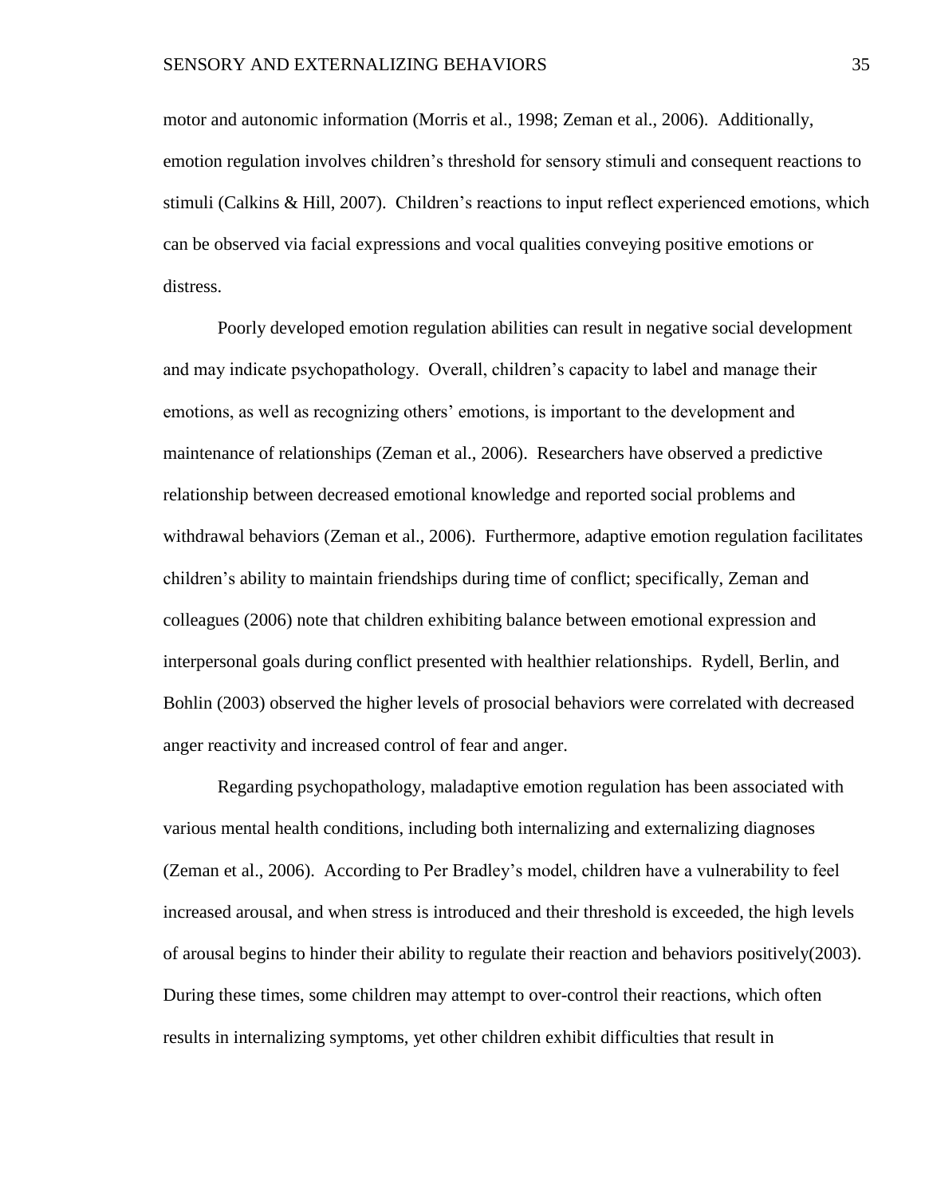motor and autonomic information (Morris et al., 1998; Zeman et al., 2006). Additionally, emotion regulation involves children's threshold for sensory stimuli and consequent reactions to stimuli (Calkins & Hill, 2007). Children's reactions to input reflect experienced emotions, which can be observed via facial expressions and vocal qualities conveying positive emotions or distress.

Poorly developed emotion regulation abilities can result in negative social development and may indicate psychopathology. Overall, children's capacity to label and manage their emotions, as well as recognizing others' emotions, is important to the development and maintenance of relationships (Zeman et al., 2006). Researchers have observed a predictive relationship between decreased emotional knowledge and reported social problems and withdrawal behaviors (Zeman et al., 2006). Furthermore, adaptive emotion regulation facilitates children's ability to maintain friendships during time of conflict; specifically, Zeman and colleagues (2006) note that children exhibiting balance between emotional expression and interpersonal goals during conflict presented with healthier relationships. Rydell, Berlin, and Bohlin (2003) observed the higher levels of prosocial behaviors were correlated with decreased anger reactivity and increased control of fear and anger.

Regarding psychopathology, maladaptive emotion regulation has been associated with various mental health conditions, including both internalizing and externalizing diagnoses (Zeman et al., 2006). According to Per Bradley's model, children have a vulnerability to feel increased arousal, and when stress is introduced and their threshold is exceeded, the high levels of arousal begins to hinder their ability to regulate their reaction and behaviors positively(2003). During these times, some children may attempt to over-control their reactions, which often results in internalizing symptoms, yet other children exhibit difficulties that result in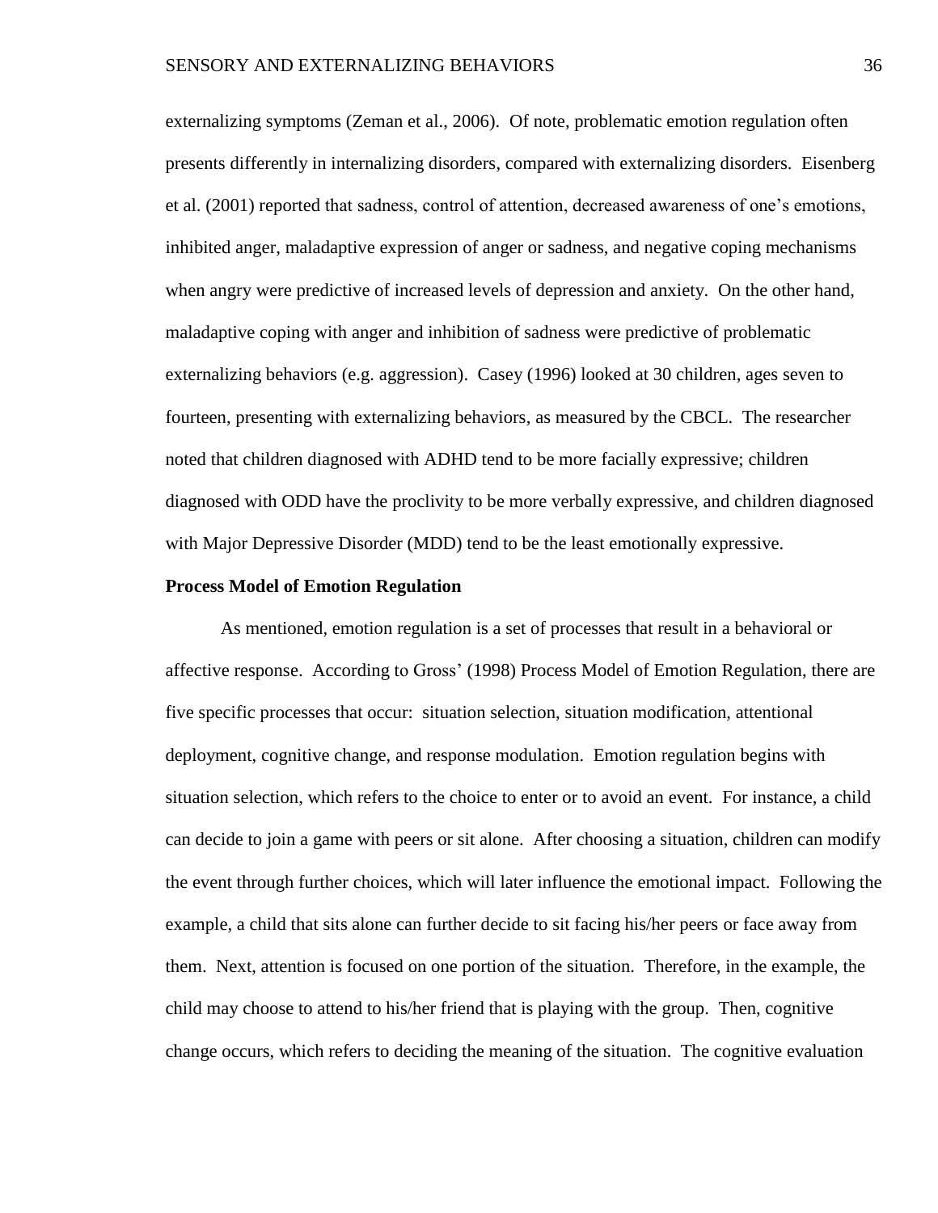externalizing symptoms (Zeman et al., 2006). Of note, problematic emotion regulation often presents differently in internalizing disorders, compared with externalizing disorders. Eisenberg et al. (2001) reported that sadness, control of attention, decreased awareness of one's emotions, inhibited anger, maladaptive expression of anger or sadness, and negative coping mechanisms when angry were predictive of increased levels of depression and anxiety. On the other hand, maladaptive coping with anger and inhibition of sadness were predictive of problematic externalizing behaviors (e.g. aggression). Casey (1996) looked at 30 children, ages seven to fourteen, presenting with externalizing behaviors, as measured by the CBCL. The researcher noted that children diagnosed with ADHD tend to be more facially expressive; children diagnosed with ODD have the proclivity to be more verbally expressive, and children diagnosed with Major Depressive Disorder (MDD) tend to be the least emotionally expressive.

**Process Model of Emotion Regulation**

As mentioned, emotion regulation is a set of processes that result in a behavioral or affective response. According to Gross' (1998) Process Model of Emotion Regulation, there are five specific processes that occur: situation selection, situation modification, attentional deployment, cognitive change, and response modulation. Emotion regulation begins with situation selection, which refers to the choice to enter or to avoid an event. For instance, a child can decide to join a game with peers or sit alone. After choosing a situation, children can modify the event through further choices, which will later influence the emotional impact. Following the example, a child that sits alone can further decide to sit facing his/her peers or face away from them. Next, attention is focused on one portion of the situation. Therefore, in the example, the child may choose to attend to his/her friend that is playing with the group. Then, cognitive change occurs, which refers to deciding the meaning of the situation. The cognitive evaluation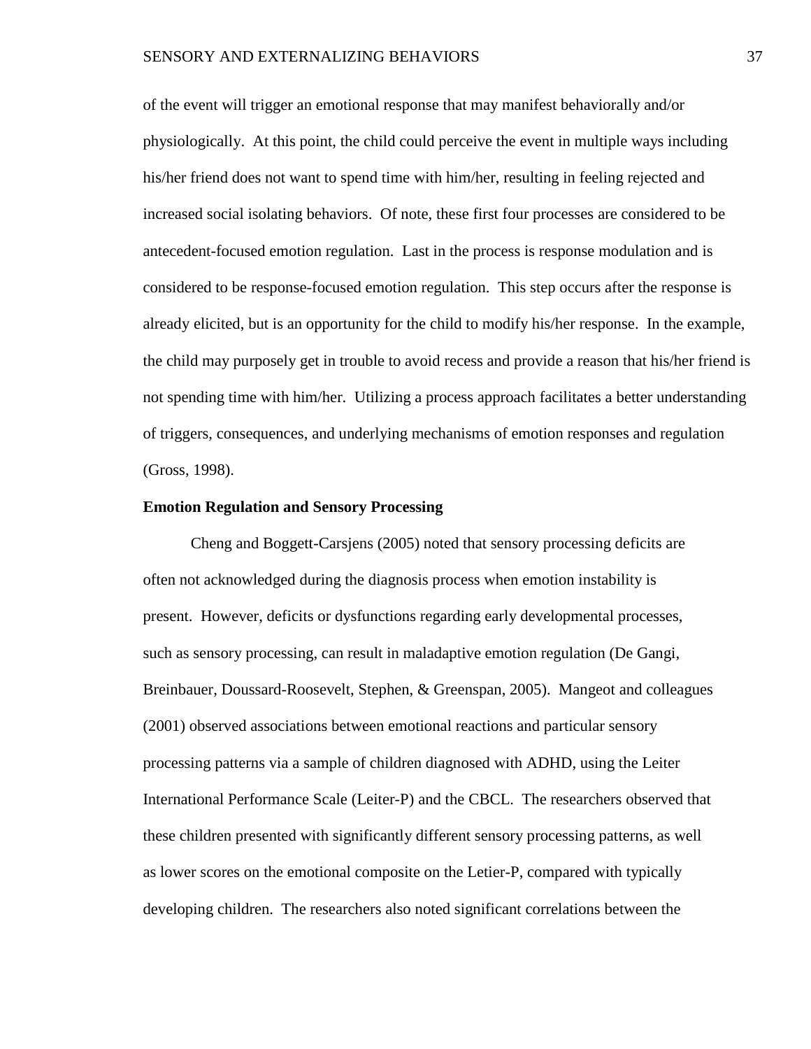of the event will trigger an emotional response that may manifest behaviorally and/or physiologically. At this point, the child could perceive the event in multiple ways including his/her friend does not want to spend time with him/her, resulting in feeling rejected and increased social isolating behaviors. Of note, these first four processes are considered to be antecedent-focused emotion regulation. Last in the process is response modulation and is considered to be response-focused emotion regulation. This step occurs after the response is already elicited, but is an opportunity for the child to modify his/her response. In the example, the child may purposely get in trouble to avoid recess and provide a reason that his/her friend is not spending time with him/her. Utilizing a process approach facilitates a better understanding of triggers, consequences, and underlying mechanisms of emotion responses and regulation (Gross, 1998).

**Emotion Regulation and Sensory Processing**

Cheng and Boggett-Carsjens (2005) noted that sensory processing deficits are often not acknowledged during the diagnosis process when emotion instability is present. However, deficits or dysfunctions regarding early developmental processes, such as sensory processing, can result in maladaptive emotion regulation (De Gangi, Breinbauer, Doussard-Roosevelt, Stephen, & Greenspan, 2005). Mangeot and colleagues (2001) observed associations between emotional reactions and particular sensory processing patterns via a sample of children diagnosed with ADHD, using the Leiter International Performance Scale (Leiter-P) and the CBCL. The researchers observed that these children presented with significantly different sensory processing patterns, as well as lower scores on the emotional composite on the Letier-P, compared with typically developing children. The researchers also noted significant correlations between the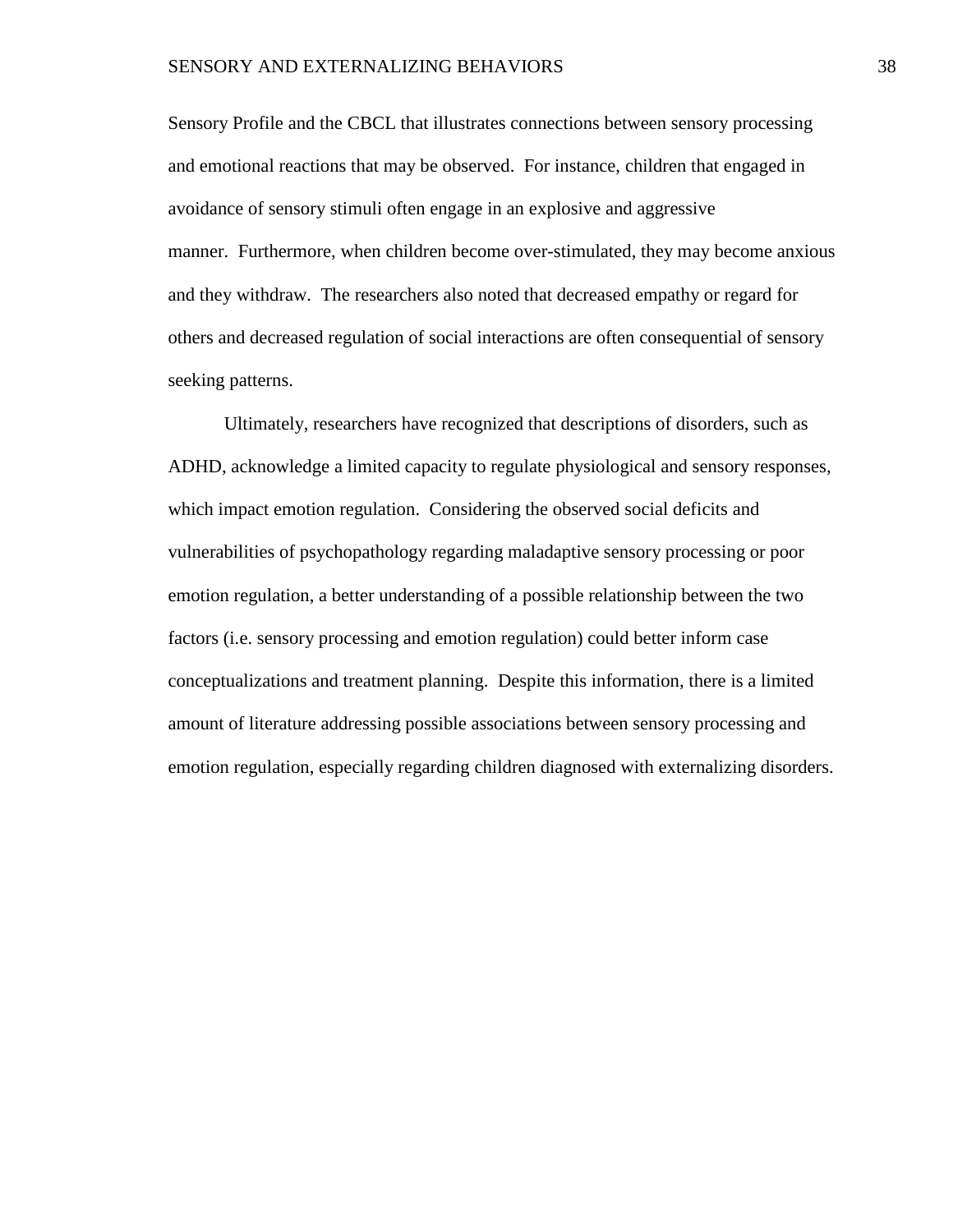Sensory Profile and the CBCL that illustrates connections between sensory processing and emotional reactions that may be observed.  For instance, children that engaged in avoidance of sensory stimuli often engage in an explosive and aggressive manner.  Furthermore, when children become over-stimulated, they may become anxious and they withdraw.  The researchers also noted that decreased empathy or regard for others and decreased regulation of social interactions are often consequential of sensory seeking patterns.

Ultimately, researchers have recognized that descriptions of disorders, such as ADHD, acknowledge a limited capacity to regulate physiological and sensory responses, which impact emotion regulation.  Considering the observed social deficits and vulnerabilities of psychopathology regarding maladaptive sensory processing or poor emotion regulation, a better understanding of a possible relationship between the two factors (i.e. sensory processing and emotion regulation) could better inform case conceptualizations and treatment planning.  Despite this information, there is a limited amount of literature addressing possible associations between sensory processing and emotion regulation, especially regarding children diagnosed with externalizing disorders.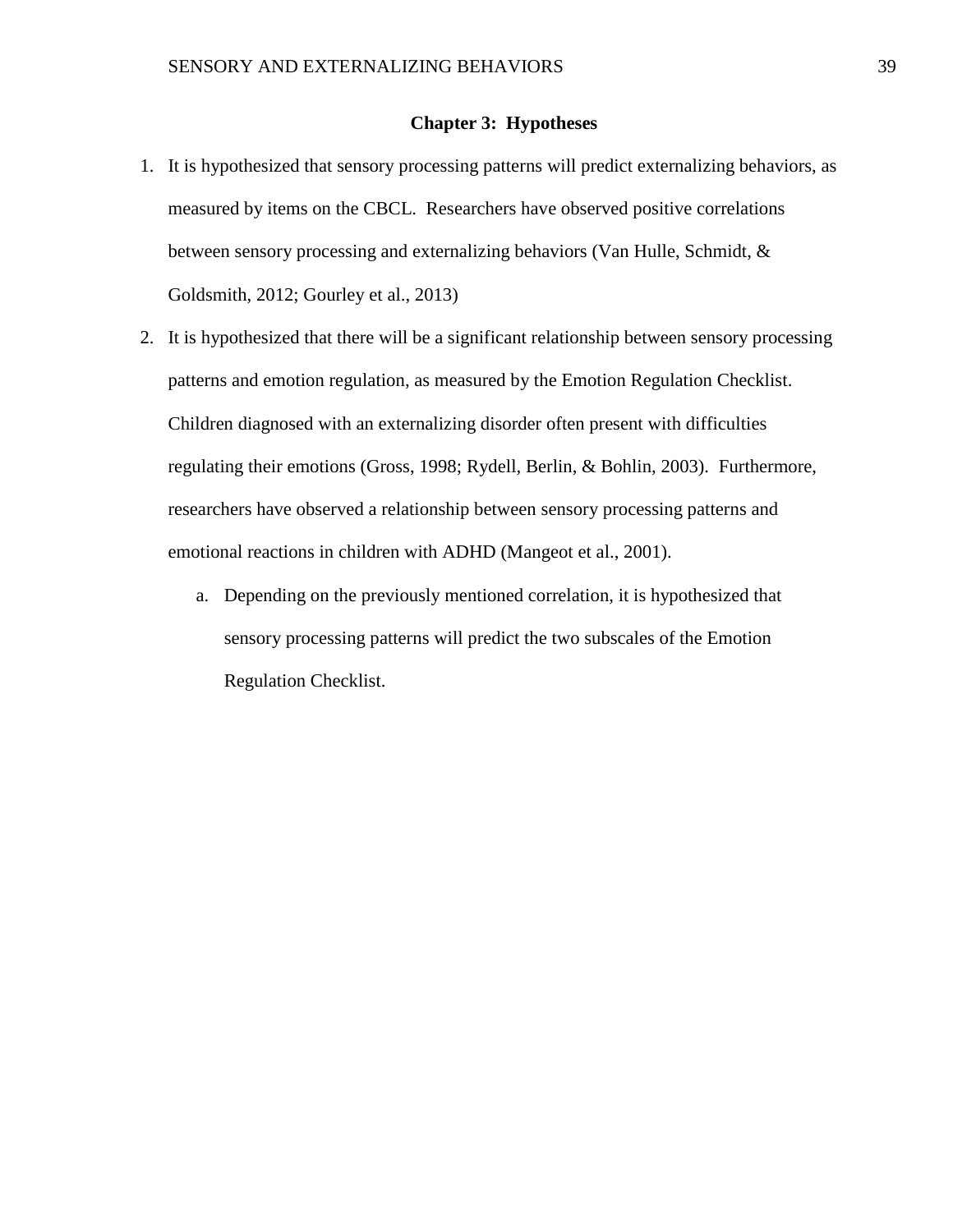## Chapter 3: Hypotheses

1. It is hypothesized that sensory processing patterns will predict externalizing behaviors, as measured by items on the CBCL. Researchers have observed positive correlations between sensory processing and externalizing behaviors (Van Hulle, Schmidt, & Goldsmith, 2012; Gourley et al., 2013)
2. It is hypothesized that there will be a significant relationship between sensory processing patterns and emotion regulation, as measured by the Emotion Regulation Checklist. Children diagnosed with an externalizing disorder often present with difficulties regulating their emotions (Gross, 1998; Rydell, Berlin, & Bohlin, 2003). Furthermore, researchers have observed a relationship between sensory processing patterns and emotional reactions in children with ADHD (Mangeot et al., 2001).
   a. Depending on the previously mentioned correlation, it is hypothesized that sensory processing patterns will predict the two subscales of the Emotion Regulation Checklist.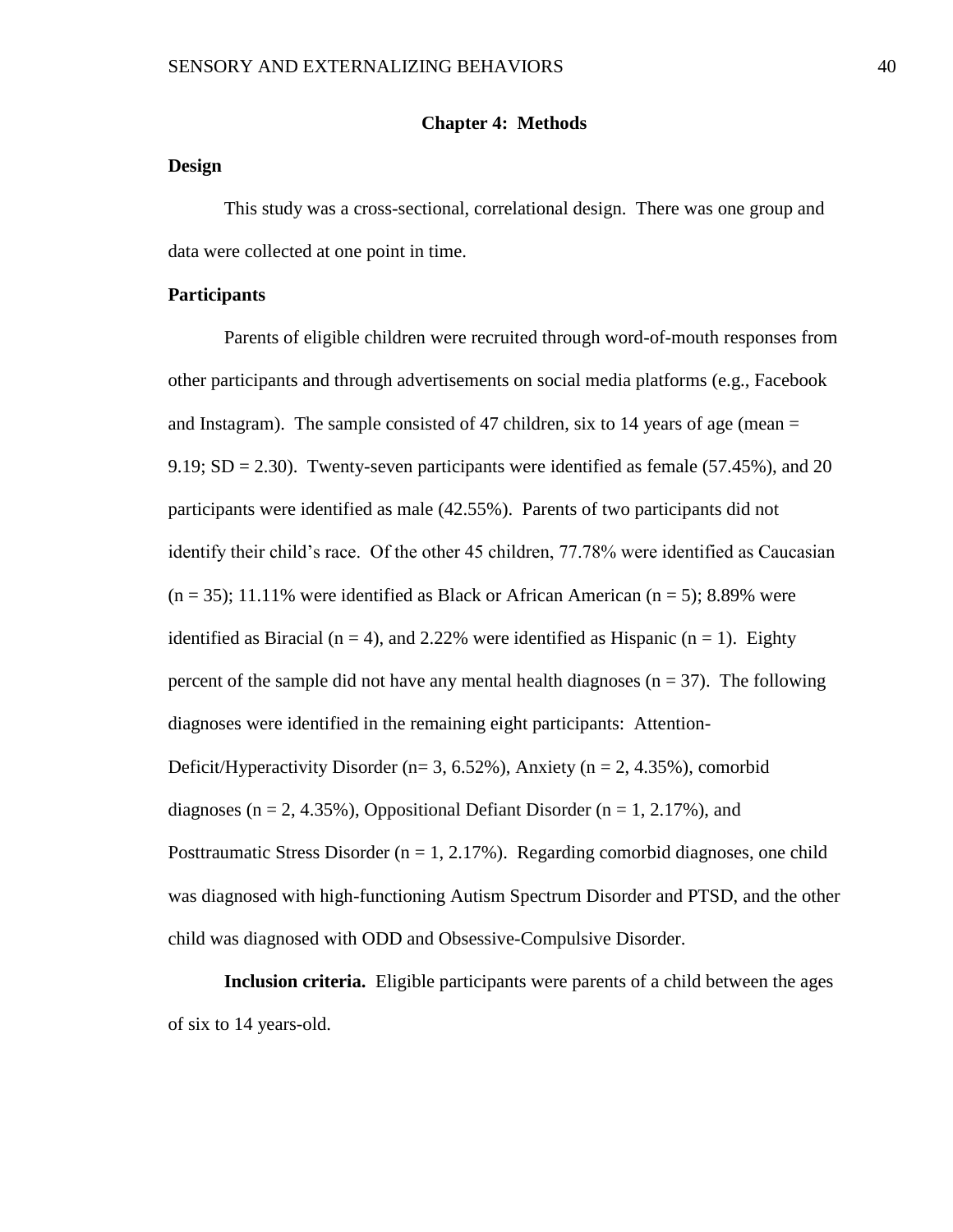# Chapter 4: Methods

## Design

This study was a cross-sectional, correlational design. There was one group and data were collected at one point in time.

## Participants

Parents of eligible children were recruited through word-of-mouth responses from other participants and through advertisements on social media platforms (e.g., Facebook and Instagram). The sample consisted of 47 children, six to 14 years of age (mean = 9.19; SD = 2.30). Twenty-seven participants were identified as female (57.45%), and 20 participants were identified as male (42.55%). Parents of two participants did not identify their child's race. Of the other 45 children, 77.78% were identified as Caucasian (n = 35); 11.11% were identified as Black or African American (n = 5); 8.89% were identified as Biracial (n = 4), and 2.22% were identified as Hispanic (n = 1). Eighty percent of the sample did not have any mental health diagnoses (n = 37). The following diagnoses were identified in the remaining eight participants: Attention-Deficit/Hyperactivity Disorder (n= 3, 6.52%), Anxiety (n = 2, 4.35%), comorbid diagnoses (n = 2, 4.35%), Oppositional Defiant Disorder (n = 1, 2.17%), and Posttraumatic Stress Disorder (n = 1, 2.17%). Regarding comorbid diagnoses, one child was diagnosed with high-functioning Autism Spectrum Disorder and PTSD, and the other child was diagnosed with ODD and Obsessive-Compulsive Disorder.

**Inclusion criteria.** Eligible participants were parents of a child between the ages of six to 14 years-old.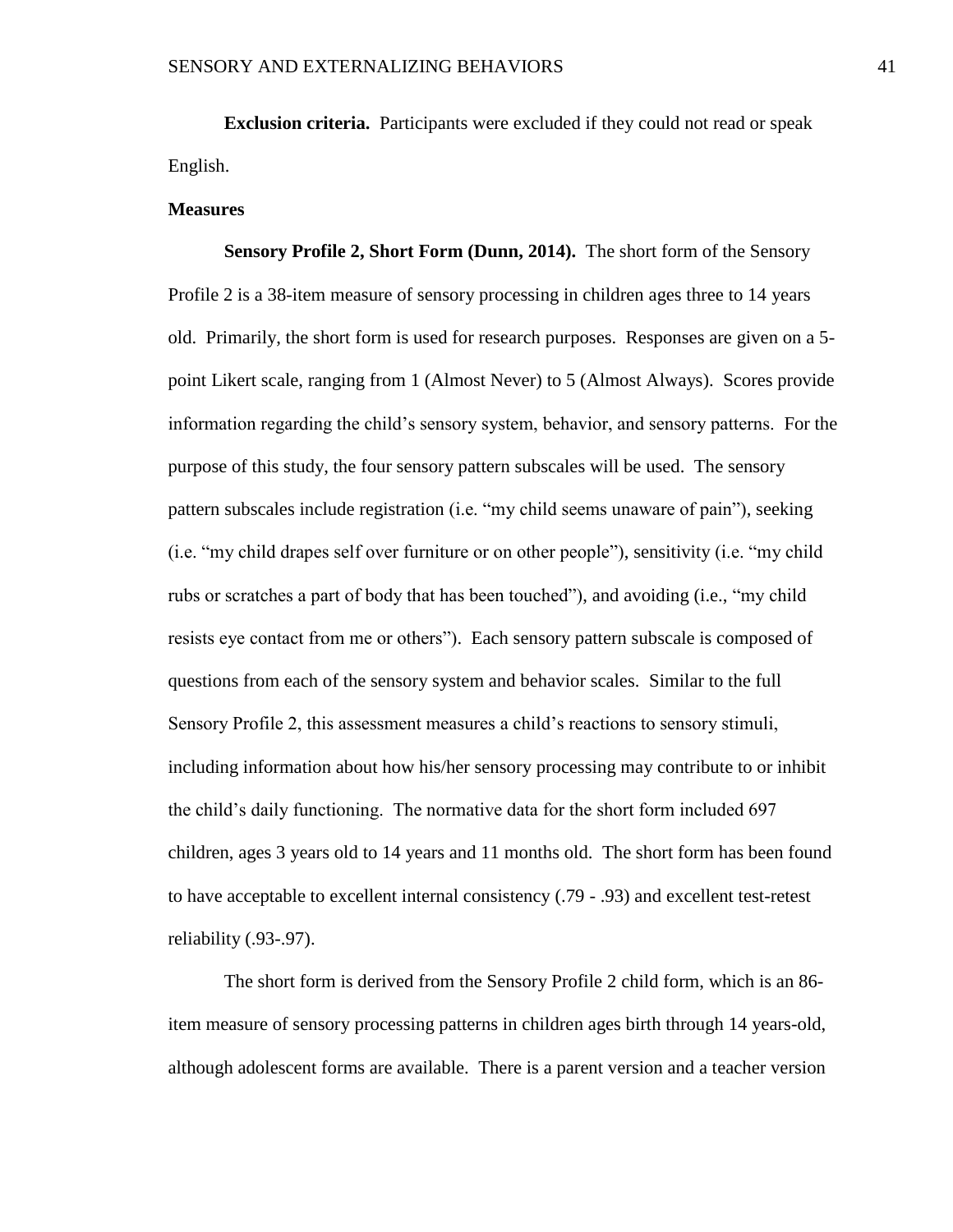**Exclusion criteria.** Participants were excluded if they could not read or speak English.

**Measures**

**Sensory Profile 2, Short Form (Dunn, 2014).** The short form of the Sensory Profile 2 is a 38-item measure of sensory processing in children ages three to 14 years old. Primarily, the short form is used for research purposes. Responses are given on a 5-point Likert scale, ranging from 1 (Almost Never) to 5 (Almost Always). Scores provide information regarding the child's sensory system, behavior, and sensory patterns. For the purpose of this study, the four sensory pattern subscales will be used. The sensory pattern subscales include registration (i.e. "my child seems unaware of pain"), seeking (i.e. "my child drapes self over furniture or on other people"), sensitivity (i.e. "my child rubs or scratches a part of body that has been touched"), and avoiding (i.e., "my child resists eye contact from me or others"). Each sensory pattern subscale is composed of questions from each of the sensory system and behavior scales. Similar to the full Sensory Profile 2, this assessment measures a child's reactions to sensory stimuli, including information about how his/her sensory processing may contribute to or inhibit the child's daily functioning. The normative data for the short form included 697 children, ages 3 years old to 14 years and 11 months old. The short form has been found to have acceptable to excellent internal consistency (.79 - .93) and excellent test-retest reliability (.93-.97).

The short form is derived from the Sensory Profile 2 child form, which is an 86-item measure of sensory processing patterns in children ages birth through 14 years-old, although adolescent forms are available. There is a parent version and a teacher version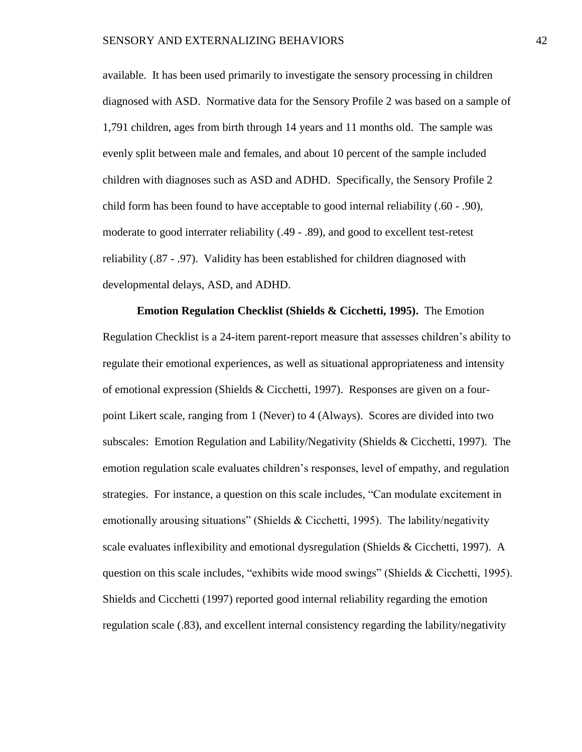available. It has been used primarily to investigate the sensory processing in children diagnosed with ASD. Normative data for the Sensory Profile 2 was based on a sample of 1,791 children, ages from birth through 14 years and 11 months old. The sample was evenly split between male and females, and about 10 percent of the sample included children with diagnoses such as ASD and ADHD. Specifically, the Sensory Profile 2 child form has been found to have acceptable to good internal reliability (.60 - .90), moderate to good interrater reliability (.49 - .89), and good to excellent test-retest reliability (.87 - .97). Validity has been established for children diagnosed with developmental delays, ASD, and ADHD.

**Emotion Regulation Checklist (Shields & Cicchetti, 1995).** The Emotion Regulation Checklist is a 24-item parent-report measure that assesses children's ability to regulate their emotional experiences, as well as situational appropriateness and intensity of emotional expression (Shields & Cicchetti, 1997). Responses are given on a four-point Likert scale, ranging from 1 (Never) to 4 (Always). Scores are divided into two subscales: Emotion Regulation and Lability/Negativity (Shields & Cicchetti, 1997). The emotion regulation scale evaluates children's responses, level of empathy, and regulation strategies. For instance, a question on this scale includes, "Can modulate excitement in emotionally arousing situations" (Shields & Cicchetti, 1995). The lability/negativity scale evaluates inflexibility and emotional dysregulation (Shields & Cicchetti, 1997). A question on this scale includes, "exhibits wide mood swings" (Shields & Cicchetti, 1995). Shields and Cicchetti (1997) reported good internal reliability regarding the emotion regulation scale (.83), and excellent internal consistency regarding the lability/negativity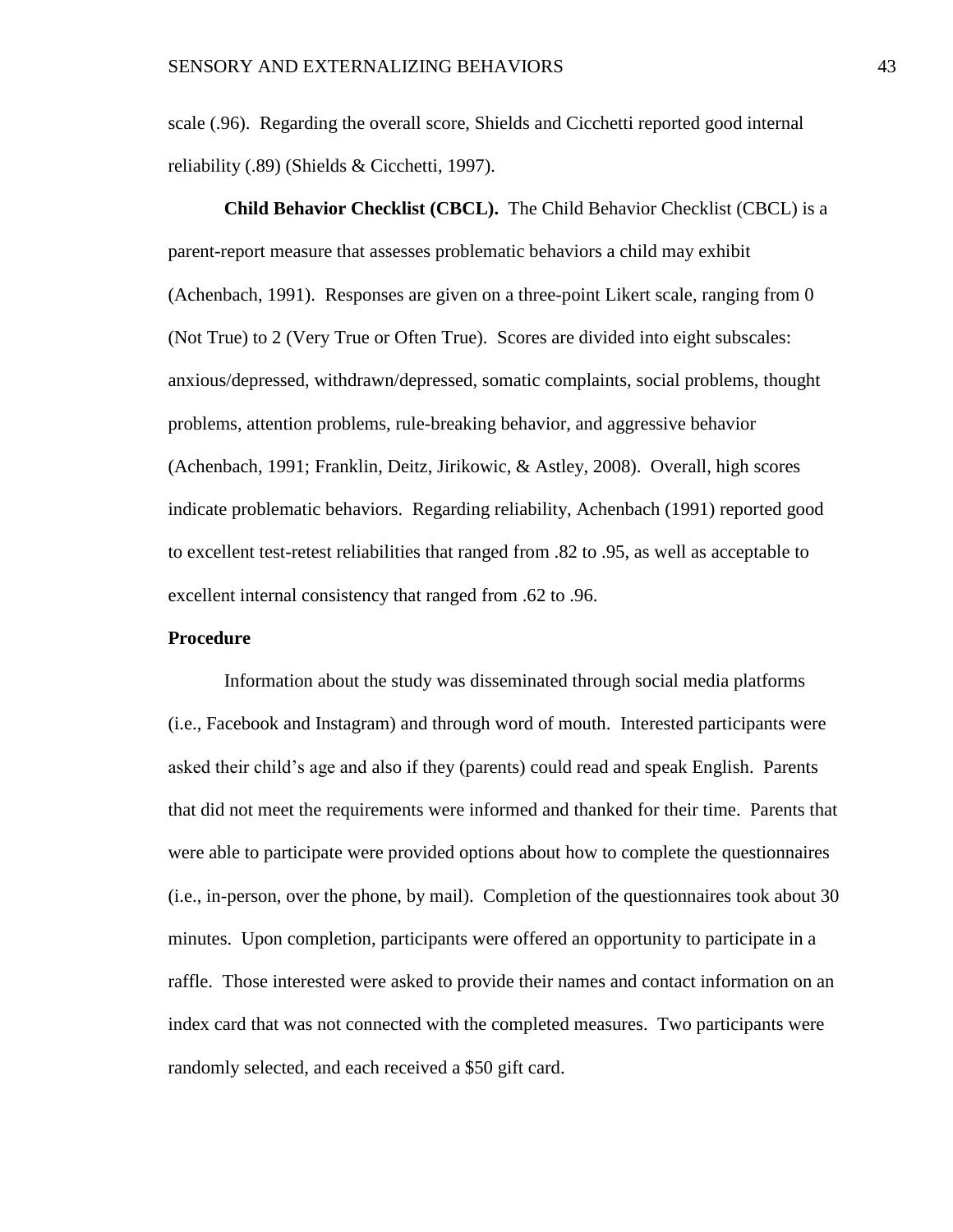scale (.96). Regarding the overall score, Shields and Cicchetti reported good internal reliability (.89) (Shields & Cicchetti, 1997).

**Child Behavior Checklist (CBCL).** The Child Behavior Checklist (CBCL) is a parent-report measure that assesses problematic behaviors a child may exhibit (Achenbach, 1991). Responses are given on a three-point Likert scale, ranging from 0 (Not True) to 2 (Very True or Often True). Scores are divided into eight subscales: anxious/depressed, withdrawn/depressed, somatic complaints, social problems, thought problems, attention problems, rule-breaking behavior, and aggressive behavior (Achenbach, 1991; Franklin, Deitz, Jirikowic, & Astley, 2008). Overall, high scores indicate problematic behaviors. Regarding reliability, Achenbach (1991) reported good to excellent test-retest reliabilities that ranged from .82 to .95, as well as acceptable to excellent internal consistency that ranged from .62 to .96.

**Procedure**

Information about the study was disseminated through social media platforms (i.e., Facebook and Instagram) and through word of mouth. Interested participants were asked their child's age and also if they (parents) could read and speak English. Parents that did not meet the requirements were informed and thanked for their time. Parents that were able to participate were provided options about how to complete the questionnaires (i.e., in-person, over the phone, by mail). Completion of the questionnaires took about 30 minutes. Upon completion, participants were offered an opportunity to participate in a raffle. Those interested were asked to provide their names and contact information on an index card that was not connected with the completed measures. Two participants were randomly selected, and each received a $50 gift card.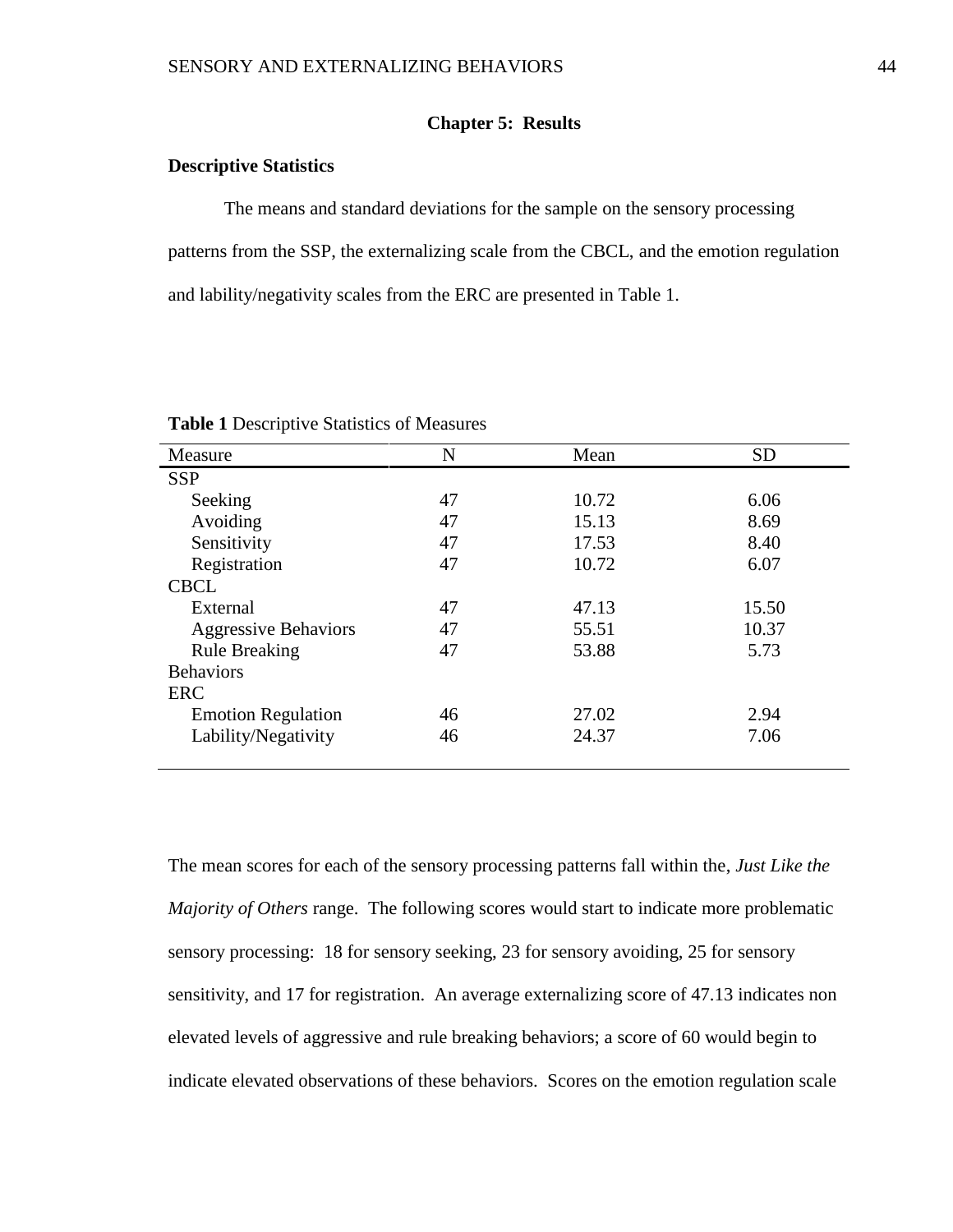## Chapter 5: Results

### Descriptive Statistics

The means and standard deviations for the sample on the sensory processing patterns from the SSP, the externalizing scale from the CBCL, and the emotion regulation and lability/negativity scales from the ERC are presented in Table 1.

**Table 1** Descriptive Statistics of Measures

| Measure | N | Mean | SD |
|---|---|---|---|
| SSP | | | |
| Seeking | 47 | 10.72 | 6.06 |
| Avoiding | 47 | 15.13 | 8.69 |
| Sensitivity | 47 | 17.53 | 8.40 |
| Registration | 47 | 10.72 | 6.07 |
| CBCL | | | |
| External | 47 | 47.13 | 15.50 |
| Aggressive Behaviors | 47 | 55.51 | 10.37 |
| Rule Breaking Behaviors | 47 | 53.88 | 5.73 |
| ERC | | | |
| Emotion Regulation | 46 | 27.02 | 2.94 |
| Lability/Negativity | 46 | 24.37 | 7.06 |

The mean scores for each of the sensory processing patterns fall within the, *Just Like the Majority of Others* range. The following scores would start to indicate more problematic sensory processing: 18 for sensory seeking, 23 for sensory avoiding, 25 for sensory sensitivity, and 17 for registration. An average externalizing score of 47.13 indicates non elevated levels of aggressive and rule breaking behaviors; a score of 60 would begin to indicate elevated observations of these behaviors. Scores on the emotion regulation scale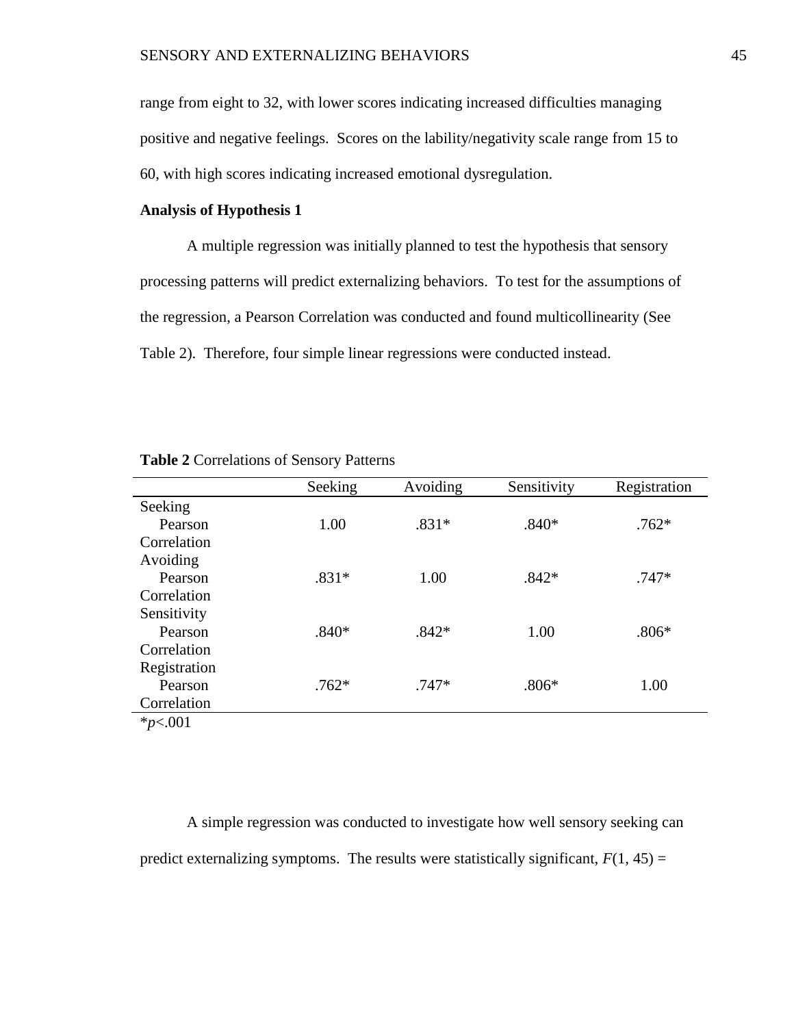range from eight to 32, with lower scores indicating increased difficulties managing positive and negative feelings. Scores on the lability/negativity scale range from 15 to 60, with high scores indicating increased emotional dysregulation.

**Analysis of Hypothesis 1**

A multiple regression was initially planned to test the hypothesis that sensory processing patterns will predict externalizing behaviors. To test for the assumptions of the regression, a Pearson Correlation was conducted and found multicollinearity (See Table 2). Therefore, four simple linear regressions were conducted instead.

**Table 2** Correlations of Sensory Patterns

| | Seeking | Avoiding | Sensitivity | Registration |
|---|---|---|---|---|
| Seeking | | | | |
| Pearson Correlation | 1.00 | .831* | .840* | .762* |
| Avoiding | | | | |
| Pearson Correlation | .831* | 1.00 | .842* | .747* |
| Sensitivity | | | | |
| Pearson Correlation | .840* | .842* | 1.00 | .806* |
| Registration | | | | |
| Pearson Correlation | .762* | .747* | .806* | 1.00 |

*$p$<.001

A simple regression was conducted to investigate how well sensory seeking can predict externalizing symptoms. The results were statistically significant, $F(1, 45)$ =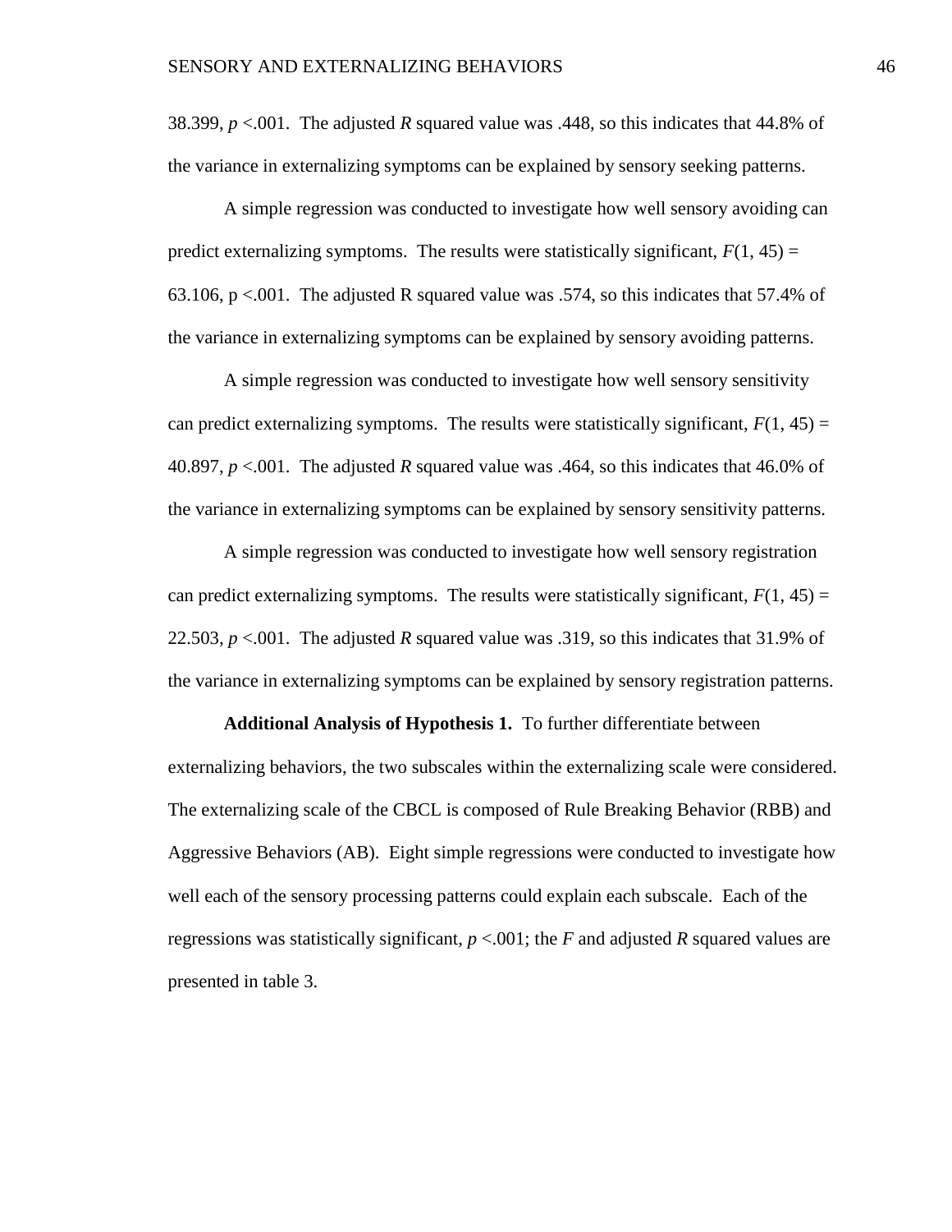38.399, $p$ <.001. The adjusted $R$ squared value was .448, so this indicates that 44.8% of the variance in externalizing symptoms can be explained by sensory seeking patterns.

A simple regression was conducted to investigate how well sensory avoiding can predict externalizing symptoms. The results were statistically significant, $F(1, 45)$ = 63.106, p <.001. The adjusted R squared value was .574, so this indicates that 57.4% of the variance in externalizing symptoms can be explained by sensory avoiding patterns.

A simple regression was conducted to investigate how well sensory sensitivity can predict externalizing symptoms. The results were statistically significant, $F(1, 45)$ = 40.897, $p$ <.001. The adjusted $R$ squared value was .464, so this indicates that 46.0% of the variance in externalizing symptoms can be explained by sensory sensitivity patterns.

A simple regression was conducted to investigate how well sensory registration can predict externalizing symptoms. The results were statistically significant, $F(1, 45)$ = 22.503, $p$ <.001. The adjusted $R$ squared value was .319, so this indicates that 31.9% of the variance in externalizing symptoms can be explained by sensory registration patterns.

**Additional Analysis of Hypothesis 1.** To further differentiate between externalizing behaviors, the two subscales within the externalizing scale were considered. The externalizing scale of the CBCL is composed of Rule Breaking Behavior (RBB) and Aggressive Behaviors (AB). Eight simple regressions were conducted to investigate how well each of the sensory processing patterns could explain each subscale. Each of the regressions was statistically significant, $p$ <.001; the $F$ and adjusted $R$ squared values are presented in table 3.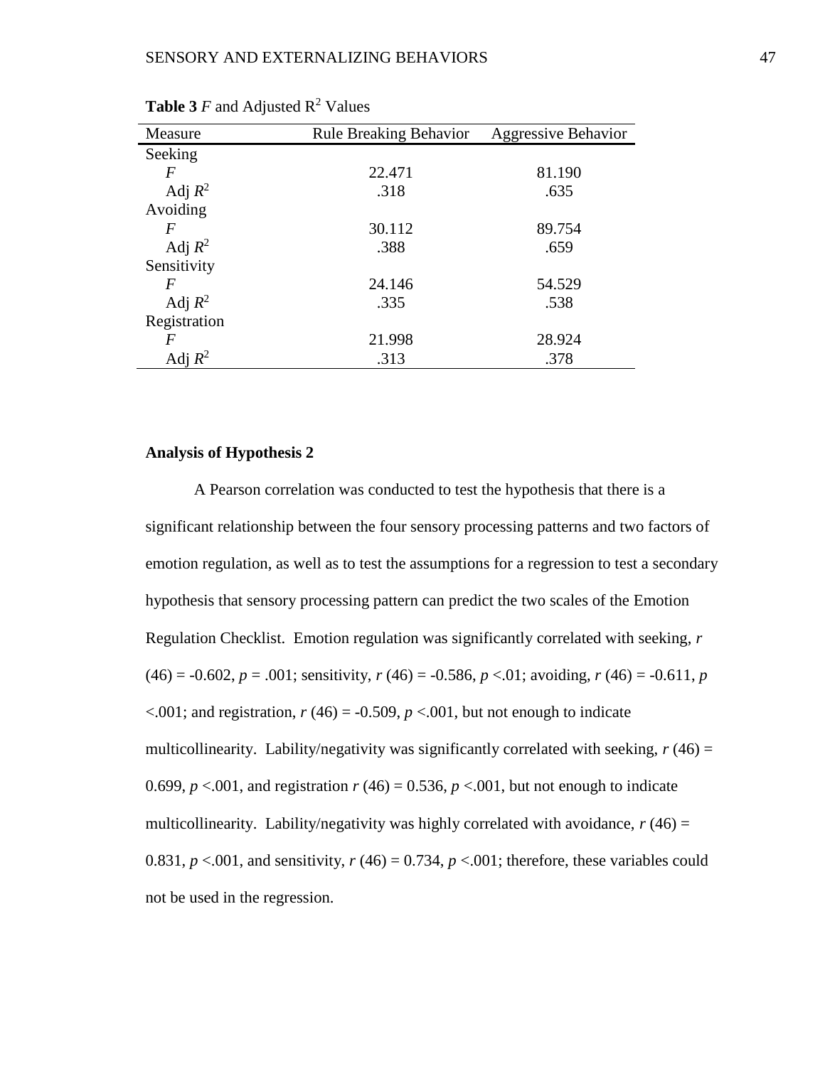**Table 3** $F$ and Adjusted $R^2$ Values

| Measure | Rule Breaking Behavior | Aggressive Behavior |
|---|---|---|
| Seeking | | |
| $F$ | 22.471 | 81.190 |
| Adj $R^2$ | .318 | .635 |
| Avoiding | | |
| $F$ | 30.112 | 89.754 |
| Adj $R^2$ | .388 | .659 |
| Sensitivity | | |
| $F$ | 24.146 | 54.529 |
| Adj $R^2$ | .335 | .538 |
| Registration | | |
| $F$ | 21.998 | 28.924 |
| Adj $R^2$ | .313 | .378 |

**Analysis of Hypothesis 2**

A Pearson correlation was conducted to test the hypothesis that there is a significant relationship between the four sensory processing patterns and two factors of emotion regulation, as well as to test the assumptions for a regression to test a secondary hypothesis that sensory processing pattern can predict the two scales of the Emotion Regulation Checklist. Emotion regulation was significantly correlated with seeking, $r$ (46) = -0.602, $p$ = .001; sensitivity, $r$ (46) = -0.586, $p$ <.01; avoiding, $r$ (46) = -0.611, $p$ <.001; and registration, $r$ (46) = -0.509, $p$ <.001, but not enough to indicate multicollinearity. Lability/negativity was significantly correlated with seeking, $r$ (46) = 0.699, $p$ <.001, and registration $r$ (46) = 0.536, $p$ <.001, but not enough to indicate multicollinearity. Lability/negativity was highly correlated with avoidance, $r$ (46) = 0.831, $p$ <.001, and sensitivity, $r$ (46) = 0.734, $p$ <.001; therefore, these variables could not be used in the regression.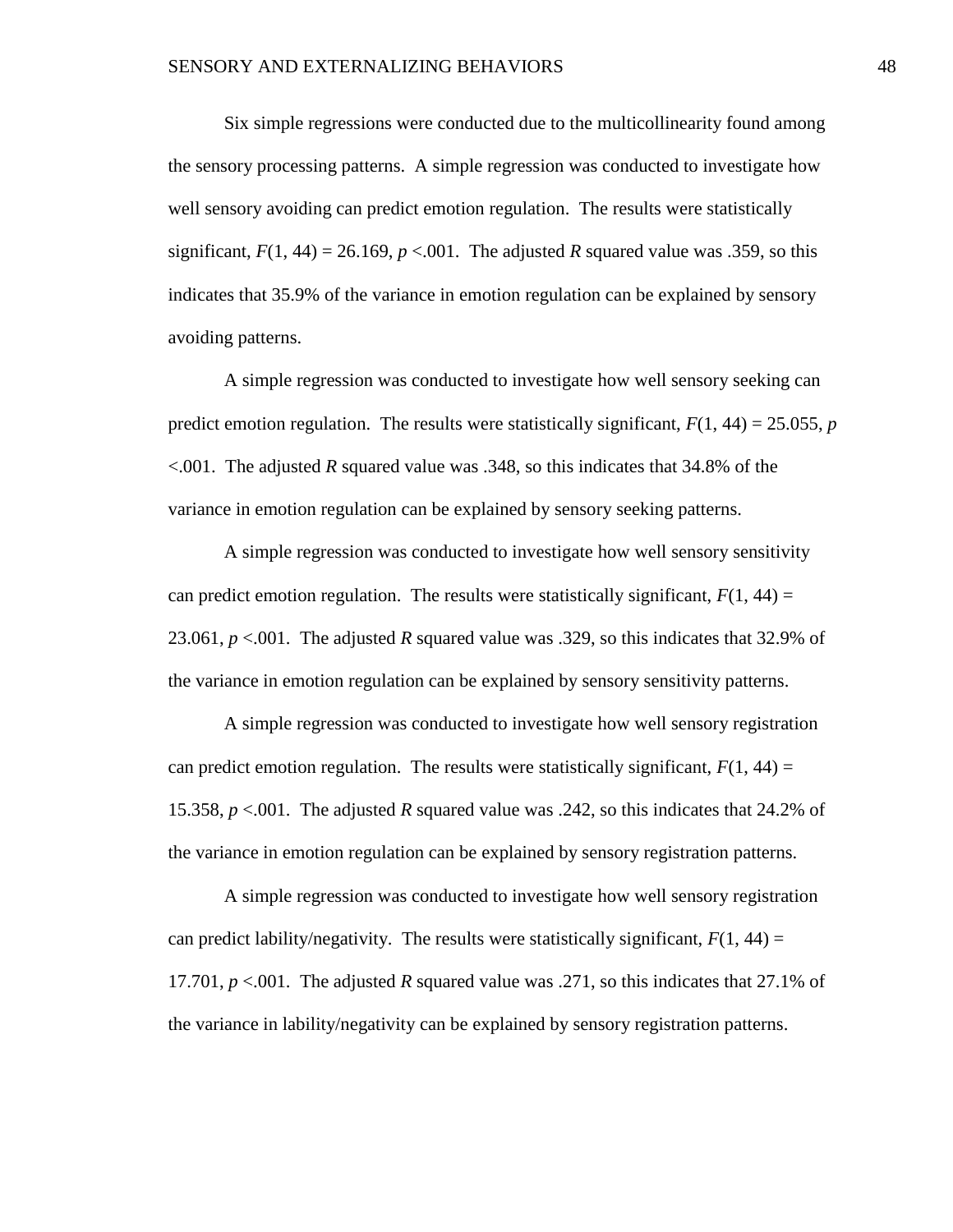Six simple regressions were conducted due to the multicollinearity found among the sensory processing patterns. A simple regression was conducted to investigate how well sensory avoiding can predict emotion regulation. The results were statistically significant, $F(1, 44) = 26.169$, $p < .001$. The adjusted $R$ squared value was .359, so this indicates that 35.9% of the variance in emotion regulation can be explained by sensory avoiding patterns.

A simple regression was conducted to investigate how well sensory seeking can predict emotion regulation. The results were statistically significant, $F(1, 44) = 25.055$, $p < .001$. The adjusted $R$ squared value was .348, so this indicates that 34.8% of the variance in emotion regulation can be explained by sensory seeking patterns.

A simple regression was conducted to investigate how well sensory sensitivity can predict emotion regulation. The results were statistically significant, $F(1, 44) = 23.061$, $p < .001$. The adjusted $R$ squared value was .329, so this indicates that 32.9% of the variance in emotion regulation can be explained by sensory sensitivity patterns.

A simple regression was conducted to investigate how well sensory registration can predict emotion regulation. The results were statistically significant, $F(1, 44) = 15.358$, $p < .001$. The adjusted $R$ squared value was .242, so this indicates that 24.2% of the variance in emotion regulation can be explained by sensory registration patterns.

A simple regression was conducted to investigate how well sensory registration can predict lability/negativity. The results were statistically significant, $F(1, 44) = 17.701$, $p < .001$. The adjusted $R$ squared value was .271, so this indicates that 27.1% of the variance in lability/negativity can be explained by sensory registration patterns.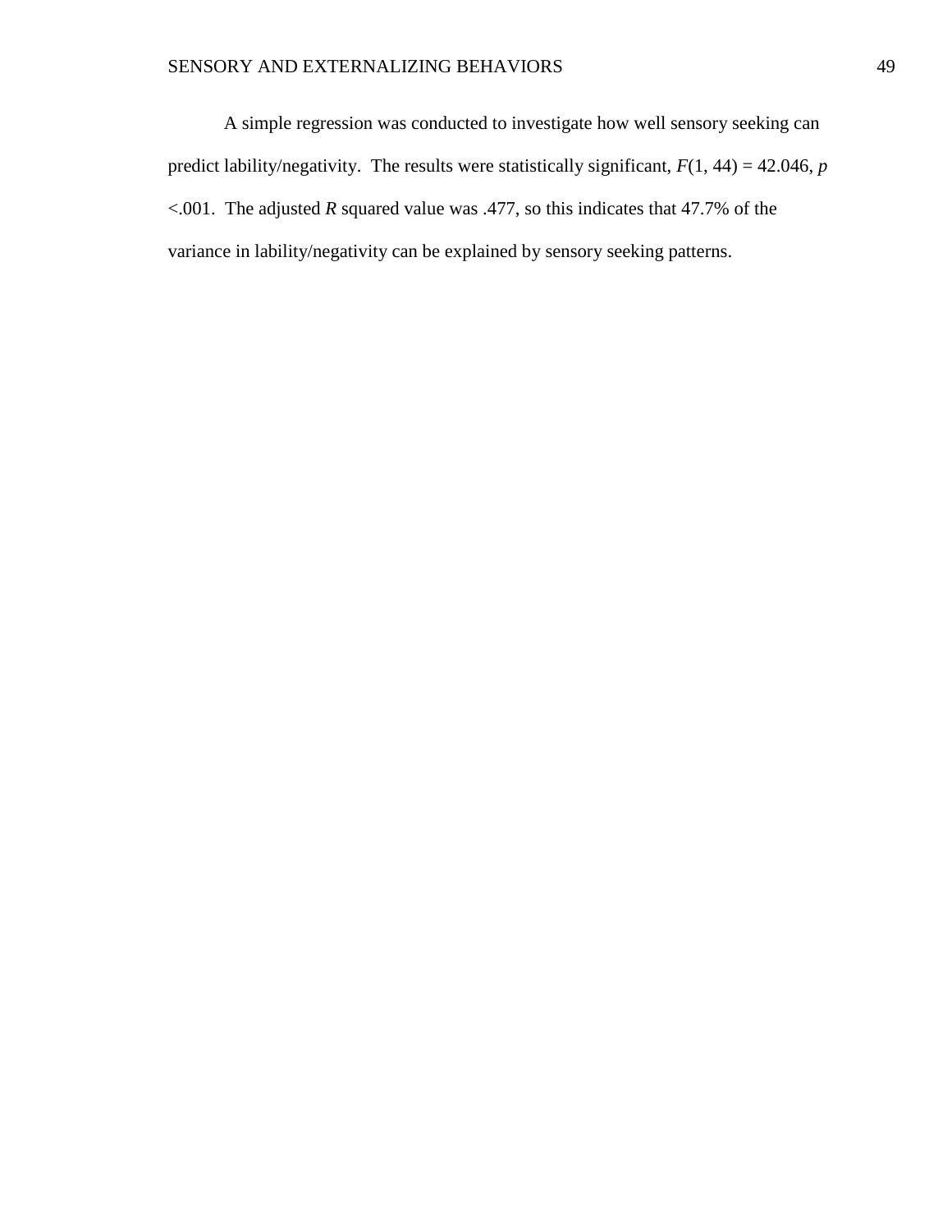A simple regression was conducted to investigate how well sensory seeking can predict lability/negativity. The results were statistically significant, $F(1, 44) = 42.046$, $p < .001$. The adjusted $R$ squared value was .477, so this indicates that 47.7% of the variance in lability/negativity can be explained by sensory seeking patterns.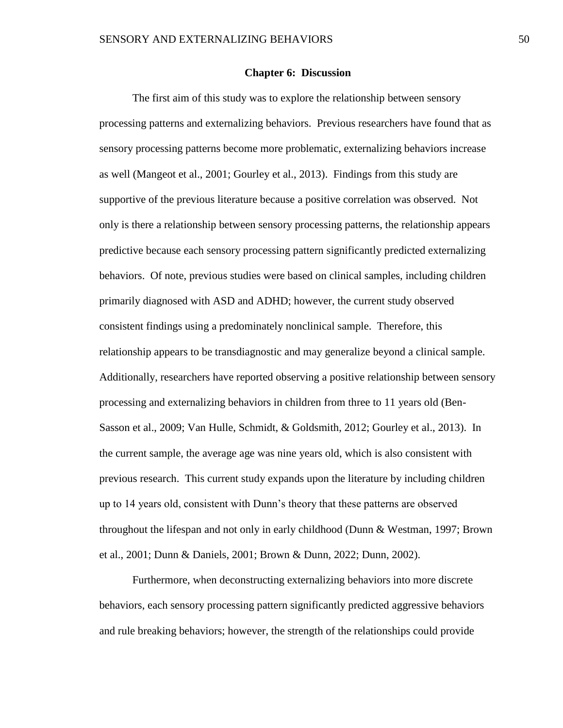## Chapter 6: Discussion

The first aim of this study was to explore the relationship between sensory processing patterns and externalizing behaviors. Previous researchers have found that as sensory processing patterns become more problematic, externalizing behaviors increase as well (Mangeot et al., 2001; Gourley et al., 2013). Findings from this study are supportive of the previous literature because a positive correlation was observed. Not only is there a relationship between sensory processing patterns, the relationship appears predictive because each sensory processing pattern significantly predicted externalizing behaviors. Of note, previous studies were based on clinical samples, including children primarily diagnosed with ASD and ADHD; however, the current study observed consistent findings using a predominately nonclinical sample. Therefore, this relationship appears to be transdiagnostic and may generalize beyond a clinical sample. Additionally, researchers have reported observing a positive relationship between sensory processing and externalizing behaviors in children from three to 11 years old (Ben-Sasson et al., 2009; Van Hulle, Schmidt, & Goldsmith, 2012; Gourley et al., 2013). In the current sample, the average age was nine years old, which is also consistent with previous research. This current study expands upon the literature by including children up to 14 years old, consistent with Dunn's theory that these patterns are observed throughout the lifespan and not only in early childhood (Dunn & Westman, 1997; Brown et al., 2001; Dunn & Daniels, 2001; Brown & Dunn, 2022; Dunn, 2002).

Furthermore, when deconstructing externalizing behaviors into more discrete behaviors, each sensory processing pattern significantly predicted aggressive behaviors and rule breaking behaviors; however, the strength of the relationships could provide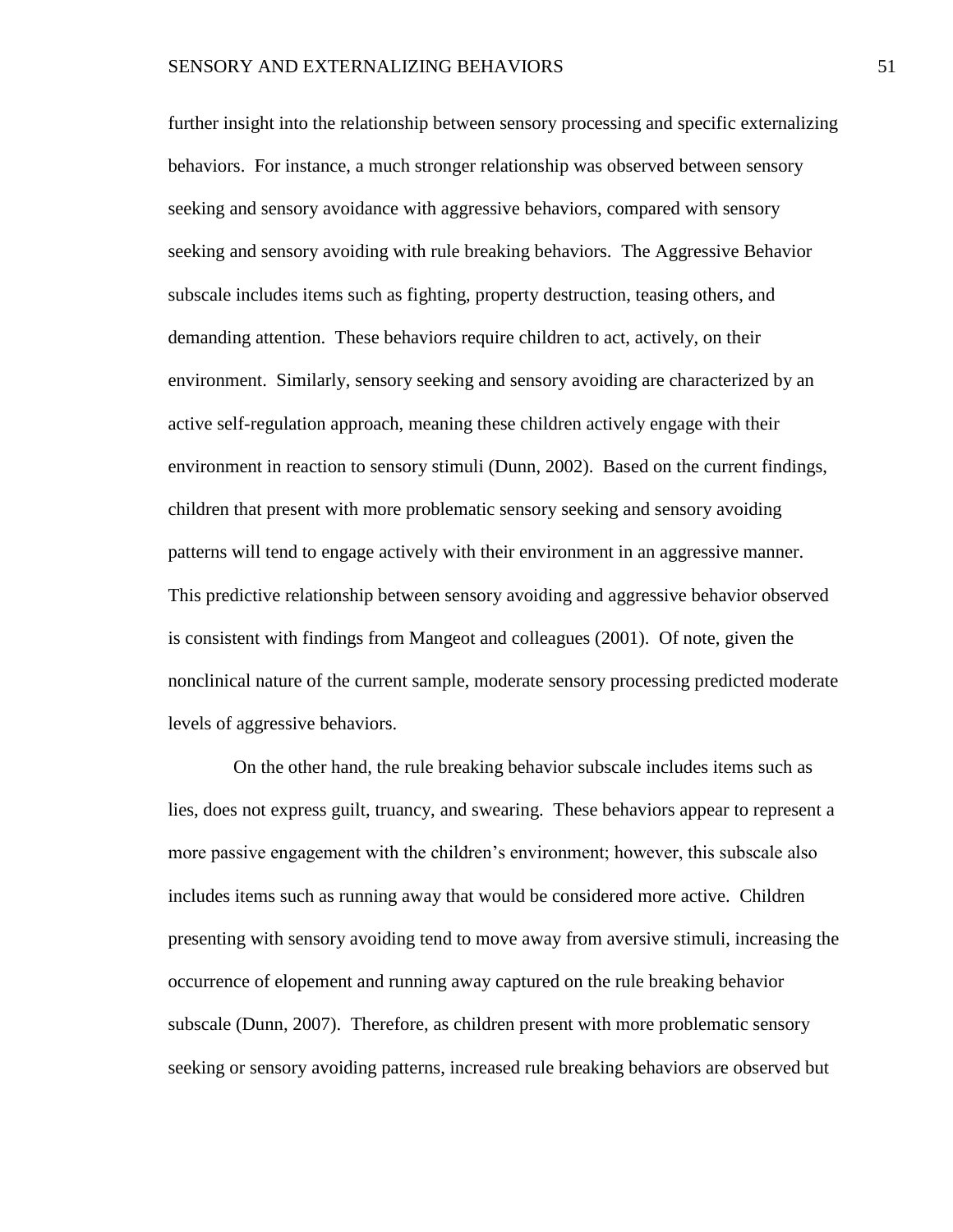further insight into the relationship between sensory processing and specific externalizing behaviors. For instance, a much stronger relationship was observed between sensory seeking and sensory avoidance with aggressive behaviors, compared with sensory seeking and sensory avoiding with rule breaking behaviors. The Aggressive Behavior subscale includes items such as fighting, property destruction, teasing others, and demanding attention. These behaviors require children to act, actively, on their environment. Similarly, sensory seeking and sensory avoiding are characterized by an active self-regulation approach, meaning these children actively engage with their environment in reaction to sensory stimuli (Dunn, 2002). Based on the current findings, children that present with more problematic sensory seeking and sensory avoiding patterns will tend to engage actively with their environment in an aggressive manner. This predictive relationship between sensory avoiding and aggressive behavior observed is consistent with findings from Mangeot and colleagues (2001). Of note, given the nonclinical nature of the current sample, moderate sensory processing predicted moderate levels of aggressive behaviors.

On the other hand, the rule breaking behavior subscale includes items such as lies, does not express guilt, truancy, and swearing. These behaviors appear to represent a more passive engagement with the children's environment; however, this subscale also includes items such as running away that would be considered more active. Children presenting with sensory avoiding tend to move away from aversive stimuli, increasing the occurrence of elopement and running away captured on the rule breaking behavior subscale (Dunn, 2007). Therefore, as children present with more problematic sensory seeking or sensory avoiding patterns, increased rule breaking behaviors are observed but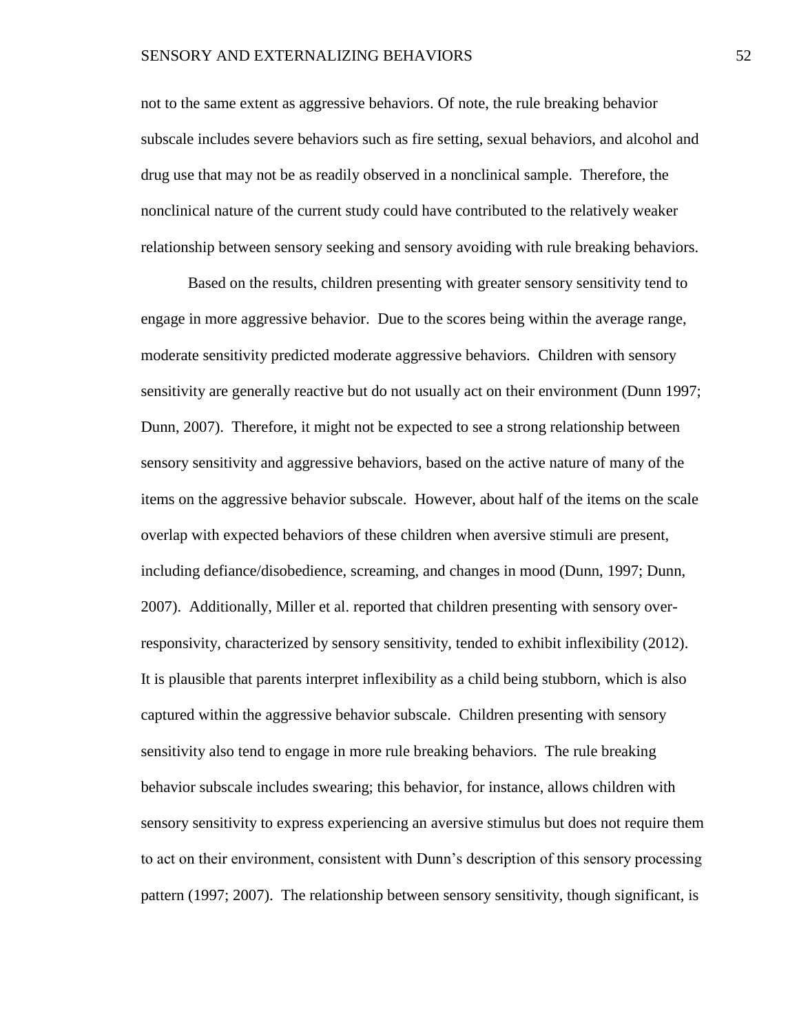not to the same extent as aggressive behaviors. Of note, the rule breaking behavior subscale includes severe behaviors such as fire setting, sexual behaviors, and alcohol and drug use that may not be as readily observed in a nonclinical sample. Therefore, the nonclinical nature of the current study could have contributed to the relatively weaker relationship between sensory seeking and sensory avoiding with rule breaking behaviors.

Based on the results, children presenting with greater sensory sensitivity tend to engage in more aggressive behavior. Due to the scores being within the average range, moderate sensitivity predicted moderate aggressive behaviors. Children with sensory sensitivity are generally reactive but do not usually act on their environment (Dunn 1997; Dunn, 2007). Therefore, it might not be expected to see a strong relationship between sensory sensitivity and aggressive behaviors, based on the active nature of many of the items on the aggressive behavior subscale. However, about half of the items on the scale overlap with expected behaviors of these children when aversive stimuli are present, including defiance/disobedience, screaming, and changes in mood (Dunn, 1997; Dunn, 2007). Additionally, Miller et al. reported that children presenting with sensory over-responsivity, characterized by sensory sensitivity, tended to exhibit inflexibility (2012). It is plausible that parents interpret inflexibility as a child being stubborn, which is also captured within the aggressive behavior subscale. Children presenting with sensory sensitivity also tend to engage in more rule breaking behaviors. The rule breaking behavior subscale includes swearing; this behavior, for instance, allows children with sensory sensitivity to express experiencing an aversive stimulus but does not require them to act on their environment, consistent with Dunn's description of this sensory processing pattern (1997; 2007). The relationship between sensory sensitivity, though significant, is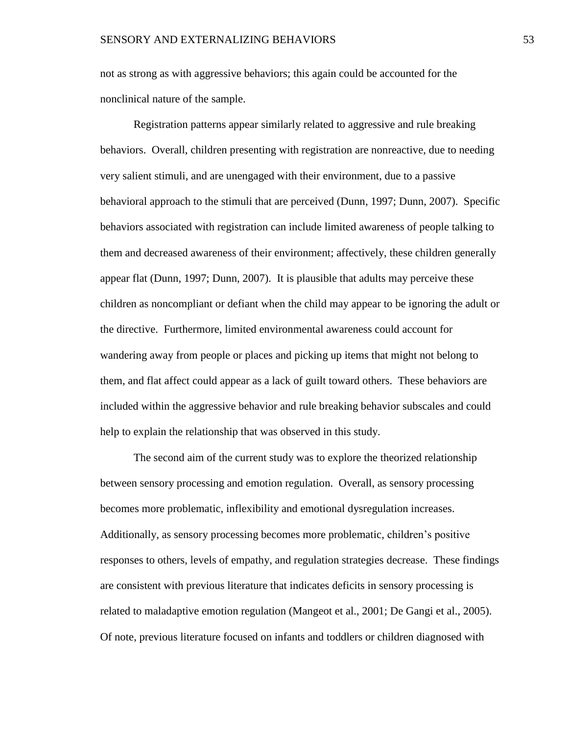not as strong as with aggressive behaviors; this again could be accounted for the nonclinical nature of the sample.

Registration patterns appear similarly related to aggressive and rule breaking behaviors. Overall, children presenting with registration are nonreactive, due to needing very salient stimuli, and are unengaged with their environment, due to a passive behavioral approach to the stimuli that are perceived (Dunn, 1997; Dunn, 2007). Specific behaviors associated with registration can include limited awareness of people talking to them and decreased awareness of their environment; affectively, these children generally appear flat (Dunn, 1997; Dunn, 2007). It is plausible that adults may perceive these children as noncompliant or defiant when the child may appear to be ignoring the adult or the directive. Furthermore, limited environmental awareness could account for wandering away from people or places and picking up items that might not belong to them, and flat affect could appear as a lack of guilt toward others. These behaviors are included within the aggressive behavior and rule breaking behavior subscales and could help to explain the relationship that was observed in this study.

The second aim of the current study was to explore the theorized relationship between sensory processing and emotion regulation. Overall, as sensory processing becomes more problematic, inflexibility and emotional dysregulation increases. Additionally, as sensory processing becomes more problematic, children's positive responses to others, levels of empathy, and regulation strategies decrease. These findings are consistent with previous literature that indicates deficits in sensory processing is related to maladaptive emotion regulation (Mangeot et al., 2001; De Gangi et al., 2005). Of note, previous literature focused on infants and toddlers or children diagnosed with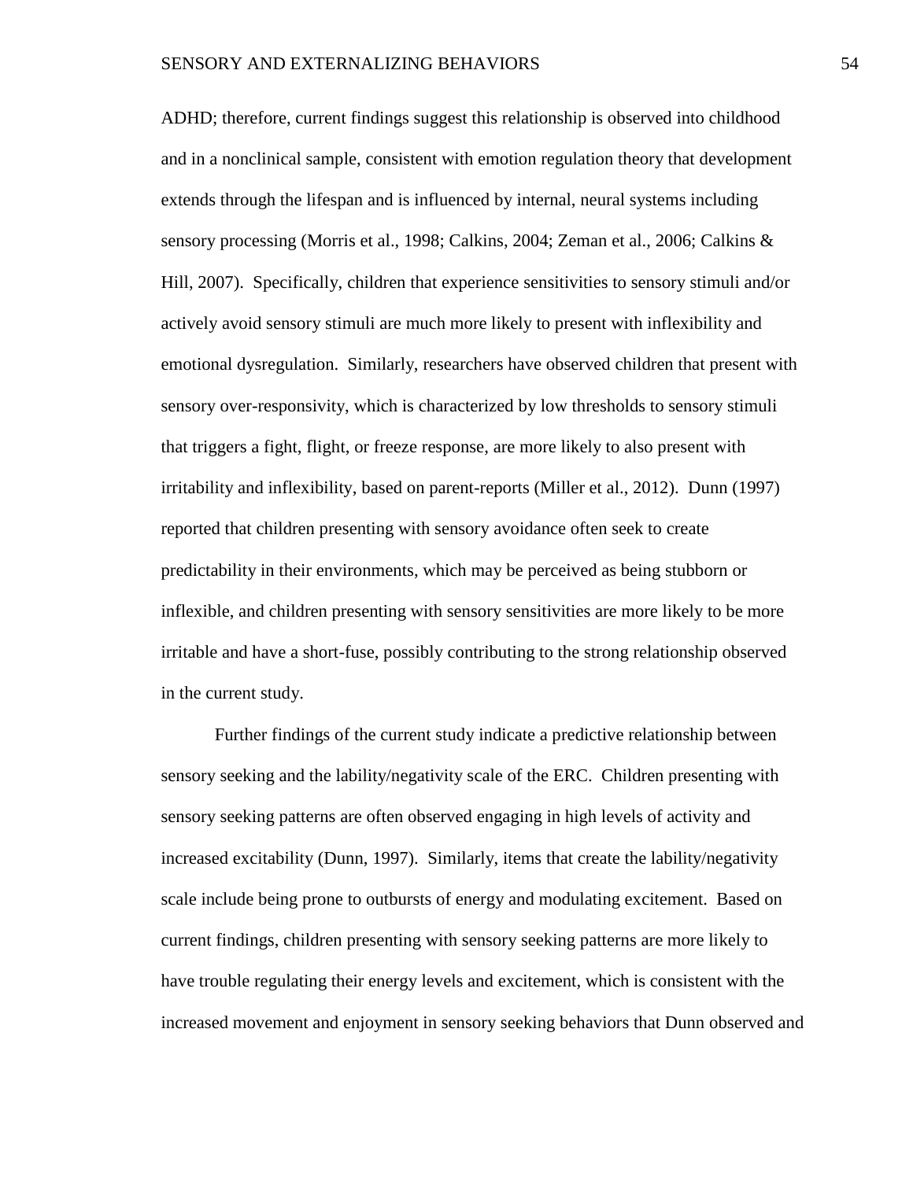ADHD; therefore, current findings suggest this relationship is observed into childhood and in a nonclinical sample, consistent with emotion regulation theory that development extends through the lifespan and is influenced by internal, neural systems including sensory processing (Morris et al., 1998; Calkins, 2004; Zeman et al., 2006; Calkins & Hill, 2007). Specifically, children that experience sensitivities to sensory stimuli and/or actively avoid sensory stimuli are much more likely to present with inflexibility and emotional dysregulation. Similarly, researchers have observed children that present with sensory over-responsivity, which is characterized by low thresholds to sensory stimuli that triggers a fight, flight, or freeze response, are more likely to also present with irritability and inflexibility, based on parent-reports (Miller et al., 2012). Dunn (1997) reported that children presenting with sensory avoidance often seek to create predictability in their environments, which may be perceived as being stubborn or inflexible, and children presenting with sensory sensitivities are more likely to be more irritable and have a short-fuse, possibly contributing to the strong relationship observed in the current study.

Further findings of the current study indicate a predictive relationship between sensory seeking and the lability/negativity scale of the ERC. Children presenting with sensory seeking patterns are often observed engaging in high levels of activity and increased excitability (Dunn, 1997). Similarly, items that create the lability/negativity scale include being prone to outbursts of energy and modulating excitement. Based on current findings, children presenting with sensory seeking patterns are more likely to have trouble regulating their energy levels and excitement, which is consistent with the increased movement and enjoyment in sensory seeking behaviors that Dunn observed and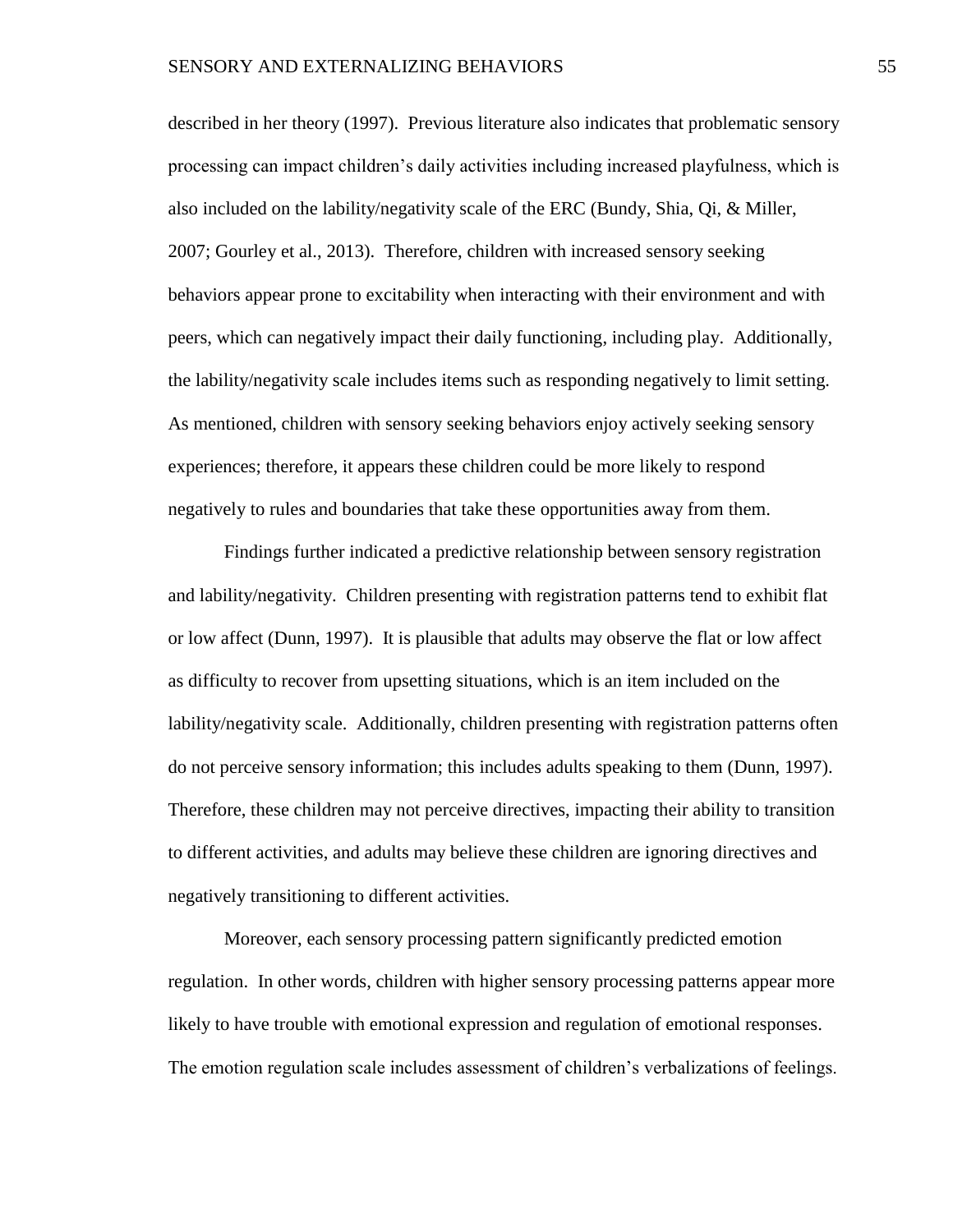described in her theory (1997). Previous literature also indicates that problematic sensory processing can impact children's daily activities including increased playfulness, which is also included on the lability/negativity scale of the ERC (Bundy, Shia, Qi, & Miller, 2007; Gourley et al., 2013). Therefore, children with increased sensory seeking behaviors appear prone to excitability when interacting with their environment and with peers, which can negatively impact their daily functioning, including play. Additionally, the lability/negativity scale includes items such as responding negatively to limit setting. As mentioned, children with sensory seeking behaviors enjoy actively seeking sensory experiences; therefore, it appears these children could be more likely to respond negatively to rules and boundaries that take these opportunities away from them.

Findings further indicated a predictive relationship between sensory registration and lability/negativity. Children presenting with registration patterns tend to exhibit flat or low affect (Dunn, 1997). It is plausible that adults may observe the flat or low affect as difficulty to recover from upsetting situations, which is an item included on the lability/negativity scale. Additionally, children presenting with registration patterns often do not perceive sensory information; this includes adults speaking to them (Dunn, 1997). Therefore, these children may not perceive directives, impacting their ability to transition to different activities, and adults may believe these children are ignoring directives and negatively transitioning to different activities.

Moreover, each sensory processing pattern significantly predicted emotion regulation. In other words, children with higher sensory processing patterns appear more likely to have trouble with emotional expression and regulation of emotional responses. The emotion regulation scale includes assessment of children's verbalizations of feelings.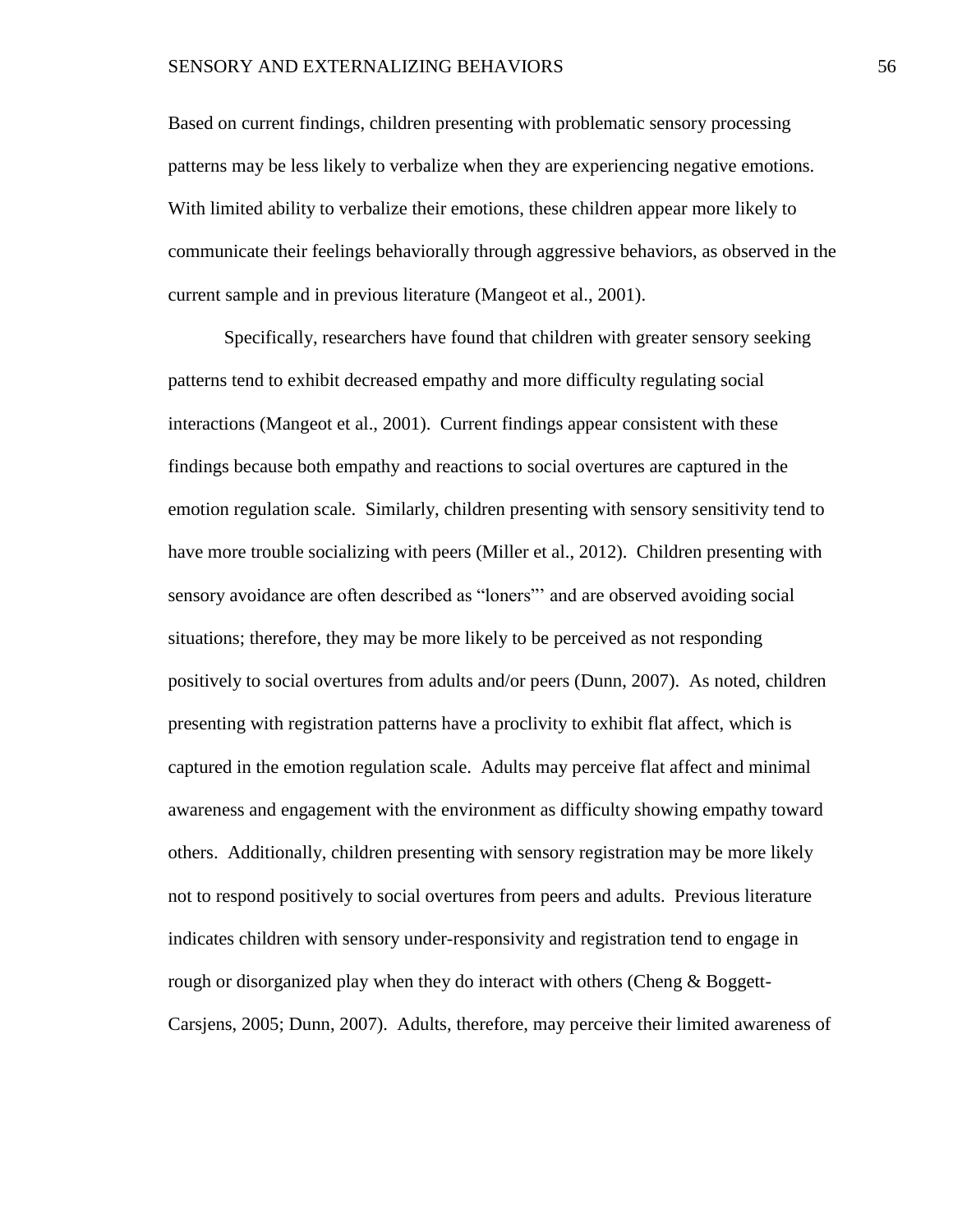Based on current findings, children presenting with problematic sensory processing patterns may be less likely to verbalize when they are experiencing negative emotions. With limited ability to verbalize their emotions, these children appear more likely to communicate their feelings behaviorally through aggressive behaviors, as observed in the current sample and in previous literature (Mangeot et al., 2001).

Specifically, researchers have found that children with greater sensory seeking patterns tend to exhibit decreased empathy and more difficulty regulating social interactions (Mangeot et al., 2001). Current findings appear consistent with these findings because both empathy and reactions to social overtures are captured in the emotion regulation scale. Similarly, children presenting with sensory sensitivity tend to have more trouble socializing with peers (Miller et al., 2012). Children presenting with sensory avoidance are often described as "loners"' and are observed avoiding social situations; therefore, they may be more likely to be perceived as not responding positively to social overtures from adults and/or peers (Dunn, 2007). As noted, children presenting with registration patterns have a proclivity to exhibit flat affect, which is captured in the emotion regulation scale. Adults may perceive flat affect and minimal awareness and engagement with the environment as difficulty showing empathy toward others. Additionally, children presenting with sensory registration may be more likely not to respond positively to social overtures from peers and adults. Previous literature indicates children with sensory under-responsivity and registration tend to engage in rough or disorganized play when they do interact with others (Cheng & Boggett-Carsjens, 2005; Dunn, 2007). Adults, therefore, may perceive their limited awareness of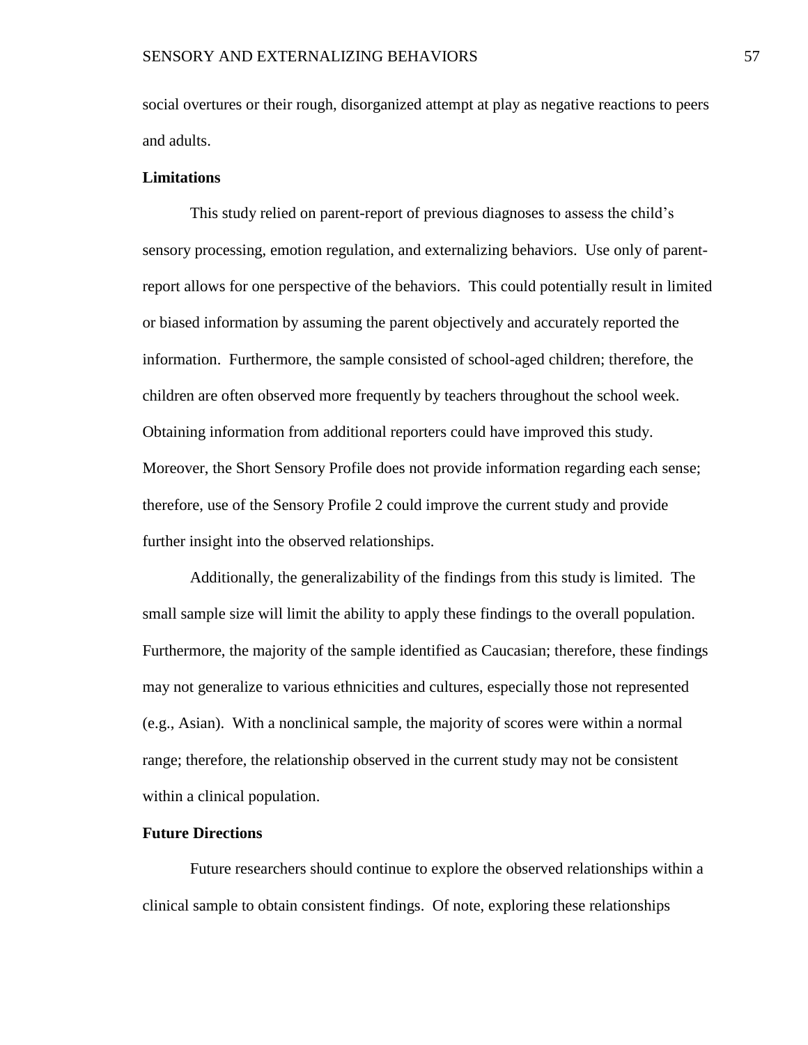social overtures or their rough, disorganized attempt at play as negative reactions to peers and adults.

**Limitations**

This study relied on parent-report of previous diagnoses to assess the child's sensory processing, emotion regulation, and externalizing behaviors. Use only of parent-report allows for one perspective of the behaviors. This could potentially result in limited or biased information by assuming the parent objectively and accurately reported the information. Furthermore, the sample consisted of school-aged children; therefore, the children are often observed more frequently by teachers throughout the school week. Obtaining information from additional reporters could have improved this study. Moreover, the Short Sensory Profile does not provide information regarding each sense; therefore, use of the Sensory Profile 2 could improve the current study and provide further insight into the observed relationships.

Additionally, the generalizability of the findings from this study is limited. The small sample size will limit the ability to apply these findings to the overall population. Furthermore, the majority of the sample identified as Caucasian; therefore, these findings may not generalize to various ethnicities and cultures, especially those not represented (e.g., Asian). With a nonclinical sample, the majority of scores were within a normal range; therefore, the relationship observed in the current study may not be consistent within a clinical population.

**Future Directions**

Future researchers should continue to explore the observed relationships within a clinical sample to obtain consistent findings. Of note, exploring these relationships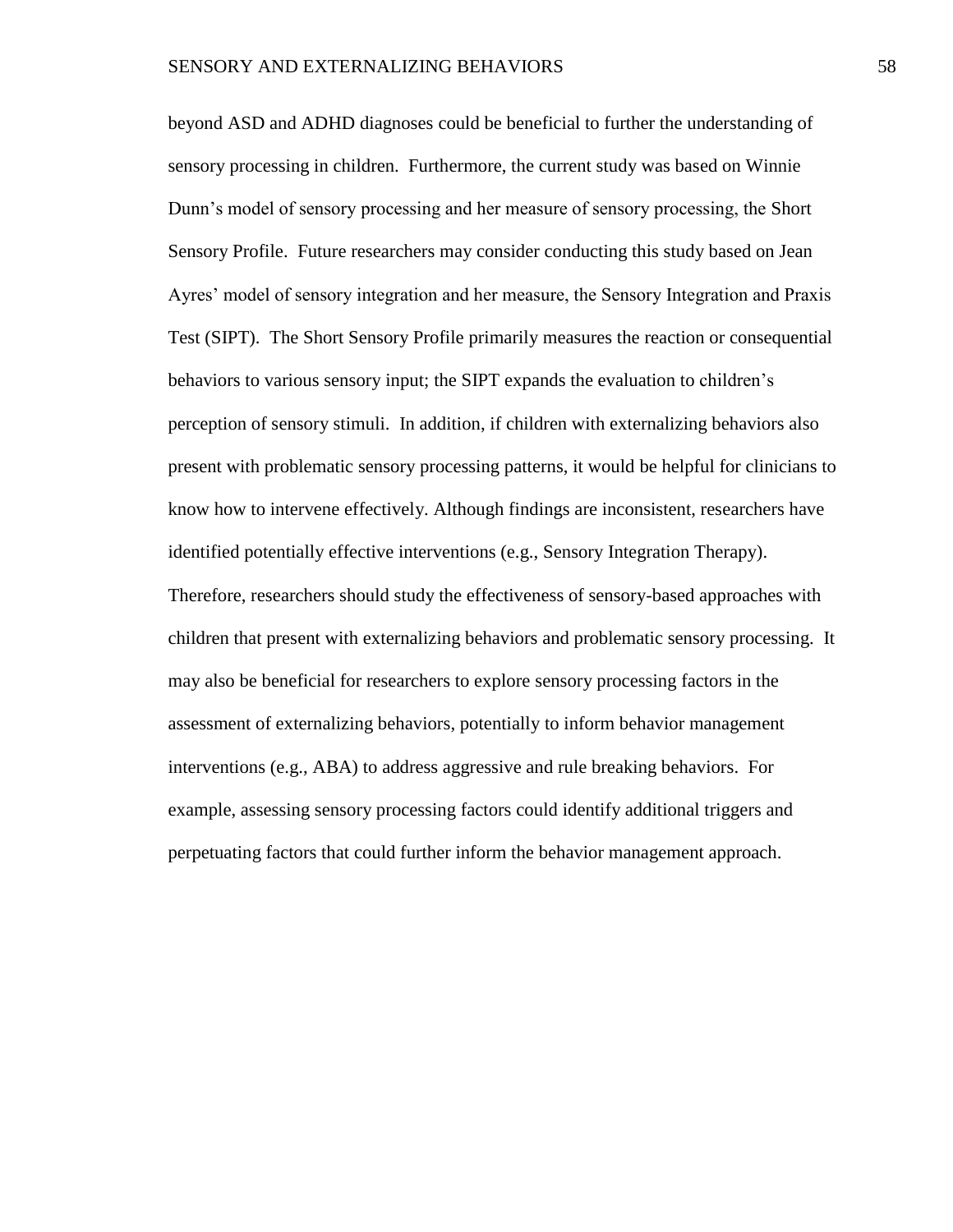beyond ASD and ADHD diagnoses could be beneficial to further the understanding of sensory processing in children. Furthermore, the current study was based on Winnie Dunn's model of sensory processing and her measure of sensory processing, the Short Sensory Profile. Future researchers may consider conducting this study based on Jean Ayres' model of sensory integration and her measure, the Sensory Integration and Praxis Test (SIPT). The Short Sensory Profile primarily measures the reaction or consequential behaviors to various sensory input; the SIPT expands the evaluation to children's perception of sensory stimuli. In addition, if children with externalizing behaviors also present with problematic sensory processing patterns, it would be helpful for clinicians to know how to intervene effectively. Although findings are inconsistent, researchers have identified potentially effective interventions (e.g., Sensory Integration Therapy). Therefore, researchers should study the effectiveness of sensory-based approaches with children that present with externalizing behaviors and problematic sensory processing. It may also be beneficial for researchers to explore sensory processing factors in the assessment of externalizing behaviors, potentially to inform behavior management interventions (e.g., ABA) to address aggressive and rule breaking behaviors. For example, assessing sensory processing factors could identify additional triggers and perpetuating factors that could further inform the behavior management approach.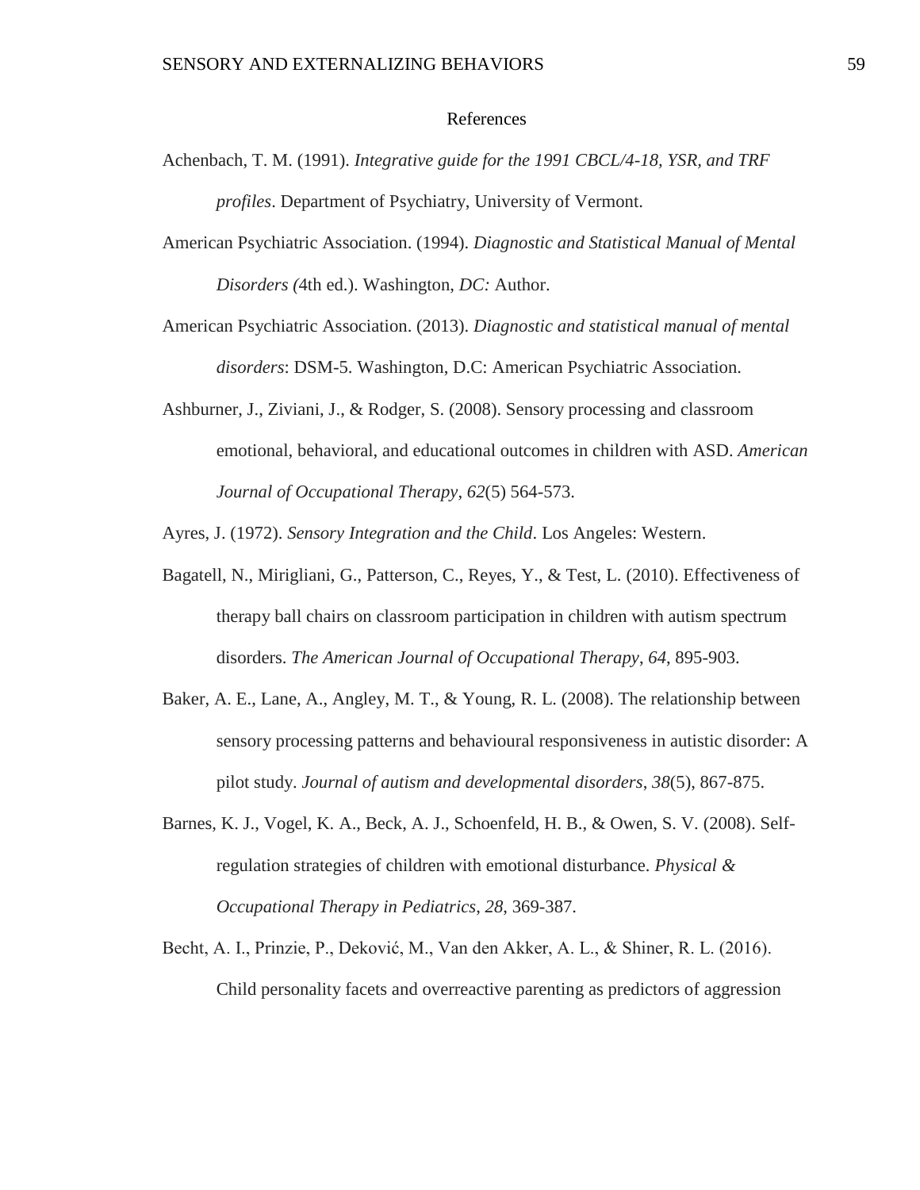# References

Achenbach, T. M. (1991). *Integrative guide for the 1991 CBCL/4-18, YSR, and TRF profiles*. Department of Psychiatry, University of Vermont.

American Psychiatric Association. (1994). *Diagnostic and Statistical Manual of Mental Disorders (*4th ed.). Washington, *DC:* Author.

American Psychiatric Association. (2013). *Diagnostic and statistical manual of mental disorders*: DSM-5. Washington, D.C: American Psychiatric Association.

Ashburner, J., Ziviani, J., & Rodger, S. (2008). Sensory processing and classroom emotional, behavioral, and educational outcomes in children with ASD. *American Journal of Occupational Therapy*, *62*(5) 564-573.

Ayres, J. (1972). *Sensory Integration and the Child*. Los Angeles: Western.

Bagatell, N., Mirigliani, G., Patterson, C., Reyes, Y., & Test, L. (2010). Effectiveness of therapy ball chairs on classroom participation in children with autism spectrum disorders. *The American Journal of Occupational Therapy*, *64*, 895-903.

Baker, A. E., Lane, A., Angley, M. T., & Young, R. L. (2008). The relationship between sensory processing patterns and behavioural responsiveness in autistic disorder: A pilot study. *Journal of autism and developmental disorders*, *38*(5), 867-875.

Barnes, K. J., Vogel, K. A., Beck, A. J., Schoenfeld, H. B., & Owen, S. V. (2008). Self-regulation strategies of children with emotional disturbance. *Physical & Occupational Therapy in Pediatrics*, *28*, 369-387.

Becht, A. I., Prinzie, P., Deković, M., Van den Akker, A. L., & Shiner, R. L. (2016). Child personality facets and overreactive parenting as predictors of aggression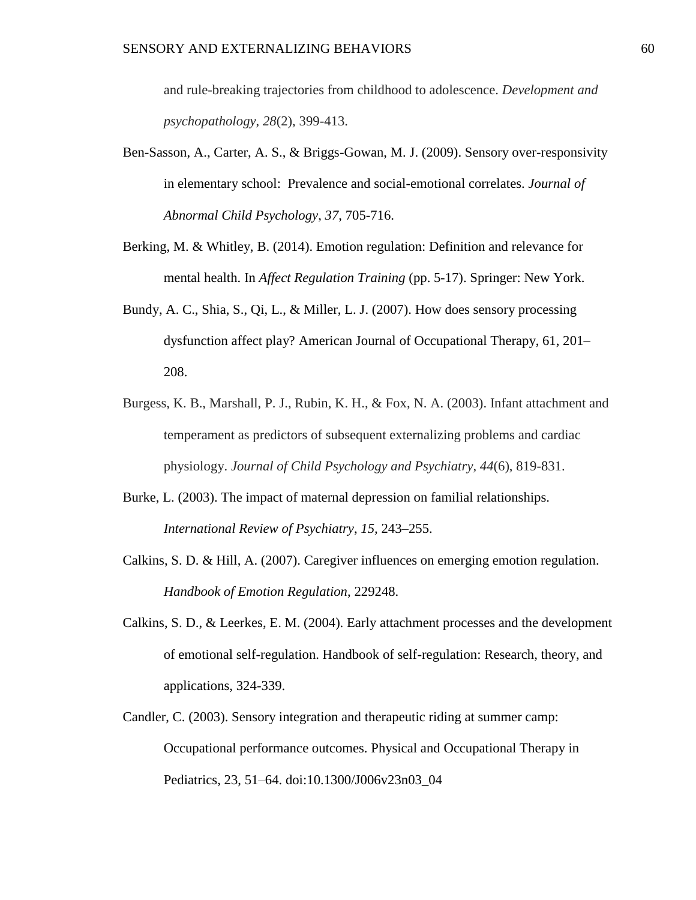and rule-breaking trajectories from childhood to adolescence. *Development and psychopathology, 28*(2), 399-413.

Ben-Sasson, A., Carter, A. S., & Briggs-Gowan, M. J. (2009). Sensory over-responsivity in elementary school: Prevalence and social-emotional correlates. *Journal of Abnormal Child Psychology*, *37*, 705-716.

Berking, M. & Whitley, B. (2014). Emotion regulation: Definition and relevance for mental health. In *Affect Regulation Training* (pp. 5-17). Springer: New York.

Bundy, A. C., Shia, S., Qi, L., & Miller, L. J. (2007). How does sensory processing dysfunction affect play? American Journal of Occupational Therapy, 61, 201–208.

Burgess, K. B., Marshall, P. J., Rubin, K. H., & Fox, N. A. (2003). Infant attachment and temperament as predictors of subsequent externalizing problems and cardiac physiology. *Journal of Child Psychology and Psychiatry*, *44*(6), 819-831.

Burke, L. (2003). The impact of maternal depression on familial relationships. *International Review of Psychiatry*, *15,* 243–255.

Calkins, S. D. & Hill, A. (2007). Caregiver influences on emerging emotion regulation. *Handbook of Emotion Regulation*, 229248.

Calkins, S. D., & Leerkes, E. M. (2004). Early attachment processes and the development of emotional self-regulation. Handbook of self-regulation: Research, theory, and applications, 324-339.

Candler, C. (2003). Sensory integration and therapeutic riding at summer camp: Occupational performance outcomes. Physical and Occupational Therapy in Pediatrics, 23, 51–64. doi:10.1300/J006v23n03_04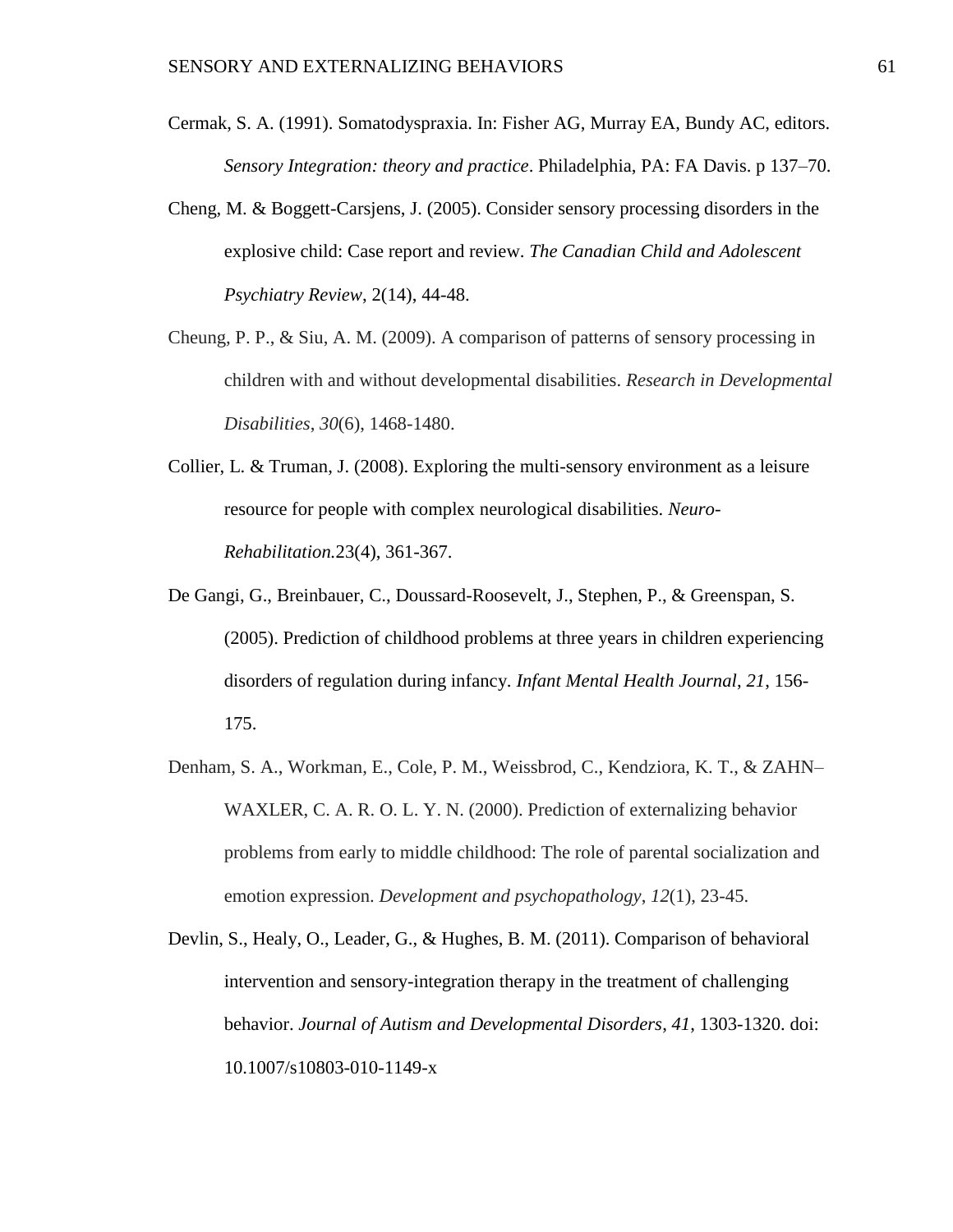Cermak, S. A. (1991). Somatodyspraxia. In: Fisher AG, Murray EA, Bundy AC, editors. *Sensory Integration: theory and practice*. Philadelphia, PA: FA Davis. p 137–70.

Cheng, M. & Boggett-Carsjens, J. (2005). Consider sensory processing disorders in the explosive child: Case report and review. *The Canadian Child and Adolescent Psychiatry Review*, 2(14), 44-48.

Cheung, P. P., & Siu, A. M. (2009). A comparison of patterns of sensory processing in children with and without developmental disabilities. *Research in Developmental Disabilities*, *30*(6), 1468-1480.

Collier, L. & Truman, J. (2008). Exploring the multi-sensory environment as a leisure resource for people with complex neurological disabilities. *Neuro-Rehabilitation.*23(4), 361-367.

De Gangi, G., Breinbauer, C., Doussard-Roosevelt, J., Stephen, P., & Greenspan, S. (2005). Prediction of childhood problems at three years in children experiencing disorders of regulation during infancy. *Infant Mental Health Journal*, *21*, 156-175.

Denham, S. A., Workman, E., Cole, P. M., Weissbrod, C., Kendziora, K. T., & ZAHN–WAXLER, C. A. R. O. L. Y. N. (2000). Prediction of externalizing behavior problems from early to middle childhood: The role of parental socialization and emotion expression. *Development and psychopathology*, *12*(1), 23-45.

Devlin, S., Healy, O., Leader, G., & Hughes, B. M. (2011). Comparison of behavioral intervention and sensory-integration therapy in the treatment of challenging behavior. *Journal of Autism and Developmental Disorders*, *41*, 1303-1320. doi: 10.1007/s10803-010-1149-x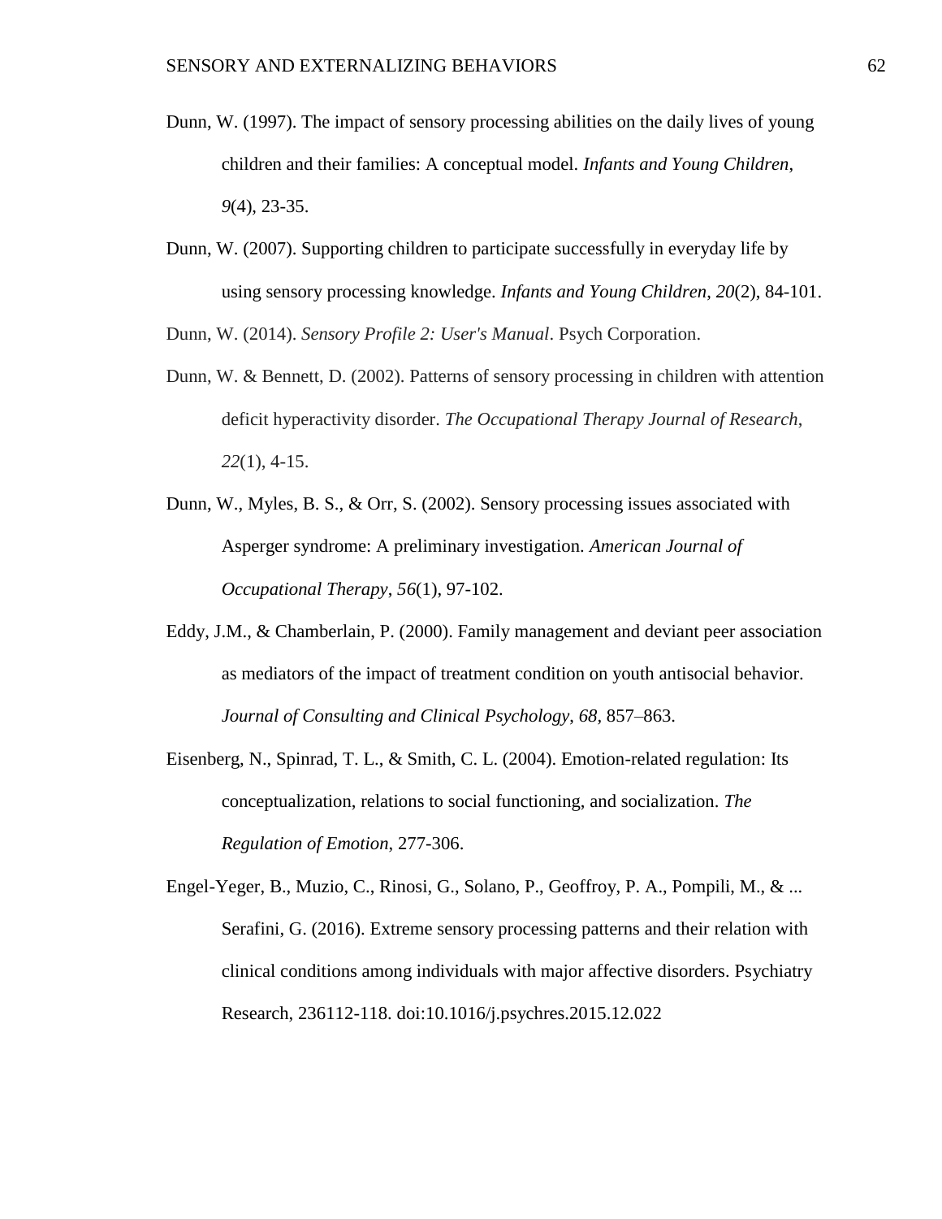Dunn, W. (1997). The impact of sensory processing abilities on the daily lives of young children and their families: A conceptual model. *Infants and Young Children*, *9*(4), 23-35.

Dunn, W. (2007). Supporting children to participate successfully in everyday life by using sensory processing knowledge. *Infants and Young Children*, *20*(2), 84-101.

Dunn, W. (2014). *Sensory Profile 2: User's Manual*. Psych Corporation.

Dunn, W. & Bennett, D. (2002). Patterns of sensory processing in children with attention deficit hyperactivity disorder. *The Occupational Therapy Journal of Research*, *22*(1), 4-15.

Dunn, W., Myles, B. S., & Orr, S. (2002). Sensory processing issues associated with Asperger syndrome: A preliminary investigation. *American Journal of Occupational Therapy*, *56*(1), 97-102.

Eddy, J.M., & Chamberlain, P. (2000). Family management and deviant peer association as mediators of the impact of treatment condition on youth antisocial behavior. *Journal of Consulting and Clinical Psychology*, *68*, 857–863.

Eisenberg, N., Spinrad, T. L., & Smith, C. L. (2004). Emotion-related regulation: Its conceptualization, relations to social functioning, and socialization. *The Regulation of Emotion*, 277-306.

Engel-Yeger, B., Muzio, C., Rinosi, G., Solano, P., Geoffroy, P. A., Pompili, M., & ... Serafini, G. (2016). Extreme sensory processing patterns and their relation with clinical conditions among individuals with major affective disorders. Psychiatry Research, 236112-118. doi:10.1016/j.psychres.2015.12.022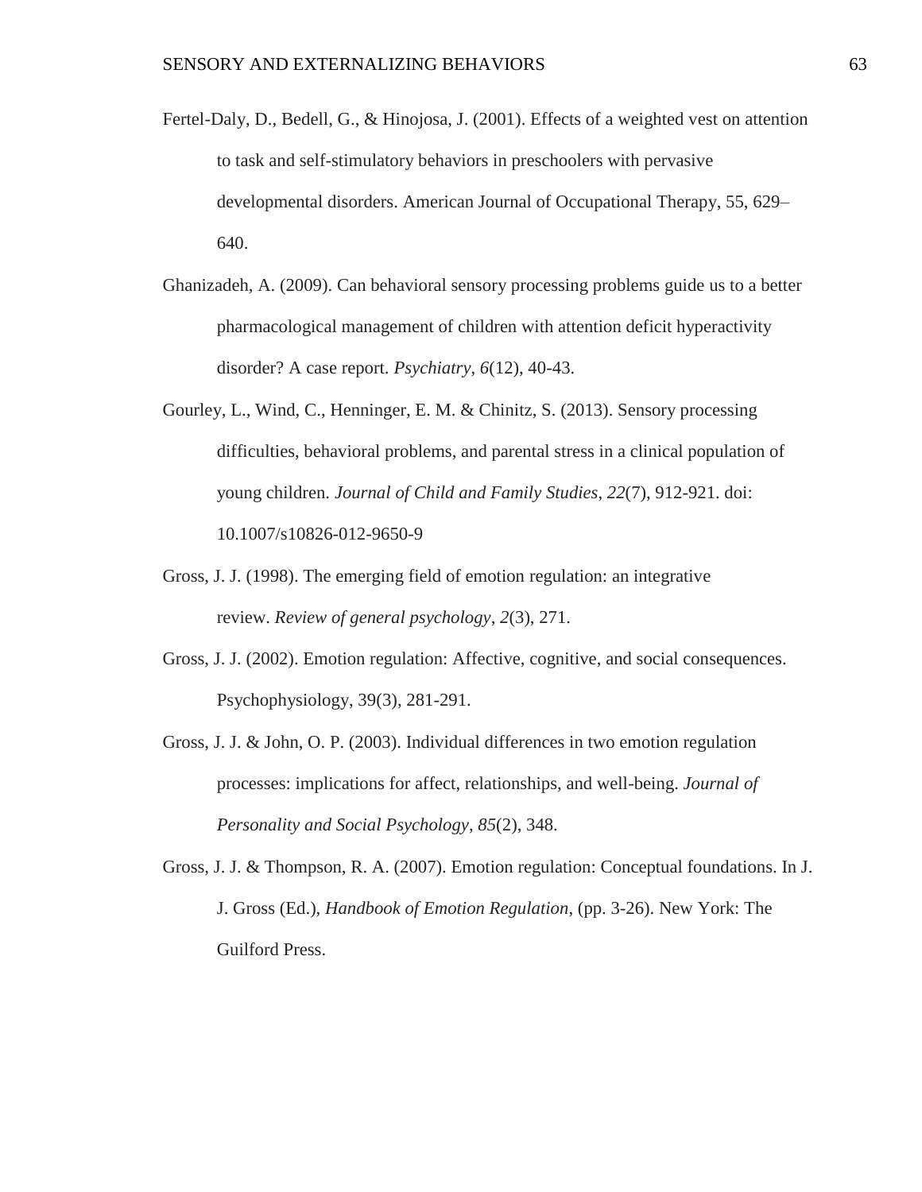Fertel-Daly, D., Bedell, G., & Hinojosa, J. (2001). Effects of a weighted vest on attention to task and self-stimulatory behaviors in preschoolers with pervasive developmental disorders. American Journal of Occupational Therapy, 55, 629–640.

Ghanizadeh, A. (2009). Can behavioral sensory processing problems guide us to a better pharmacological management of children with attention deficit hyperactivity disorder? A case report. *Psychiatry*, *6*(12), 40-43.

Gourley, L., Wind, C., Henninger, E. M. & Chinitz, S. (2013). Sensory processing difficulties, behavioral problems, and parental stress in a clinical population of young children. *Journal of Child and Family Studies*, *22*(7), 912-921. doi: 10.1007/s10826-012-9650-9

Gross, J. J. (1998). The emerging field of emotion regulation: an integrative review. *Review of general psychology*, *2*(3), 271.

Gross, J. J. (2002). Emotion regulation: Affective, cognitive, and social consequences. Psychophysiology, 39(3), 281-291.

Gross, J. J. & John, O. P. (2003). Individual differences in two emotion regulation processes: implications for affect, relationships, and well-being. *Journal of Personality and Social Psychology*, *85*(2), 348.

Gross, J. J. & Thompson, R. A. (2007). Emotion regulation: Conceptual foundations. In J. J. Gross (Ed.), *Handbook of Emotion Regulation*, (pp. 3-26). New York: The Guilford Press.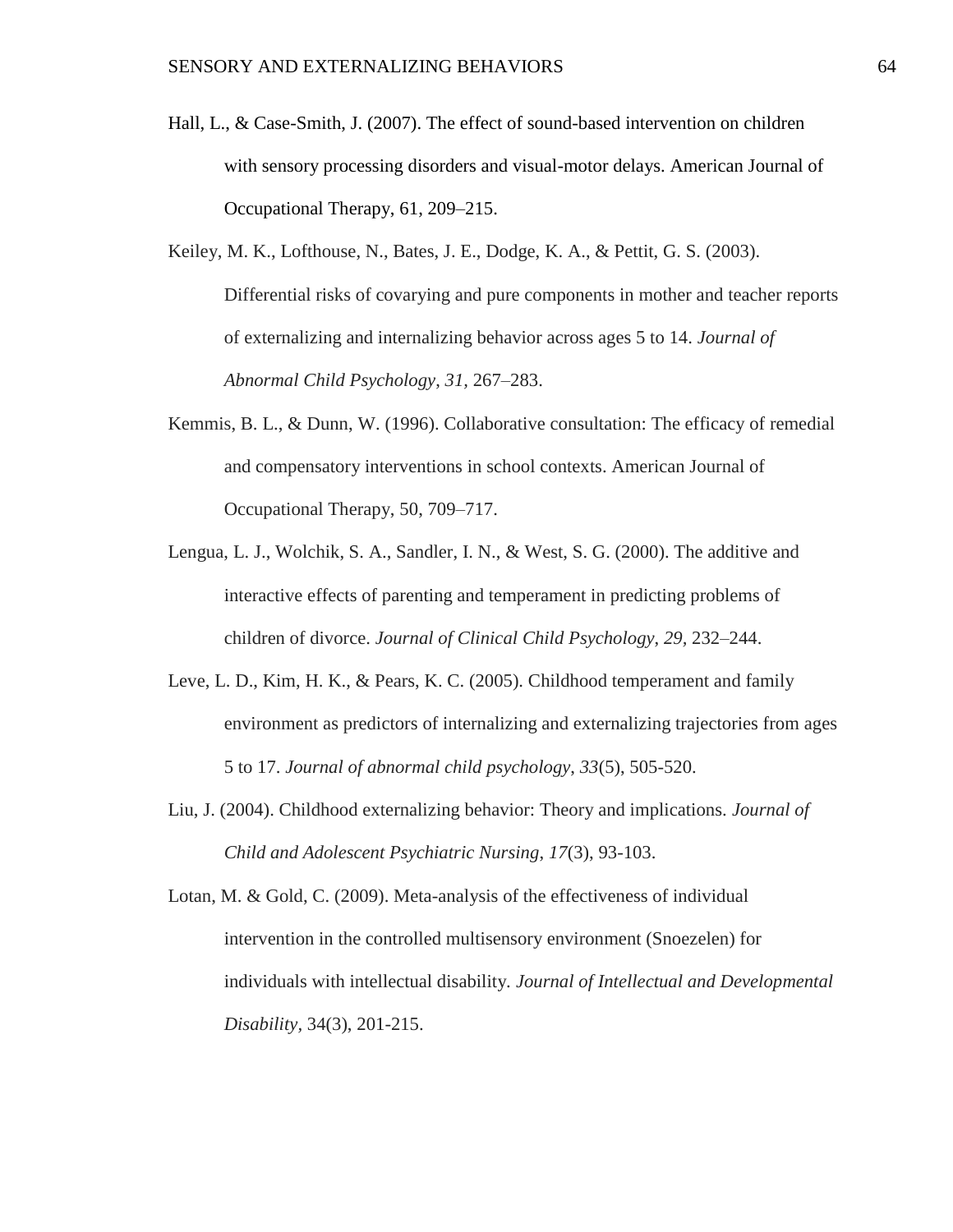Hall, L., & Case-Smith, J. (2007). The effect of sound-based intervention on children with sensory processing disorders and visual-motor delays. American Journal of Occupational Therapy, 61, 209–215.

Keiley, M. K., Lofthouse, N., Bates, J. E., Dodge, K. A., & Pettit, G. S. (2003). Differential risks of covarying and pure components in mother and teacher reports of externalizing and internalizing behavior across ages 5 to 14. *Journal of Abnormal Child Psychology*, *31*, 267–283.

Kemmis, B. L., & Dunn, W. (1996). Collaborative consultation: The efficacy of remedial and compensatory interventions in school contexts. American Journal of Occupational Therapy, 50, 709–717.

Lengua, L. J., Wolchik, S. A., Sandler, I. N., & West, S. G. (2000). The additive and interactive effects of parenting and temperament in predicting problems of children of divorce. *Journal of Clinical Child Psychology*, *29*, 232–244.

Leve, L. D., Kim, H. K., & Pears, K. C. (2005). Childhood temperament and family environment as predictors of internalizing and externalizing trajectories from ages 5 to 17. *Journal of abnormal child psychology*, *33*(5), 505-520.

Liu, J. (2004). Childhood externalizing behavior: Theory and implications. *Journal of Child and Adolescent Psychiatric Nursing*, *17*(3), 93-103.

Lotan, M. & Gold, C. (2009). Meta-analysis of the effectiveness of individual intervention in the controlled multisensory environment (Snoezelen) for individuals with intellectual disability. *Journal of Intellectual and Developmental Disability*, 34(3), 201-215.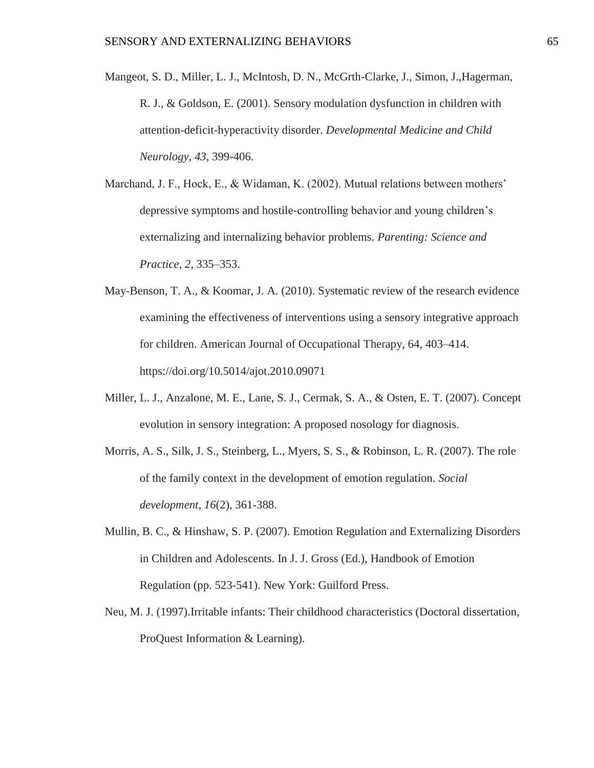Mangeot, S. D., Miller, L. J., McIntosh, D. N., McGrth-Clarke, J., Simon, J.,Hagerman, R. J., & Goldson, E. (2001). Sensory modulation dysfunction in children with attention-deficit-hyperactivity disorder. *Developmental Medicine and Child Neurology*, *43*, 399-406.

Marchand, J. F., Hock, E., & Widaman, K. (2002). Mutual relations between mothers' depressive symptoms and hostile-controlling behavior and young children's externalizing and internalizing behavior problems. *Parenting: Science and Practice*, *2,* 335–353.

May-Benson, T. A., & Koomar, J. A. (2010). Systematic review of the research evidence examining the effectiveness of interventions using a sensory integrative approach for children. American Journal of Occupational Therapy, 64, 403–414. https://doi.org/10.5014/ajot.2010.09071

Miller, L. J., Anzalone, M. E., Lane, S. J., Cermak, S. A., & Osten, E. T. (2007). Concept evolution in sensory integration: A proposed nosology for diagnosis.

Morris, A. S., Silk, J. S., Steinberg, L., Myers, S. S., & Robinson, L. R. (2007). The role of the family context in the development of emotion regulation. *Social development*, *16*(2), 361-388.

Mullin, B. C., & Hinshaw, S. P. (2007). Emotion Regulation and Externalizing Disorders in Children and Adolescents. In J. J. Gross (Ed.), Handbook of Emotion Regulation (pp. 523-541). New York: Guilford Press.

Neu, M. J. (1997).Irritable infants: Their childhood characteristics (Doctoral dissertation, ProQuest Information & Learning).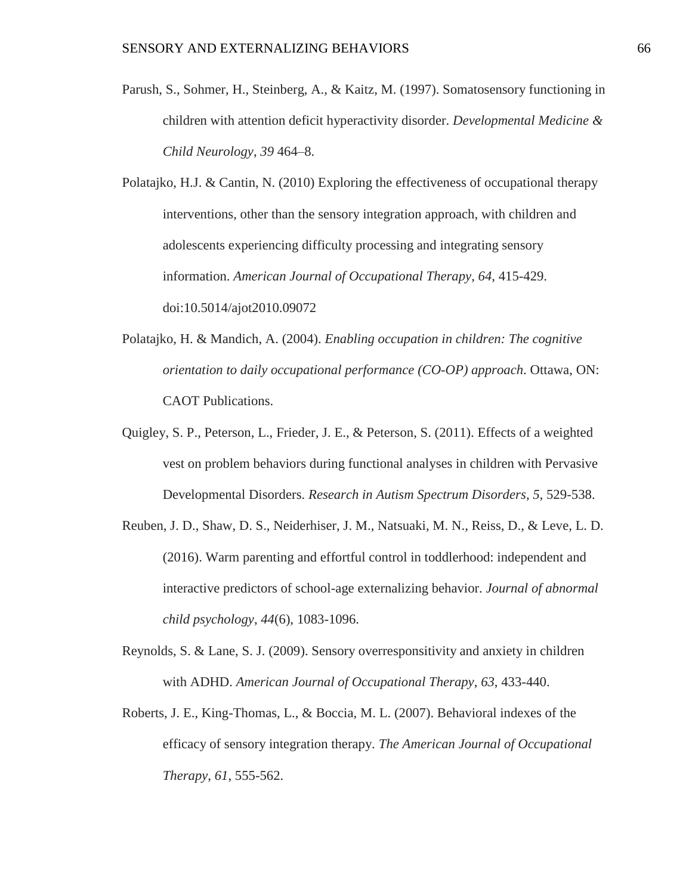Parush, S., Sohmer, H., Steinberg, A., & Kaitz, M. (1997). Somatosensory functioning in children with attention deficit hyperactivity disorder. *Developmental Medicine & Child Neurology*, *39* 464–8.

Polatajko, H.J. & Cantin, N. (2010) Exploring the effectiveness of occupational therapy interventions, other than the sensory integration approach, with children and adolescents experiencing difficulty processing and integrating sensory information. *American Journal of Occupational Therapy*, *64*, 415-429. doi:10.5014/ajot2010.09072

Polatajko, H. & Mandich, A. (2004). *Enabling occupation in children: The cognitive orientation to daily occupational performance (CO-OP) approach*. Ottawa, ON: CAOT Publications.

Quigley, S. P., Peterson, L., Frieder, J. E., & Peterson, S. (2011). Effects of a weighted vest on problem behaviors during functional analyses in children with Pervasive Developmental Disorders. *Research in Autism Spectrum Disorders*, *5*, 529-538.

Reuben, J. D., Shaw, D. S., Neiderhiser, J. M., Natsuaki, M. N., Reiss, D., & Leve, L. D. (2016). Warm parenting and effortful control in toddlerhood: independent and interactive predictors of school-age externalizing behavior. *Journal of abnormal child psychology*, *44*(6), 1083-1096.

Reynolds, S. & Lane, S. J. (2009). Sensory overresponsitivity and anxiety in children with ADHD. *American Journal of Occupational Therapy*, *63*, 433-440.

Roberts, J. E., King-Thomas, L., & Boccia, M. L. (2007). Behavioral indexes of the efficacy of sensory integration therapy. *The American Journal of Occupational Therapy*, *61*, 555-562.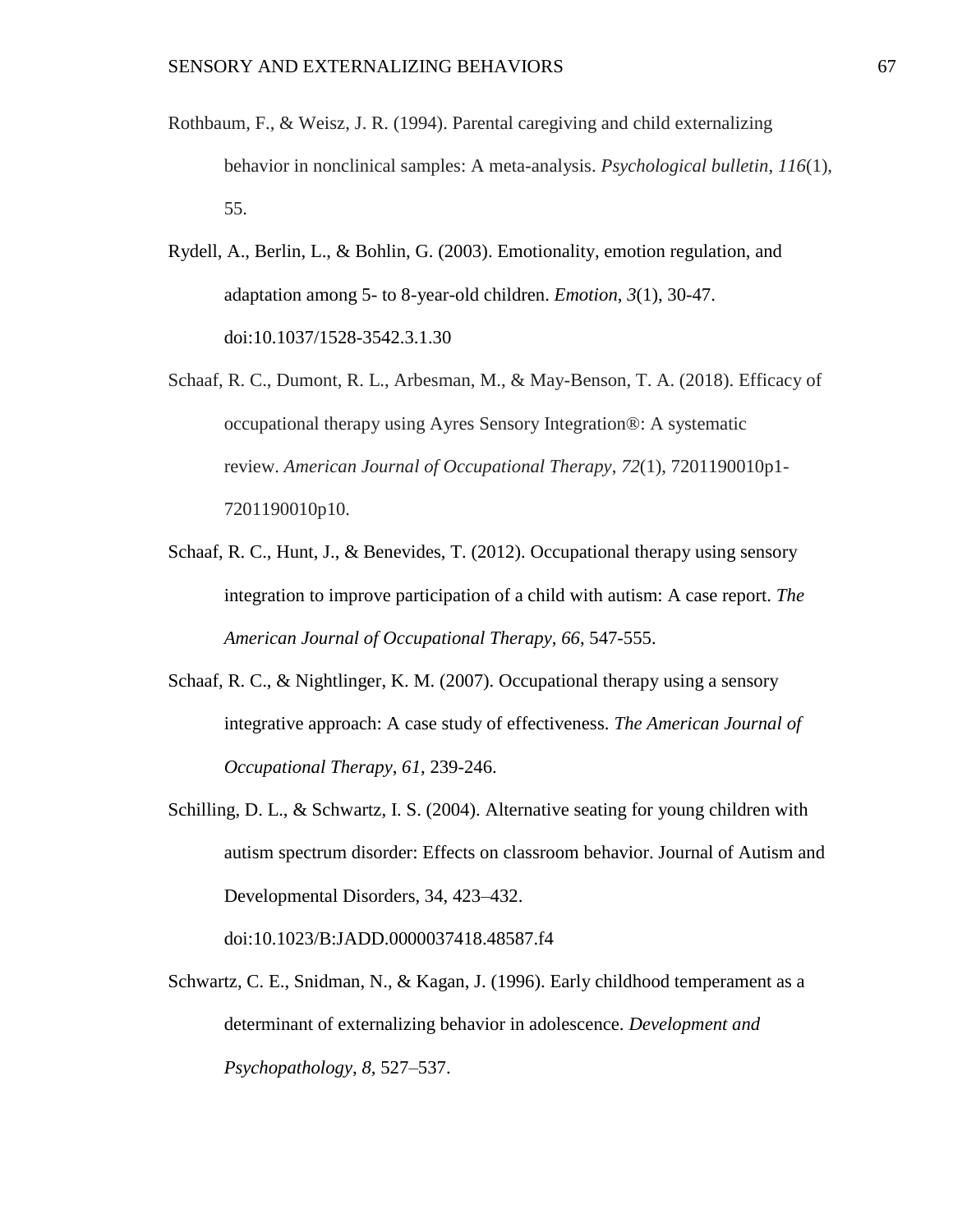Rothbaum, F., & Weisz, J. R. (1994). Parental caregiving and child externalizing behavior in nonclinical samples: A meta-analysis. *Psychological bulletin*, *116*(1), 55.

Rydell, A., Berlin, L., & Bohlin, G. (2003). Emotionality, emotion regulation, and adaptation among 5- to 8-year-old children. *Emotion*, *3*(1), 30-47. doi:10.1037/1528-3542.3.1.30

Schaaf, R. C., Dumont, R. L., Arbesman, M., & May-Benson, T. A. (2018). Efficacy of occupational therapy using Ayres Sensory Integration®: A systematic review. *American Journal of Occupational Therapy*, *72*(1), 7201190010p1-7201190010p10.

Schaaf, R. C., Hunt, J., & Benevides, T. (2012). Occupational therapy using sensory integration to improve participation of a child with autism: A case report. *The American Journal of Occupational Therapy*, *66*, 547-555.

Schaaf, R. C., & Nightlinger, K. M. (2007). Occupational therapy using a sensory integrative approach: A case study of effectiveness. *The American Journal of Occupational Therapy*, *61*, 239-246.

Schilling, D. L., & Schwartz, I. S. (2004). Alternative seating for young children with autism spectrum disorder: Effects on classroom behavior. Journal of Autism and Developmental Disorders, 34, 423–432. doi:10.1023/B:JADD.0000037418.48587.f4

Schwartz, C. E., Snidman, N., & Kagan, J. (1996). Early childhood temperament as a determinant of externalizing behavior in adolescence. *Development and Psychopathology*, *8*, 527–537.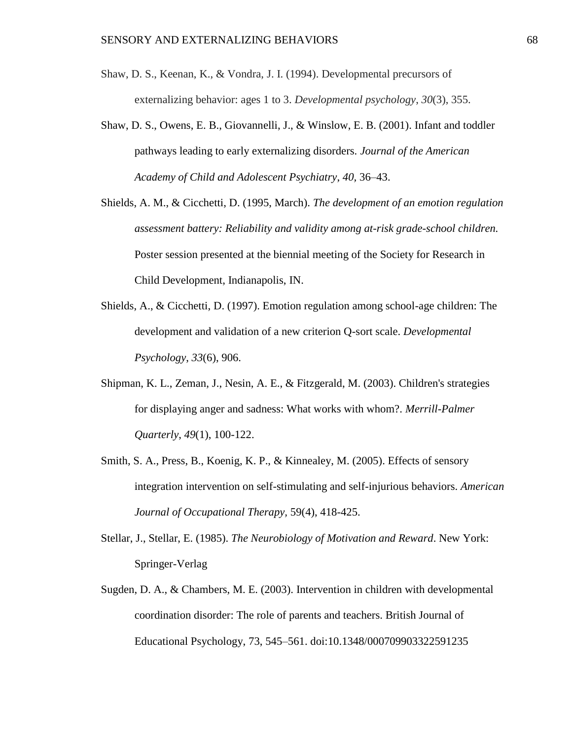Shaw, D. S., Keenan, K., & Vondra, J. I. (1994). Developmental precursors of externalizing behavior: ages 1 to 3. *Developmental psychology*, *30*(3), 355.

Shaw, D. S., Owens, E. B., Giovannelli, J., & Winslow, E. B. (2001). Infant and toddler pathways leading to early externalizing disorders. *Journal of the American Academy of Child and Adolescent Psychiatry, 40,* 36–43.

Shields, A. M., & Cicchetti, D. (1995, March). *The development of an emotion regulation assessment battery: Reliability and validity among at-risk grade-school children.* Poster session presented at the biennial meeting of the Society for Research in Child Development, Indianapolis, IN.

Shields, A., & Cicchetti, D. (1997). Emotion regulation among school-age children: The development and validation of a new criterion Q-sort scale. *Developmental Psychology*, *33*(6), 906.

Shipman, K. L., Zeman, J., Nesin, A. E., & Fitzgerald, M. (2003). Children's strategies for displaying anger and sadness: What works with whom?. *Merrill-Palmer Quarterly*, *49*(1), 100-122.

Smith, S. A., Press, B., Koenig, K. P., & Kinnealey, M. (2005). Effects of sensory integration intervention on self-stimulating and self-injurious behaviors. *American Journal of Occupational Therapy,* 59(4), 418-425.

Stellar, J., Stellar, E. (1985). *The Neurobiology of Motivation and Reward*. New York: Springer-Verlag

Sugden, D. A., & Chambers, M. E. (2003). Intervention in children with developmental coordination disorder: The role of parents and teachers. British Journal of Educational Psychology, 73, 545–561. doi:10.1348/000709903322591235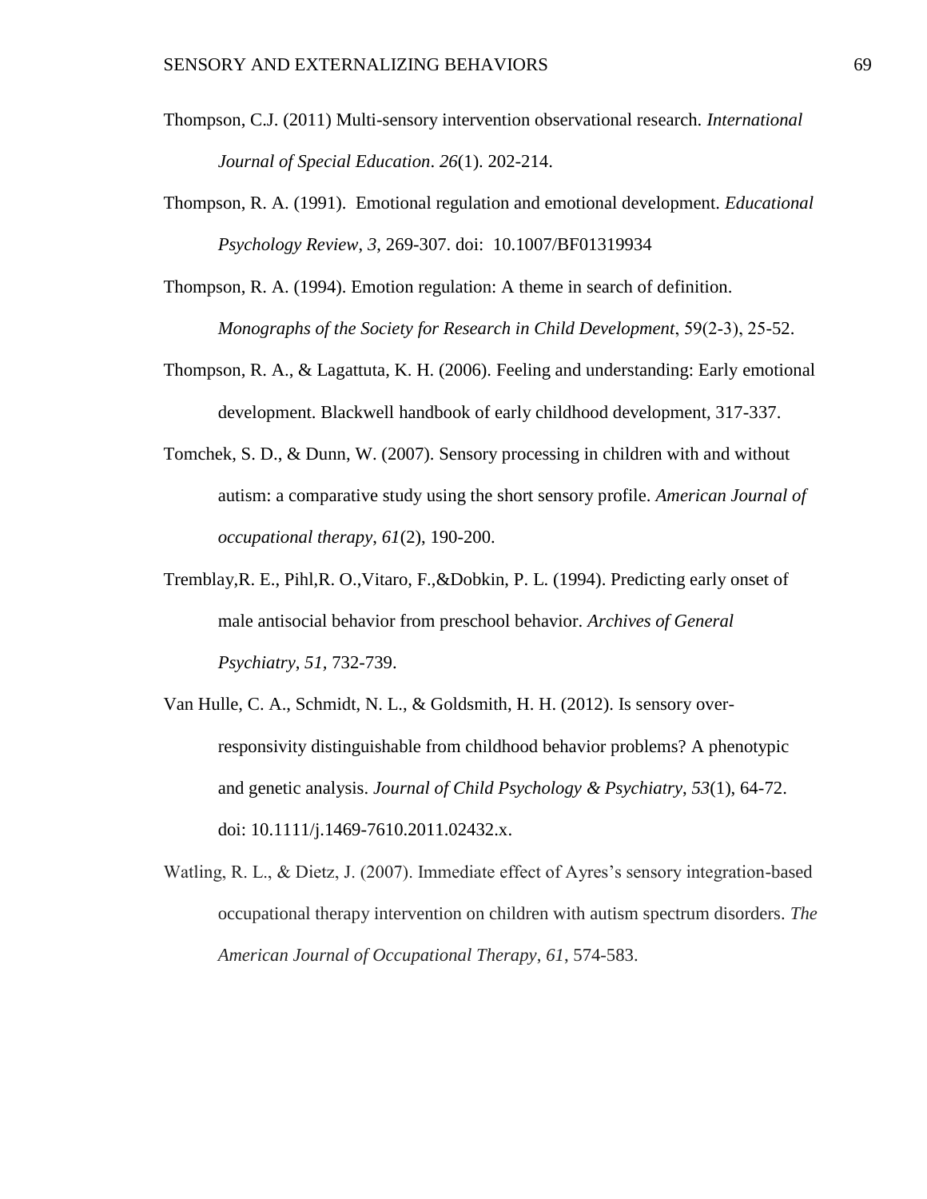Thompson, C.J. (2011) Multi-sensory intervention observational research. *International Journal of Special Education*. *26*(1). 202-214.

Thompson, R. A. (1991). Emotional regulation and emotional development. *Educational Psychology Review*, *3*, 269-307. doi: 10.1007/BF01319934

Thompson, R. A. (1994). Emotion regulation: A theme in search of definition. *Monographs of the Society for Research in Child Development*, 59(2-3), 25-52.

Thompson, R. A., & Lagattuta, K. H. (2006). Feeling and understanding: Early emotional development. Blackwell handbook of early childhood development, 317-337.

Tomchek, S. D., & Dunn, W. (2007). Sensory processing in children with and without autism: a comparative study using the short sensory profile. *American Journal of occupational therapy*, *61*(2), 190-200.

Tremblay,R. E., Pihl,R. O.,Vitaro, F.,&Dobkin, P. L. (1994). Predicting early onset of male antisocial behavior from preschool behavior. *Archives of General Psychiatry*, *51*, 732-739.

Van Hulle, C. A., Schmidt, N. L., & Goldsmith, H. H. (2012). Is sensory over-responsivity distinguishable from childhood behavior problems? A phenotypic and genetic analysis. *Journal of Child Psychology & Psychiatry*, *53*(1), 64-72. doi: 10.1111/j.1469-7610.2011.02432.x.

Watling, R. L., & Dietz, J. (2007). Immediate effect of Ayres's sensory integration-based occupational therapy intervention on children with autism spectrum disorders. *The American Journal of Occupational Therapy*, *61*, 574-583.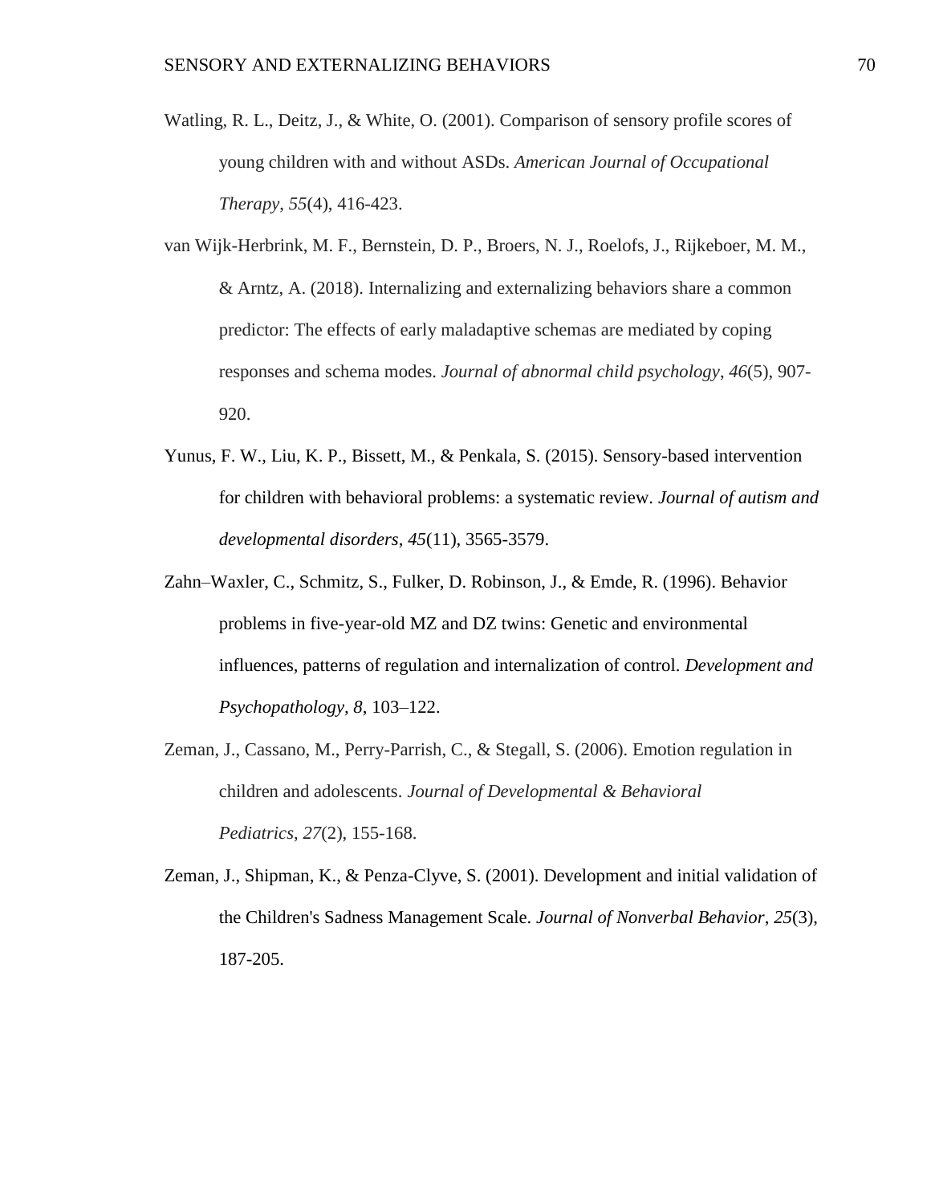Watling, R. L., Deitz, J., & White, O. (2001). Comparison of sensory profile scores of young children with and without ASDs. *American Journal of Occupational Therapy*, *55*(4), 416-423.

van Wijk-Herbrink, M. F., Bernstein, D. P., Broers, N. J., Roelofs, J., Rijkeboer, M. M., & Arntz, A. (2018). Internalizing and externalizing behaviors share a common predictor: The effects of early maladaptive schemas are mediated by coping responses and schema modes. *Journal of abnormal child psychology*, *46*(5), 907-920.

Yunus, F. W., Liu, K. P., Bissett, M., & Penkala, S. (2015). Sensory-based intervention for children with behavioral problems: a systematic review. *Journal of autism and developmental disorders*, *45*(11), 3565-3579.

Zahn–Waxler, C., Schmitz, S., Fulker, D. Robinson, J., & Emde, R. (1996). Behavior problems in five-year-old MZ and DZ twins: Genetic and environmental influences, patterns of regulation and internalization of control. *Development and Psychopathology, 8*, 103–122.

Zeman, J., Cassano, M., Perry-Parrish, C., & Stegall, S. (2006). Emotion regulation in children and adolescents. *Journal of Developmental & Behavioral Pediatrics*, *27*(2), 155-168.

Zeman, J., Shipman, K., & Penza-Clyve, S. (2001). Development and initial validation of the Children's Sadness Management Scale. *Journal of Nonverbal Behavior*, *25*(3), 187-205.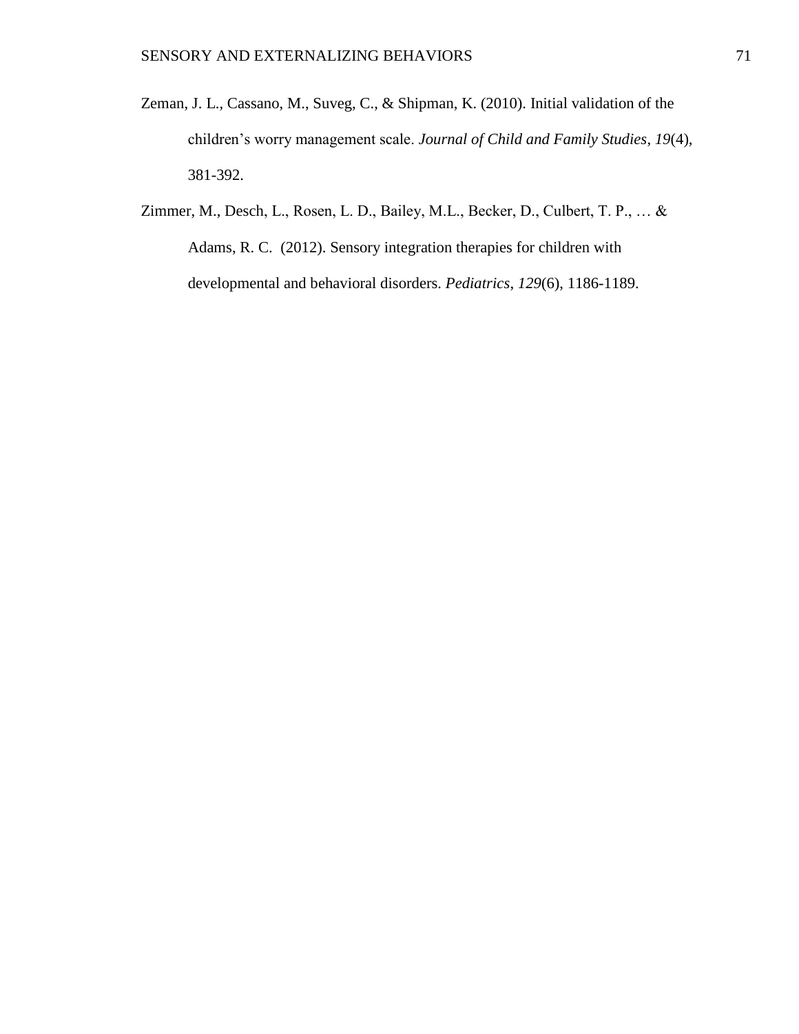Zeman, J. L., Cassano, M., Suveg, C., & Shipman, K. (2010). Initial validation of the children's worry management scale. *Journal of Child and Family Studies*, *19*(4), 381-392.

Zimmer, M., Desch, L., Rosen, L. D., Bailey, M.L., Becker, D., Culbert, T. P., … & Adams, R. C. (2012). Sensory integration therapies for children with developmental and behavioral disorders. *Pediatrics*, *129*(6), 1186-1189.